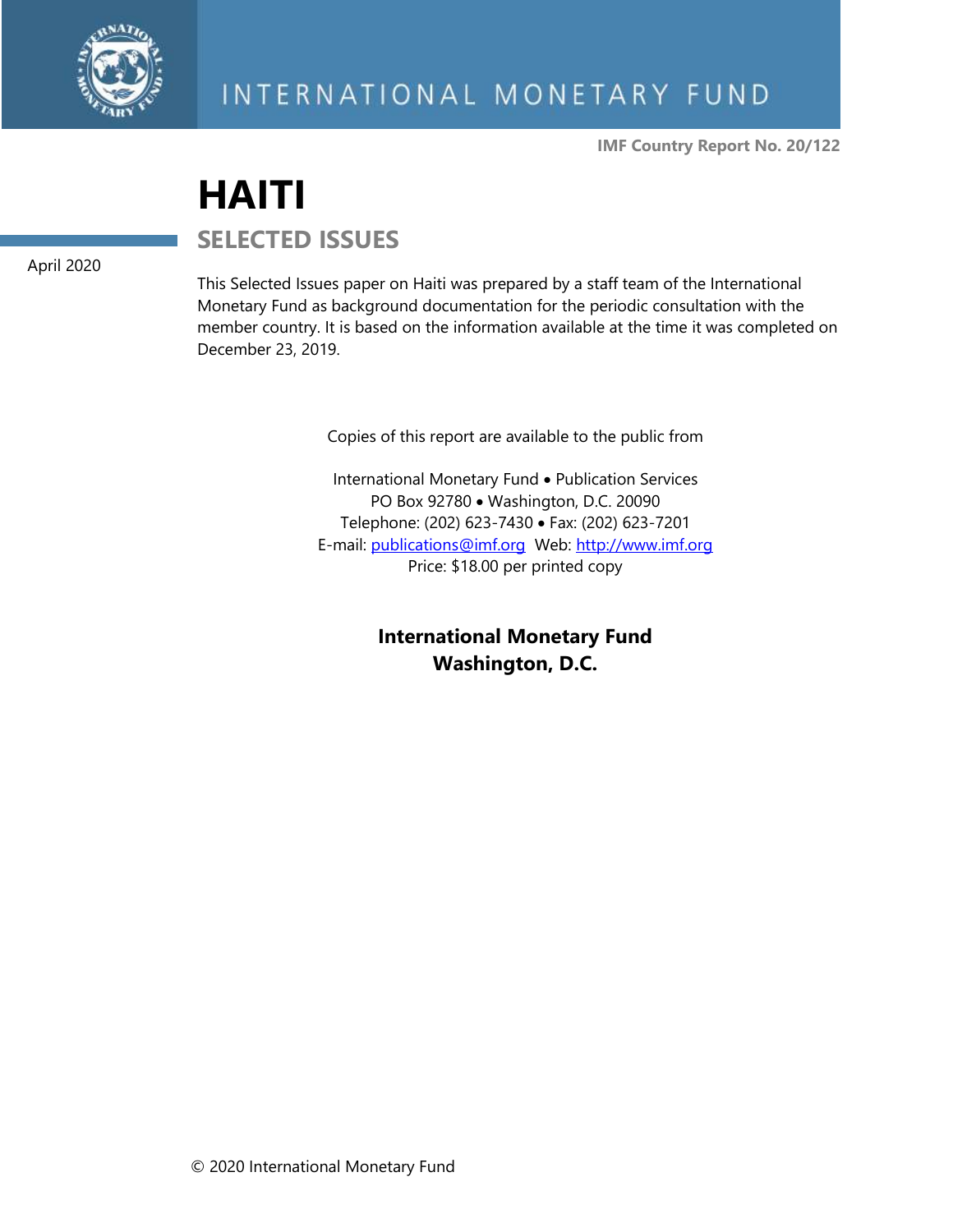INTERNATIONAL MONETARY FUND

**IMF Country Report No. 20/122**

# HAITI

## SELECTED ISSUES

April 2020

This Selected Issues paper on Haiti was prepared by a staff team of the International Monetary Fund as background documentation for the periodic consultation with the member country. It is based on the information available at the time it was completed on December 23, 2019.

Copies of this report are available to the public from

International Monetary Fund • Publication Services
PO Box 92780 • Washington, D.C. 20090
Telephone: (202) 623-7430 • Fax: (202) 623-7201
E-mail: publications@imf.org Web: http://www.imf.org
Price: $18.00 per printed copy

**International Monetary Fund**
**Washington, D.C.**

© 2020 International Monetary Fund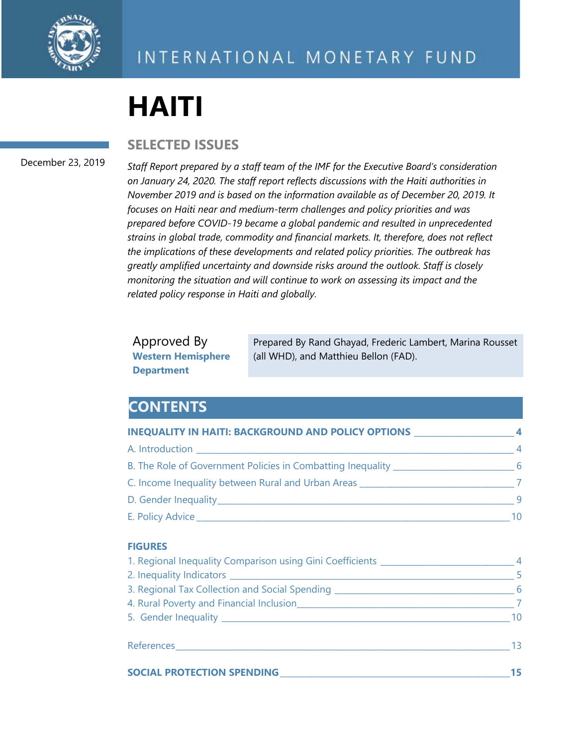INTERNATIONAL MONETARY FUND

# HAITI

## SELECTED ISSUES

December 23, 2019

*Staff Report prepared by a staff team of the IMF for the Executive Board's consideration on January 24, 2020. The staff report reflects discussions with the Haiti authorities in November 2019 and is based on the information available as of December 20, 2019. It focuses on Haiti near and medium-term challenges and policy priorities and was prepared before COVID-19 became a global pandemic and resulted in unprecedented strains in global trade, commodity and financial markets. It, therefore, does not reflect the implications of these developments and related policy priorities. The outbreak has greatly amplified uncertainty and downside risks around the outlook. Staff is closely monitoring the situation and will continue to work on assessing its impact and the related policy response in Haiti and globally.*

Approved By
**Western Hemisphere Department**

Prepared By Rand Ghayad, Frederic Lambert, Marina Rousset (all WHD), and Matthieu Bellon (FAD).

## CONTENTS

**INEQUALITY IN HAITI: BACKGROUND AND POLICY OPTIONS** ____ **4**

A. Introduction ____ 4

B. The Role of Government Policies in Combatting Inequality ____ 6

C. Income Inequality between Rural and Urban Areas ____ 7

D. Gender Inequality ____ 9

E. Policy Advice ____ 10

**FIGURES**

1. Regional Inequality Comparison using Gini Coefficients ____ 4
2. Inequality Indicators ____ 5
3. Regional Tax Collection and Social Spending ____ 6
4. Rural Poverty and Financial Inclusion ____ 7
5. Gender Inequality ____ 10

References ____ 13

**SOCIAL PROTECTION SPENDING** ____ **15**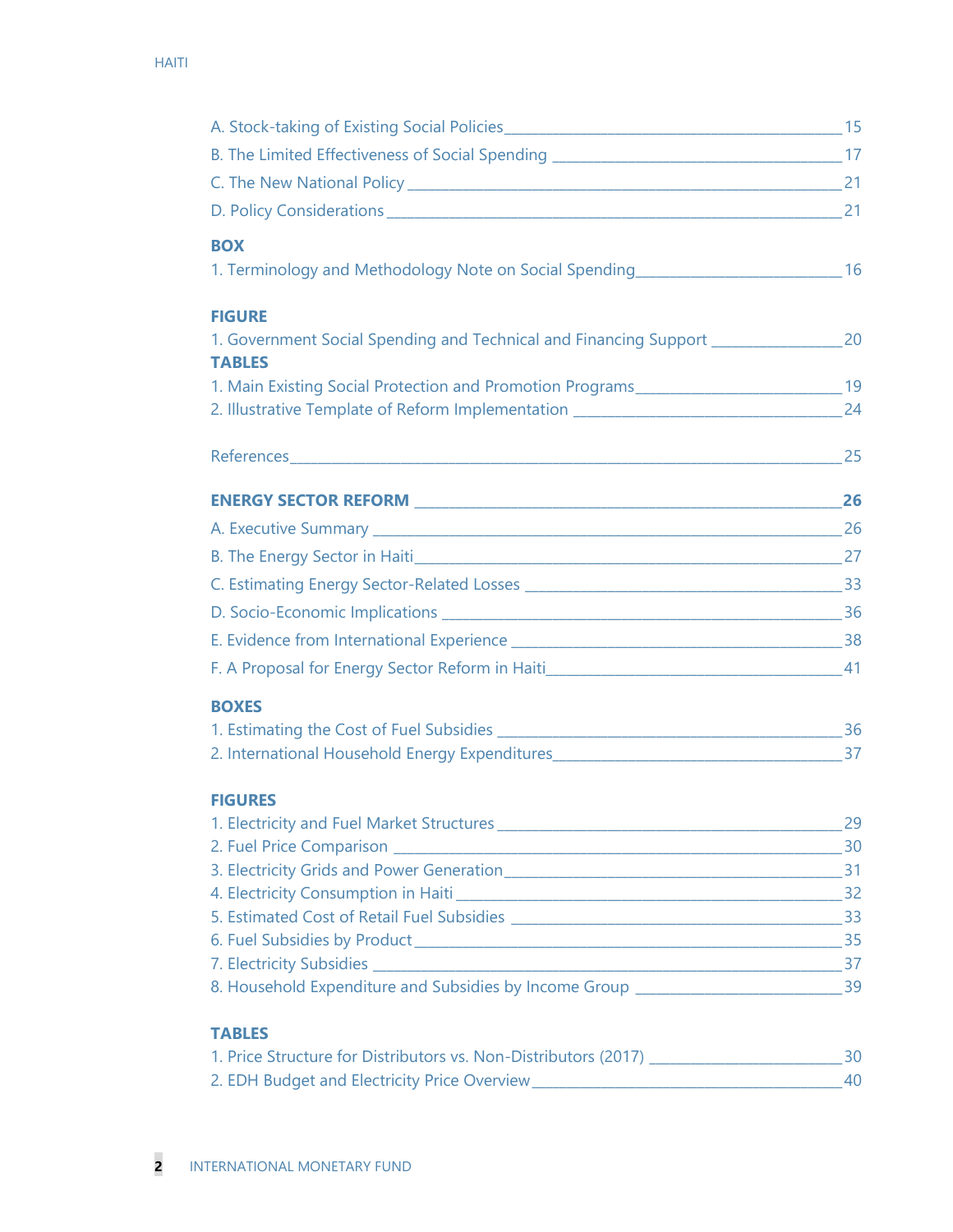A. Stock-taking of Existing Social Policies _____ 15

B. The Limited Effectiveness of Social Spending _____ 17

C. The New National Policy _____ 21

D. Policy Considerations _____ 21

**BOX**

1. Terminology and Methodology Note on Social Spending _____ 16

**FIGURE**

1. Government Social Spending and Technical and Financing Support _____ 20

**TABLES**

1. Main Existing Social Protection and Promotion Programs _____ 19
2. Illustrative Template of Reform Implementation _____ 24

References _____ 25

**ENERGY SECTOR REFORM _____ 26**

A. Executive Summary _____ 26

B. The Energy Sector in Haiti _____ 27

C. Estimating Energy Sector-Related Losses _____ 33

D. Socio-Economic Implications _____ 36

E. Evidence from International Experience _____ 38

F. A Proposal for Energy Sector Reform in Haiti _____ 41

**BOXES**

1. Estimating the Cost of Fuel Subsidies _____ 36
2. International Household Energy Expenditures _____ 37

**FIGURES**

1. Electricity and Fuel Market Structures _____ 29
2. Fuel Price Comparison _____ 30
3. Electricity Grids and Power Generation _____ 31
4. Electricity Consumption in Haiti _____ 32
5. Estimated Cost of Retail Fuel Subsidies _____ 33
6. Fuel Subsidies by Product _____ 35
7. Electricity Subsidies _____ 37
8. Household Expenditure and Subsidies by Income Group _____ 39

**TABLES**

1. Price Structure for Distributors vs. Non-Distributors (2017) _____ 30
2. EDH Budget and Electricity Price Overview _____ 40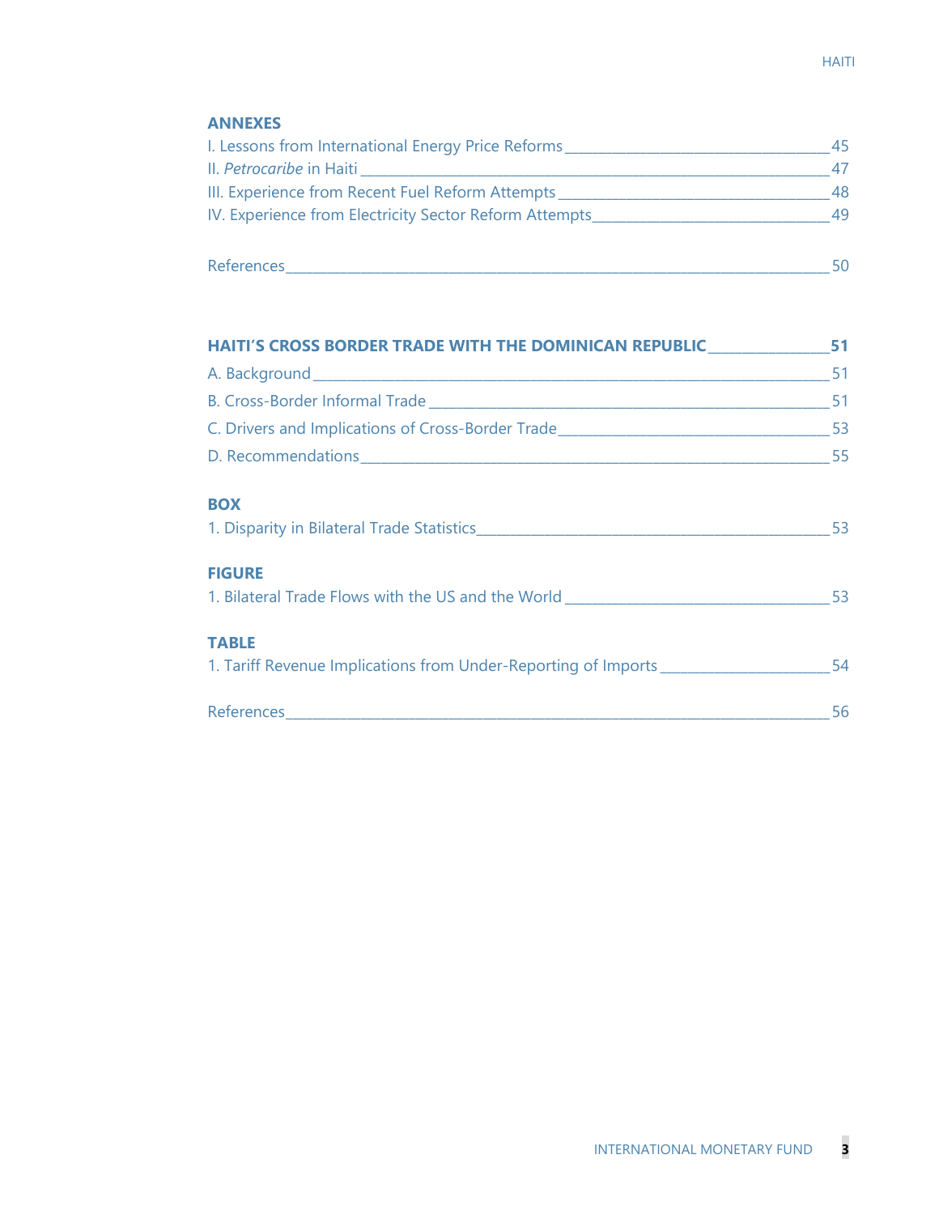## ANNEXES

I. Lessons from International Energy Price Reforms ___ 45

II. *Petrocaribe* in Haiti ___ 47

III. Experience from Recent Fuel Reform Attempts ___ 48

IV. Experience from Electricity Sector Reform Attempts ___ 49

References ___ 50

## HAITI'S CROSS BORDER TRADE WITH THE DOMINICAN REPUBLIC ___ 51

A. Background ___ 51

B. Cross-Border Informal Trade ___ 51

C. Drivers and Implications of Cross-Border Trade ___ 53

D. Recommendations ___ 55

## BOX

1. Disparity in Bilateral Trade Statistics ___ 53

## FIGURE

1. Bilateral Trade Flows with the US and the World ___ 53

## TABLE

1. Tariff Revenue Implications from Under-Reporting of Imports ___ 54

References ___ 56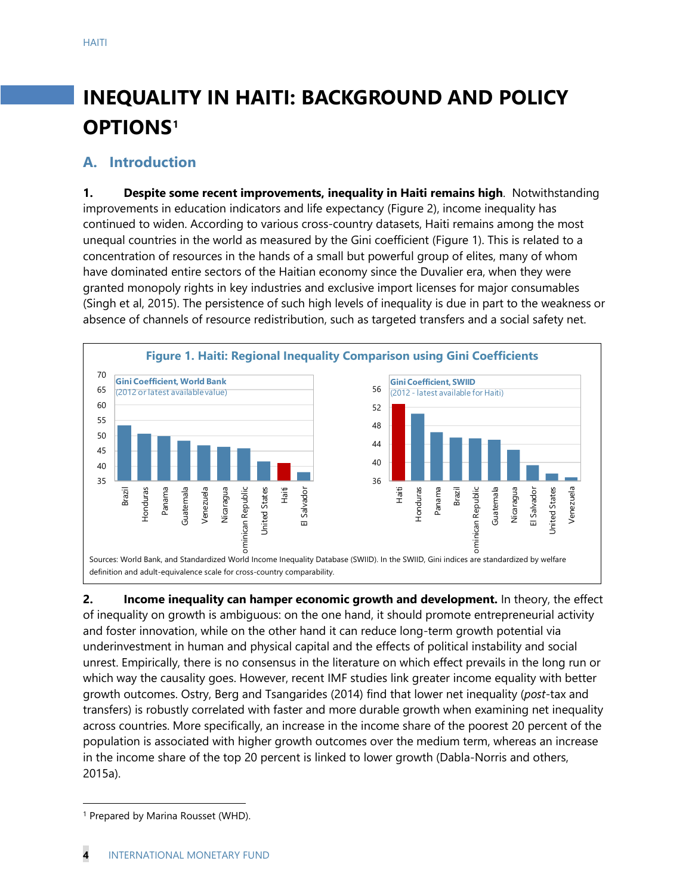# INEQUALITY IN HAITI: BACKGROUND AND POLICY OPTIONS[1]

## A. Introduction

**1. Despite some recent improvements, inequality in Haiti remains high**. Notwithstanding improvements in education indicators and life expectancy (Figure 2), income inequality has continued to widen. According to various cross-country datasets, Haiti remains among the most unequal countries in the world as measured by the Gini coefficient (Figure 1). This is related to a concentration of resources in the hands of a small but powerful group of elites, many of whom have dominated entire sectors of the Haitian economy since the Duvalier era, when they were granted monopoly rights in key industries and exclusive import licenses for major consumables (Singh et al, 2015). The persistence of such high levels of inequality is due in part to the weakness or absence of channels of resource redistribution, such as targeted transfers and a social safety net.

**Figure 1. Haiti: Regional Inequality Comparison using Gini Coefficients**

Gini Coefficient, World Bank (2012 or latest available value): Brazil, Honduras, Panama, Guatemala, Venezuela, Nicaragua, Dominican Republic, United States, Haiti, El Salvador

Gini Coefficient, SWIID (2012 - latest available for Haiti): Haiti, Honduras, Panama, Brazil, Dominican Republic, Guatemala, Nicaragua, El Salvador, United States, Venezuela

Sources: World Bank, and Standardized World Income Inequality Database (SWIID). In the SWIID, Gini indices are standardized by welfare definition and adult-equivalence scale for cross-country comparability.

**2. Income inequality can hamper economic growth and development.** In theory, the effect of inequality on growth is ambiguous: on the one hand, it should promote entrepreneurial activity and foster innovation, while on the other hand it can reduce long-term growth potential via underinvestment in human and physical capital and the effects of political instability and social unrest. Empirically, there is no consensus in the literature on which effect prevails in the long run or which way the causality goes. However, recent IMF studies link greater income equality with better growth outcomes. Ostry, Berg and Tsangarides (2014) find that lower net inequality (*post*-tax and transfers) is robustly correlated with faster and more durable growth when examining net inequality across countries. More specifically, an increase in the income share of the poorest 20 percent of the population is associated with higher growth outcomes over the medium term, whereas an increase in the income share of the top 20 percent is linked to lower growth (Dabla-Norris and others, 2015a).

[1] Prepared by Marina Rousset (WHD).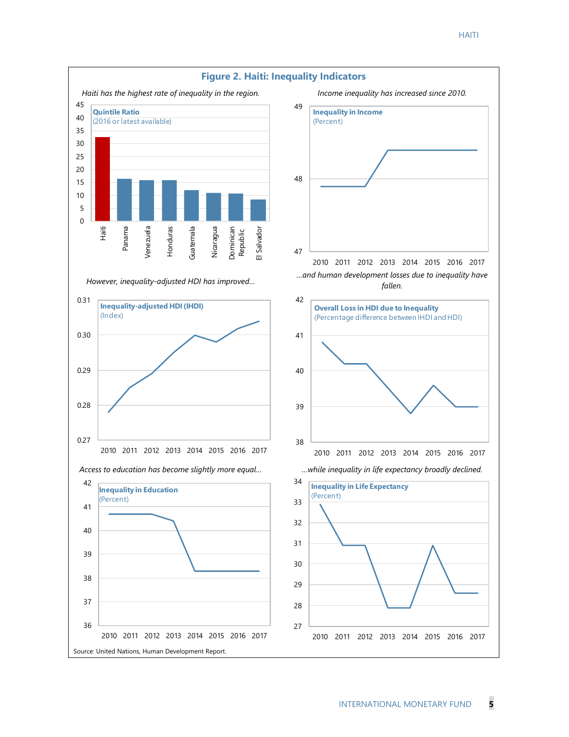## Figure 2. Haiti: Inequality Indicators

*Haiti has the highest rate of inequality in the region.*

**Quintile Ratio**
(2016 or latest available)

*Income inequality has increased since 2010.*

**Inequality in Income**
(Percent)

*However, inequality-adjusted HDI has improved…*

**Inequality-adjusted HDI (IHDI)**
(Index)

*…and human development losses due to inequality have fallen.*

**Overall Loss in HDI due to Inequality**
(Percentage difference between IHDI and HDI)

*Access to education has become slightly more equal…*

**Inequality in Education**
(Percent)

*…while inequality in life expectancy broadly declined.*

**Inequality in Life Expectancy**
(Percent)

Source: United Nations, Human Development Report.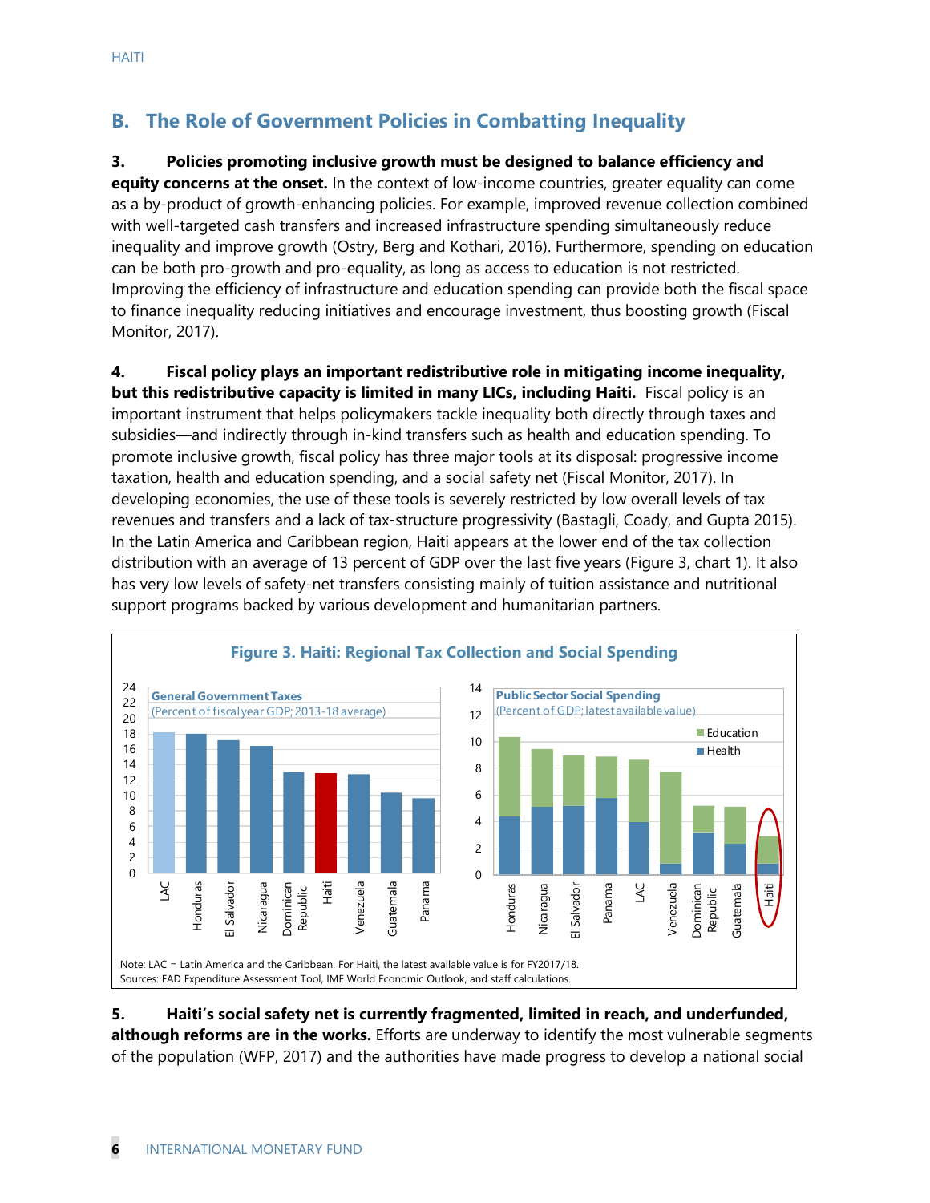## B. The Role of Government Policies in Combatting Inequality

**3. Policies promoting inclusive growth must be designed to balance efficiency and equity concerns at the onset.** In the context of low-income countries, greater equality can come as a by-product of growth-enhancing policies. For example, improved revenue collection combined with well-targeted cash transfers and increased infrastructure spending simultaneously reduce inequality and improve growth (Ostry, Berg and Kothari, 2016). Furthermore, spending on education can be both pro-growth and pro-equality, as long as access to education is not restricted. Improving the efficiency of infrastructure and education spending can provide both the fiscal space to finance inequality reducing initiatives and encourage investment, thus boosting growth (Fiscal Monitor, 2017).

**4. Fiscal policy plays an important redistributive role in mitigating income inequality, but this redistributive capacity is limited in many LICs, including Haiti.** Fiscal policy is an important instrument that helps policymakers tackle inequality both directly through taxes and subsidies—and indirectly through in-kind transfers such as health and education spending. To promote inclusive growth, fiscal policy has three major tools at its disposal: progressive income taxation, health and education spending, and a social safety net (Fiscal Monitor, 2017). In developing economies, the use of these tools is severely restricted by low overall levels of tax revenues and transfers and a lack of tax-structure progressivity (Bastagli, Coady, and Gupta 2015). In the Latin America and Caribbean region, Haiti appears at the lower end of the tax collection distribution with an average of 13 percent of GDP over the last five years (Figure 3, chart 1). It also has very low levels of safety-net transfers consisting mainly of tuition assistance and nutritional support programs backed by various development and humanitarian partners.

**Figure 3. Haiti: Regional Tax Collection and Social Spending**

General Government Taxes (Percent of fiscal year GDP; 2013-18 average)

Public Sector Social Spending (Percent of GDP; latest available value)

Note: LAC = Latin America and the Caribbean. For Haiti, the latest available value is for FY2017/18.
Sources: FAD Expenditure Assessment Tool, IMF World Economic Outlook, and staff calculations.

**5. Haiti's social safety net is currently fragmented, limited in reach, and underfunded, although reforms are in the works.** Efforts are underway to identify the most vulnerable segments of the population (WFP, 2017) and the authorities have made progress to develop a national social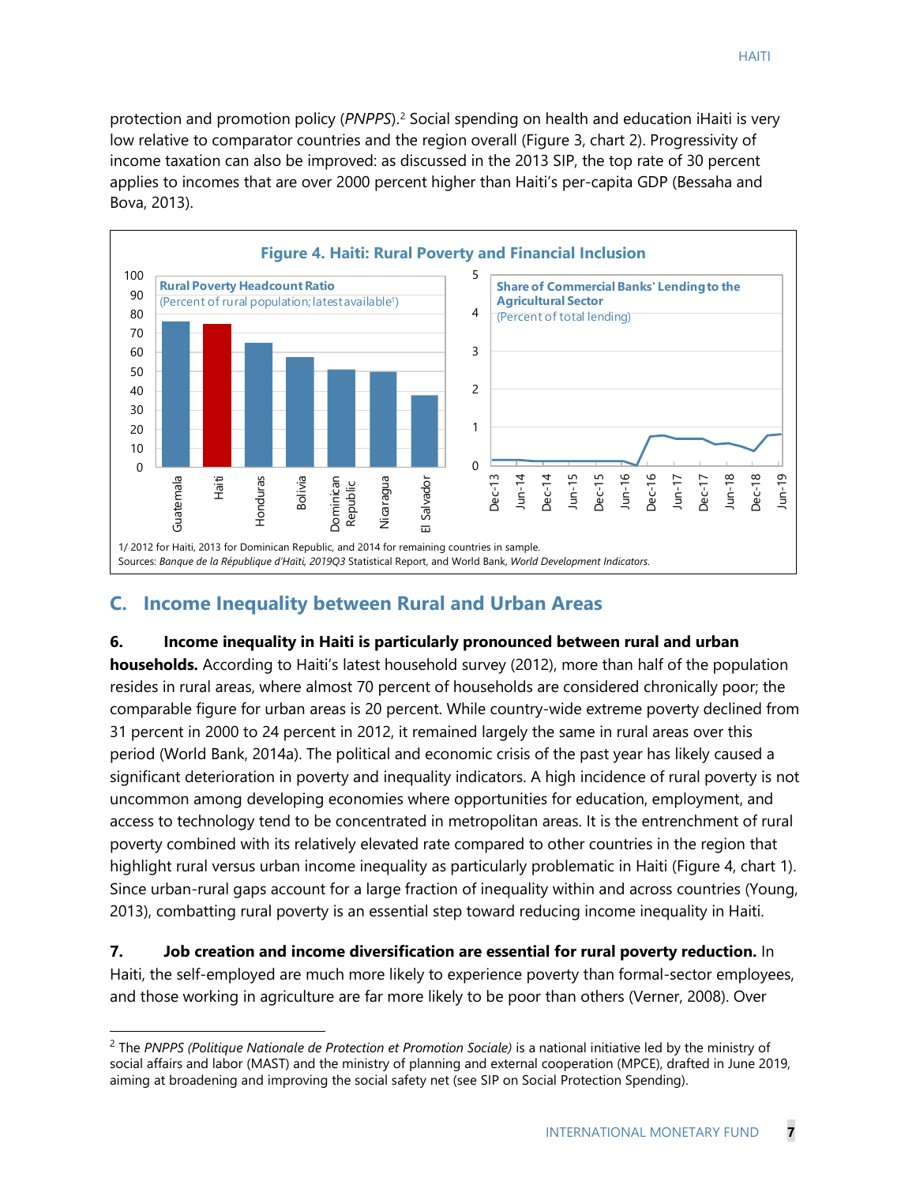protection and promotion policy (*PNPPS*).[2] Social spending on health and education iHaiti is very low relative to comparator countries and the region overall (Figure 3, chart 2). Progressivity of income taxation can also be improved: as discussed in the 2013 SIP, the top rate of 30 percent applies to incomes that are over 2000 percent higher than Haiti's per-capita GDP (Bessaha and Bova, 2013).

**Figure 4. Haiti: Rural Poverty and Financial Inclusion**

1/ 2012 for Haiti, 2013 for Dominican Republic, and 2014 for remaining countries in sample.
Sources: *Banque de la République d'Haïti, 2019Q3* Statistical Report, and World Bank, *World Development Indicators.*

## C. Income Inequality between Rural and Urban Areas

**6. Income inequality in Haiti is particularly pronounced between rural and urban households.** According to Haiti's latest household survey (2012), more than half of the population resides in rural areas, where almost 70 percent of households are considered chronically poor; the comparable figure for urban areas is 20 percent. While country-wide extreme poverty declined from 31 percent in 2000 to 24 percent in 2012, it remained largely the same in rural areas over this period (World Bank, 2014a). The political and economic crisis of the past year has likely caused a significant deterioration in poverty and inequality indicators. A high incidence of rural poverty is not uncommon among developing economies where opportunities for education, employment, and access to technology tend to be concentrated in metropolitan areas. It is the entrenchment of rural poverty combined with its relatively elevated rate compared to other countries in the region that highlight rural versus urban income inequality as particularly problematic in Haiti (Figure 4, chart 1). Since urban-rural gaps account for a large fraction of inequality within and across countries (Young, 2013), combatting rural poverty is an essential step toward reducing income inequality in Haiti.

**7. Job creation and income diversification are essential for rural poverty reduction.** In Haiti, the self-employed are much more likely to experience poverty than formal-sector employees, and those working in agriculture are far more likely to be poor than others (Verner, 2008). Over

[2] The *PNPPS (Politique Nationale de Protection et Promotion Sociale)* is a national initiative led by the ministry of social affairs and labor (MAST) and the ministry of planning and external cooperation (MPCE), drafted in June 2019, aiming at broadening and improving the social safety net (see SIP on Social Protection Spending).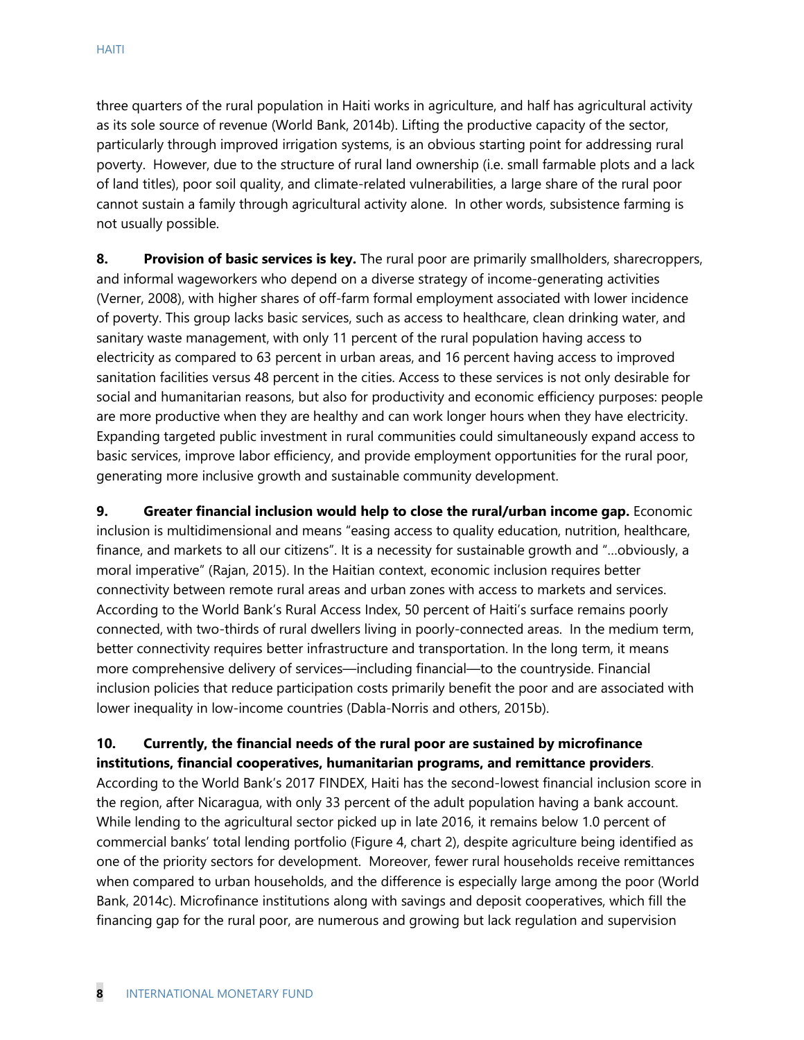three quarters of the rural population in Haiti works in agriculture, and half has agricultural activity as its sole source of revenue (World Bank, 2014b). Lifting the productive capacity of the sector, particularly through improved irrigation systems, is an obvious starting point for addressing rural poverty. However, due to the structure of rural land ownership (i.e. small farmable plots and a lack of land titles), poor soil quality, and climate-related vulnerabilities, a large share of the rural poor cannot sustain a family through agricultural activity alone. In other words, subsistence farming is not usually possible.

**8. Provision of basic services is key.** The rural poor are primarily smallholders, sharecroppers, and informal wageworkers who depend on a diverse strategy of income-generating activities (Verner, 2008), with higher shares of off-farm formal employment associated with lower incidence of poverty. This group lacks basic services, such as access to healthcare, clean drinking water, and sanitary waste management, with only 11 percent of the rural population having access to electricity as compared to 63 percent in urban areas, and 16 percent having access to improved sanitation facilities versus 48 percent in the cities. Access to these services is not only desirable for social and humanitarian reasons, but also for productivity and economic efficiency purposes: people are more productive when they are healthy and can work longer hours when they have electricity. Expanding targeted public investment in rural communities could simultaneously expand access to basic services, improve labor efficiency, and provide employment opportunities for the rural poor, generating more inclusive growth and sustainable community development.

**9. Greater financial inclusion would help to close the rural/urban income gap.** Economic inclusion is multidimensional and means "easing access to quality education, nutrition, healthcare, finance, and markets to all our citizens". It is a necessity for sustainable growth and "…obviously, a moral imperative" (Rajan, 2015). In the Haitian context, economic inclusion requires better connectivity between remote rural areas and urban zones with access to markets and services. According to the World Bank's Rural Access Index, 50 percent of Haiti's surface remains poorly connected, with two-thirds of rural dwellers living in poorly-connected areas. In the medium term, better connectivity requires better infrastructure and transportation. In the long term, it means more comprehensive delivery of services—including financial—to the countryside. Financial inclusion policies that reduce participation costs primarily benefit the poor and are associated with lower inequality in low-income countries (Dabla-Norris and others, 2015b).

**10. Currently, the financial needs of the rural poor are sustained by microfinance institutions, financial cooperatives, humanitarian programs, and remittance providers**. According to the World Bank's 2017 FINDEX, Haiti has the second-lowest financial inclusion score in the region, after Nicaragua, with only 33 percent of the adult population having a bank account. While lending to the agricultural sector picked up in late 2016, it remains below 1.0 percent of commercial banks' total lending portfolio (Figure 4, chart 2), despite agriculture being identified as one of the priority sectors for development. Moreover, fewer rural households receive remittances when compared to urban households, and the difference is especially large among the poor (World Bank, 2014c). Microfinance institutions along with savings and deposit cooperatives, which fill the financing gap for the rural poor, are numerous and growing but lack regulation and supervision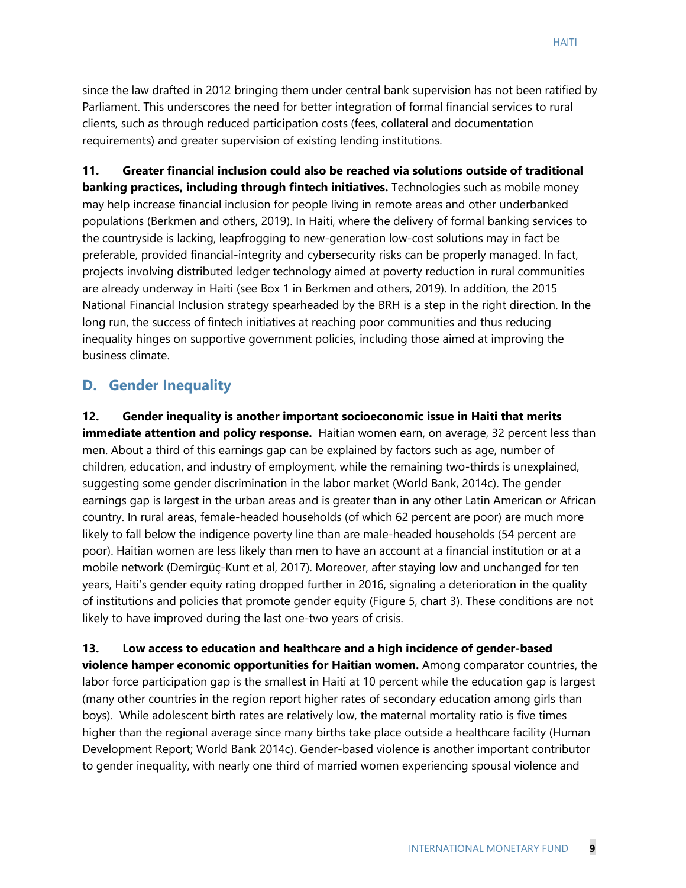since the law drafted in 2012 bringing them under central bank supervision has not been ratified by Parliament. This underscores the need for better integration of formal financial services to rural clients, such as through reduced participation costs (fees, collateral and documentation requirements) and greater supervision of existing lending institutions.

**11. Greater financial inclusion could also be reached via solutions outside of traditional banking practices, including through fintech initiatives.** Technologies such as mobile money may help increase financial inclusion for people living in remote areas and other underbanked populations (Berkmen and others, 2019). In Haiti, where the delivery of formal banking services to the countryside is lacking, leapfrogging to new-generation low-cost solutions may in fact be preferable, provided financial-integrity and cybersecurity risks can be properly managed. In fact, projects involving distributed ledger technology aimed at poverty reduction in rural communities are already underway in Haiti (see Box 1 in Berkmen and others, 2019). In addition, the 2015 National Financial Inclusion strategy spearheaded by the BRH is a step in the right direction. In the long run, the success of fintech initiatives at reaching poor communities and thus reducing inequality hinges on supportive government policies, including those aimed at improving the business climate.

## D. Gender Inequality

**12. Gender inequality is another important socioeconomic issue in Haiti that merits immediate attention and policy response.** Haitian women earn, on average, 32 percent less than men. About a third of this earnings gap can be explained by factors such as age, number of children, education, and industry of employment, while the remaining two-thirds is unexplained, suggesting some gender discrimination in the labor market (World Bank, 2014c). The gender earnings gap is largest in the urban areas and is greater than in any other Latin American or African country. In rural areas, female-headed households (of which 62 percent are poor) are much more likely to fall below the indigence poverty line than are male-headed households (54 percent are poor). Haitian women are less likely than men to have an account at a financial institution or at a mobile network (Demirgüç-Kunt et al, 2017). Moreover, after staying low and unchanged for ten years, Haiti's gender equity rating dropped further in 2016, signaling a deterioration in the quality of institutions and policies that promote gender equity (Figure 5, chart 3). These conditions are not likely to have improved during the last one-two years of crisis.

**13. Low access to education and healthcare and a high incidence of gender-based violence hamper economic opportunities for Haitian women.** Among comparator countries, the labor force participation gap is the smallest in Haiti at 10 percent while the education gap is largest (many other countries in the region report higher rates of secondary education among girls than boys). While adolescent birth rates are relatively low, the maternal mortality ratio is five times higher than the regional average since many births take place outside a healthcare facility (Human Development Report; World Bank 2014c). Gender-based violence is another important contributor to gender inequality, with nearly one third of married women experiencing spousal violence and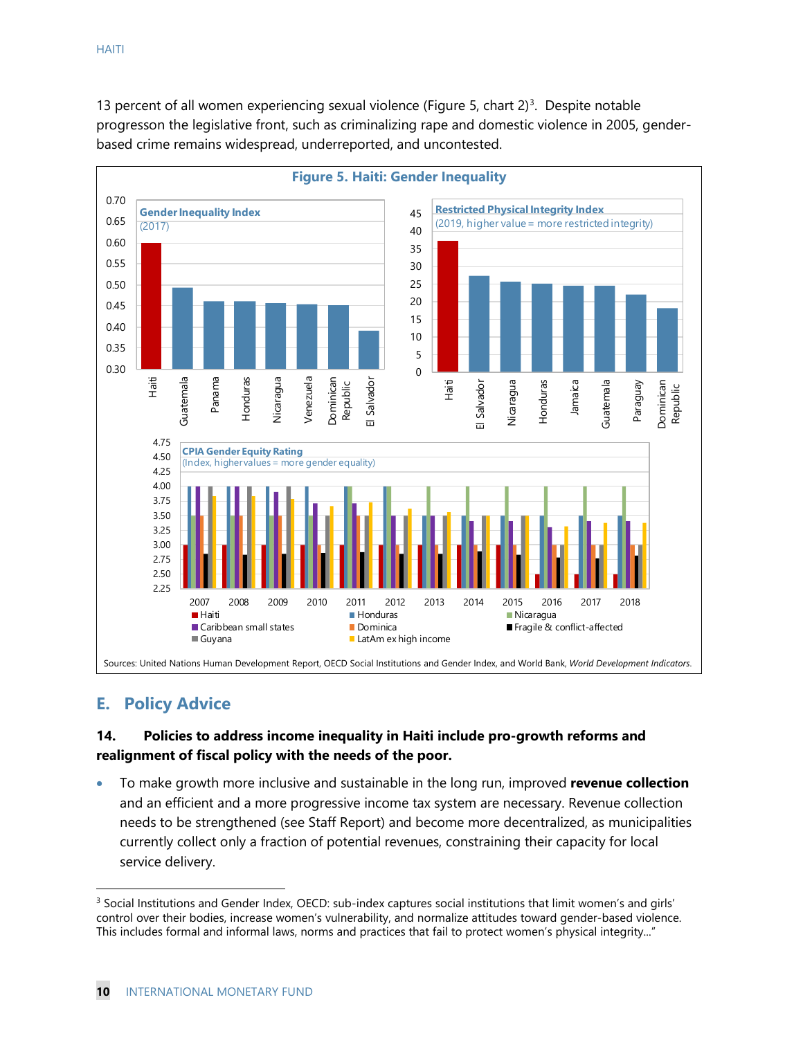13 percent of all women experiencing sexual violence (Figure 5, chart 2)[3]. Despite notable progresson the legislative front, such as criminalizing rape and domestic violence in 2005, gender-based crime remains widespread, underreported, and uncontested.

**Figure 5. Haiti: Gender Inequality**

Gender Inequality Index (2017)

Restricted Physical Integrity Index (2019, higher value = more restricted integrity)

CPIA Gender Equity Rating (Index, higher values = more gender equality)

Sources: United Nations Human Development Report, OECD Social Institutions and Gender Index, and World Bank, *World Development Indicators*.

## E. Policy Advice

**14. Policies to address income inequality in Haiti include pro-growth reforms and realignment of fiscal policy with the needs of the poor.**

- To make growth more inclusive and sustainable in the long run, improved **revenue collection** and an efficient and a more progressive income tax system are necessary. Revenue collection needs to be strengthened (see Staff Report) and become more decentralized, as municipalities currently collect only a fraction of potential revenues, constraining their capacity for local service delivery.

[3] Social Institutions and Gender Index, OECD: sub-index captures social institutions that limit women's and girls' control over their bodies, increase women's vulnerability, and normalize attitudes toward gender-based violence. This includes formal and informal laws, norms and practices that fail to protect women's physical integrity…"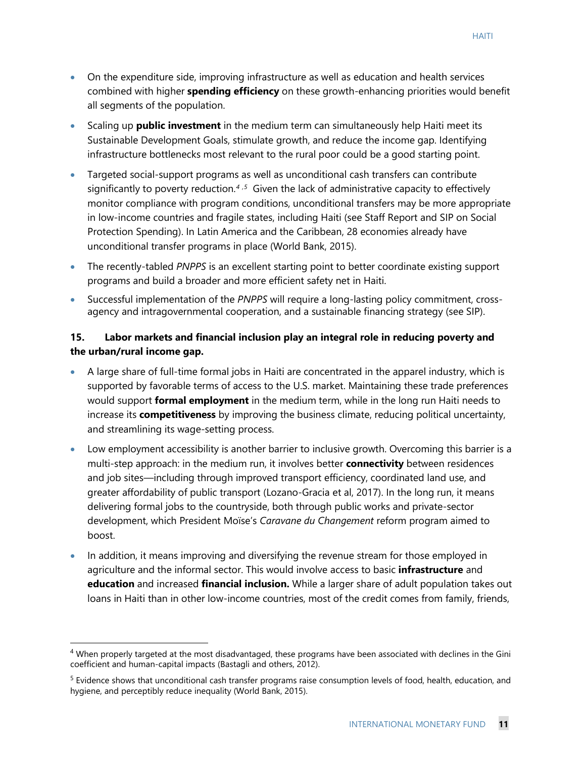- On the expenditure side, improving infrastructure as well as education and health services combined with higher **spending efficiency** on these growth-enhancing priorities would benefit all segments of the population.
- Scaling up **public investment** in the medium term can simultaneously help Haiti meet its Sustainable Development Goals, stimulate growth, and reduce the income gap. Identifying infrastructure bottlenecks most relevant to the rural poor could be a good starting point.
- Targeted social-support programs as well as unconditional cash transfers can contribute significantly to poverty reduction.[4,5] Given the lack of administrative capacity to effectively monitor compliance with program conditions, unconditional transfers may be more appropriate in low-income countries and fragile states, including Haiti (see Staff Report and SIP on Social Protection Spending). In Latin America and the Caribbean, 28 economies already have unconditional transfer programs in place (World Bank, 2015).
- The recently-tabled *PNPPS* is an excellent starting point to better coordinate existing support programs and build a broader and more efficient safety net in Haiti.
- Successful implementation of the *PNPPS* will require a long-lasting policy commitment, cross-agency and intragovernmental cooperation, and a sustainable financing strategy (see SIP).

**15. Labor markets and financial inclusion play an integral role in reducing poverty and the urban/rural income gap.**

- A large share of full-time formal jobs in Haiti are concentrated in the apparel industry, which is supported by favorable terms of access to the U.S. market. Maintaining these trade preferences would support **formal employment** in the medium term, while in the long run Haiti needs to increase its **competitiveness** by improving the business climate, reducing political uncertainty, and streamlining its wage-setting process.
- Low employment accessibility is another barrier to inclusive growth. Overcoming this barrier is a multi-step approach: in the medium run, it involves better **connectivity** between residences and job sites—including through improved transport efficiency, coordinated land use, and greater affordability of public transport (Lozano-Gracia et al, 2017). In the long run, it means delivering formal jobs to the countryside, both through public works and private-sector development, which President Moïse's *Caravane du Changement* reform program aimed to boost.
- In addition, it means improving and diversifying the revenue stream for those employed in agriculture and the informal sector. This would involve access to basic **infrastructure** and **education** and increased **financial inclusion.** While a larger share of adult population takes out loans in Haiti than in other low-income countries, most of the credit comes from family, friends,

---

[4] When properly targeted at the most disadvantaged, these programs have been associated with declines in the Gini coefficient and human-capital impacts (Bastagli and others, 2012).

[5] Evidence shows that unconditional cash transfer programs raise consumption levels of food, health, education, and hygiene, and perceptibly reduce inequality (World Bank, 2015).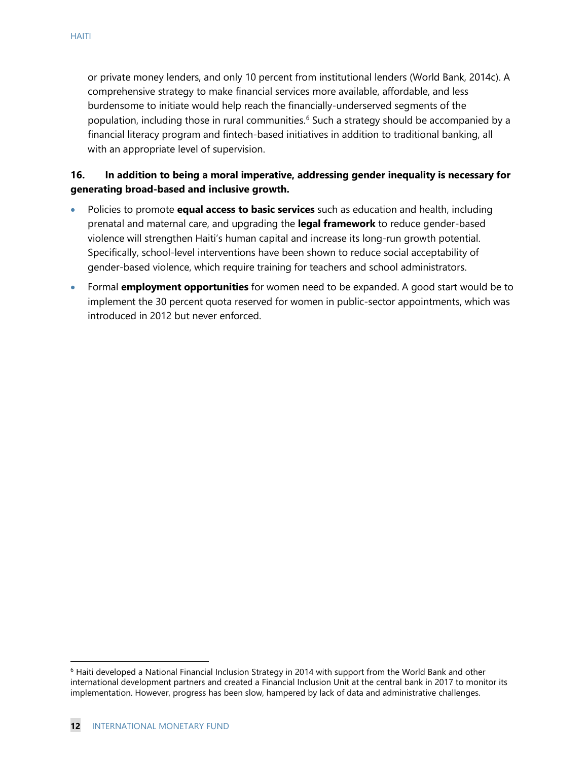or private money lenders, and only 10 percent from institutional lenders (World Bank, 2014c). A comprehensive strategy to make financial services more available, affordable, and less burdensome to initiate would help reach the financially-underserved segments of the population, including those in rural communities.[6] Such a strategy should be accompanied by a financial literacy program and fintech-based initiatives in addition to traditional banking, all with an appropriate level of supervision.

**16. In addition to being a moral imperative, addressing gender inequality is necessary for generating broad-based and inclusive growth.**

- Policies to promote **equal access to basic services** such as education and health, including prenatal and maternal care, and upgrading the **legal framework** to reduce gender-based violence will strengthen Haiti's human capital and increase its long-run growth potential. Specifically, school-level interventions have been shown to reduce social acceptability of gender-based violence, which require training for teachers and school administrators.
- Formal **employment opportunities** for women need to be expanded. A good start would be to implement the 30 percent quota reserved for women in public-sector appointments, which was introduced in 2012 but never enforced.

---

[6] Haiti developed a National Financial Inclusion Strategy in 2014 with support from the World Bank and other international development partners and created a Financial Inclusion Unit at the central bank in 2017 to monitor its implementation. However, progress has been slow, hampered by lack of data and administrative challenges.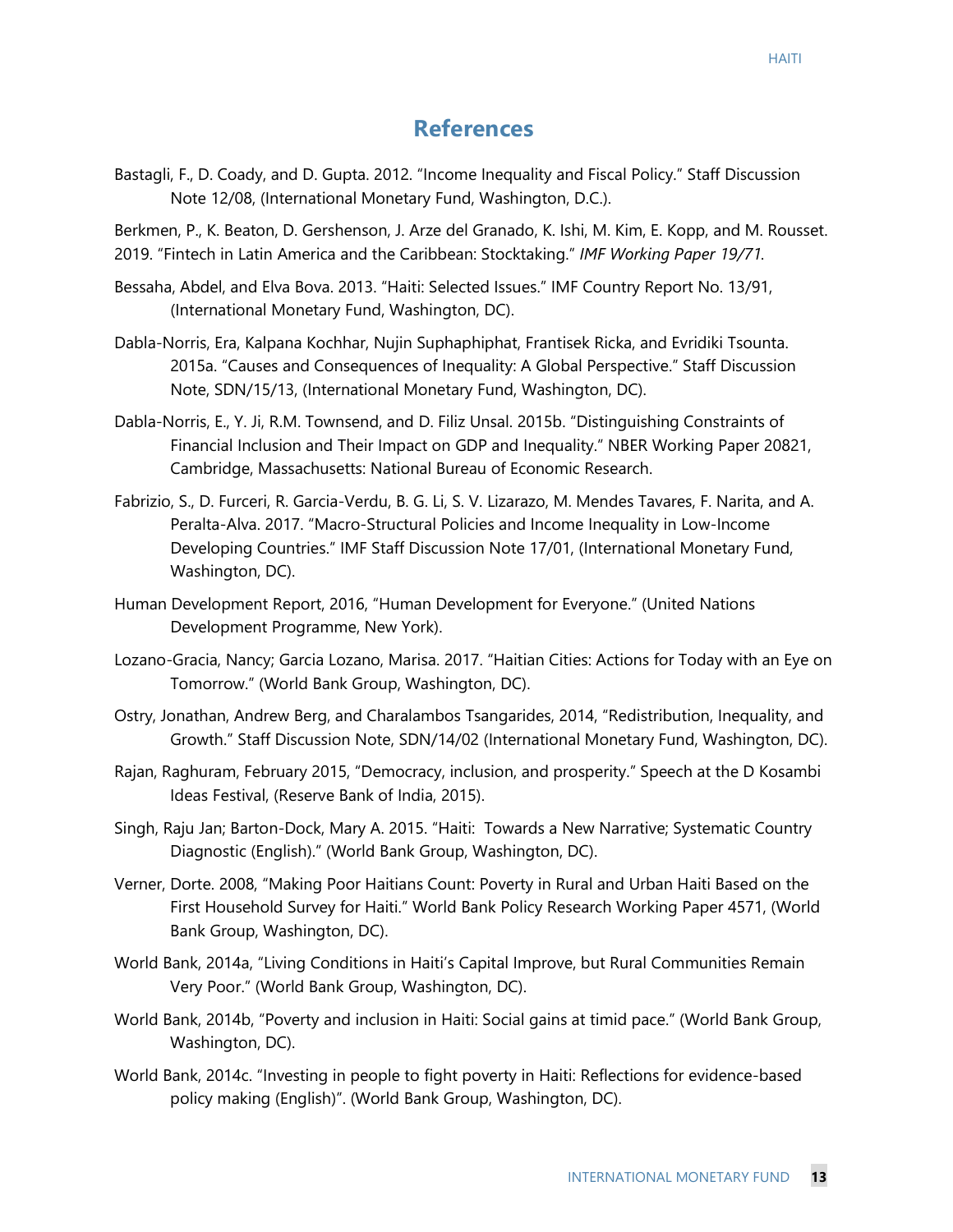## References

Bastagli, F., D. Coady, and D. Gupta. 2012. "Income Inequality and Fiscal Policy." Staff Discussion Note 12/08, (International Monetary Fund, Washington, D.C.).

Berkmen, P., K. Beaton, D. Gershenson, J. Arze del Granado, K. Ishi, M. Kim, E. Kopp, and M. Rousset. 2019. "Fintech in Latin America and the Caribbean: Stocktaking." *IMF Working Paper 19/71.*

Bessaha, Abdel, and Elva Bova. 2013. "Haiti: Selected Issues." IMF Country Report No. 13/91, (International Monetary Fund, Washington, DC).

Dabla-Norris, Era, Kalpana Kochhar, Nujin Suphaphiphat, Frantisek Ricka, and Evridiki Tsounta. 2015a. "Causes and Consequences of Inequality: A Global Perspective." Staff Discussion Note, SDN/15/13, (International Monetary Fund, Washington, DC).

Dabla-Norris, E., Y. Ji, R.M. Townsend, and D. Filiz Unsal. 2015b. "Distinguishing Constraints of Financial Inclusion and Their Impact on GDP and Inequality." NBER Working Paper 20821, Cambridge, Massachusetts: National Bureau of Economic Research.

Fabrizio, S., D. Furceri, R. Garcia-Verdu, B. G. Li, S. V. Lizarazo, M. Mendes Tavares, F. Narita, and A. Peralta-Alva. 2017. "Macro-Structural Policies and Income Inequality in Low-Income Developing Countries." IMF Staff Discussion Note 17/01, (International Monetary Fund, Washington, DC).

Human Development Report, 2016, "Human Development for Everyone." (United Nations Development Programme, New York).

Lozano-Gracia, Nancy; Garcia Lozano, Marisa. 2017. "Haitian Cities: Actions for Today with an Eye on Tomorrow." (World Bank Group, Washington, DC).

Ostry, Jonathan, Andrew Berg, and Charalambos Tsangarides, 2014, "Redistribution, Inequality, and Growth." Staff Discussion Note, SDN/14/02 (International Monetary Fund, Washington, DC).

Rajan, Raghuram, February 2015, "Democracy, inclusion, and prosperity." Speech at the D Kosambi Ideas Festival, (Reserve Bank of India, 2015).

Singh, Raju Jan; Barton-Dock, Mary A. 2015. "Haiti: Towards a New Narrative; Systematic Country Diagnostic (English)." (World Bank Group, Washington, DC).

Verner, Dorte. 2008, "Making Poor Haitians Count: Poverty in Rural and Urban Haiti Based on the First Household Survey for Haiti." World Bank Policy Research Working Paper 4571, (World Bank Group, Washington, DC).

World Bank, 2014a, "Living Conditions in Haiti's Capital Improve, but Rural Communities Remain Very Poor." (World Bank Group, Washington, DC).

World Bank, 2014b, "Poverty and inclusion in Haiti: Social gains at timid pace." (World Bank Group, Washington, DC).

World Bank, 2014c. "Investing in people to fight poverty in Haiti: Reflections for evidence-based policy making (English)". (World Bank Group, Washington, DC).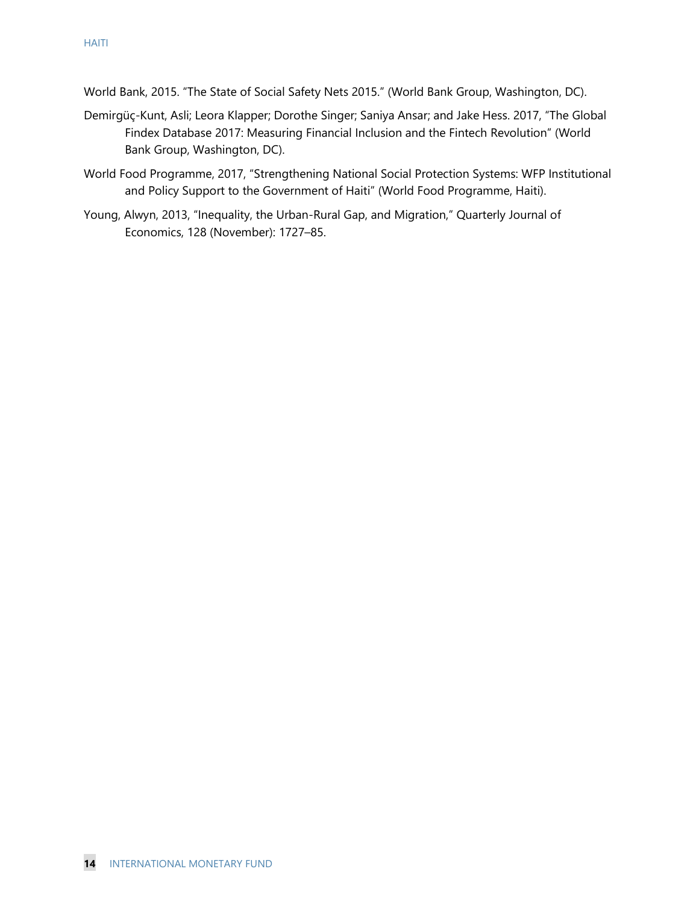World Bank, 2015. "The State of Social Safety Nets 2015." (World Bank Group, Washington, DC).

Demirgüç-Kunt, Asli; Leora Klapper; Dorothe Singer; Saniya Ansar; and Jake Hess. 2017, "The Global Findex Database 2017: Measuring Financial Inclusion and the Fintech Revolution" (World Bank Group, Washington, DC).

World Food Programme, 2017, "Strengthening National Social Protection Systems: WFP Institutional and Policy Support to the Government of Haiti" (World Food Programme, Haiti).

Young, Alwyn, 2013, "Inequality, the Urban-Rural Gap, and Migration," Quarterly Journal of Economics, 128 (November): 1727–85.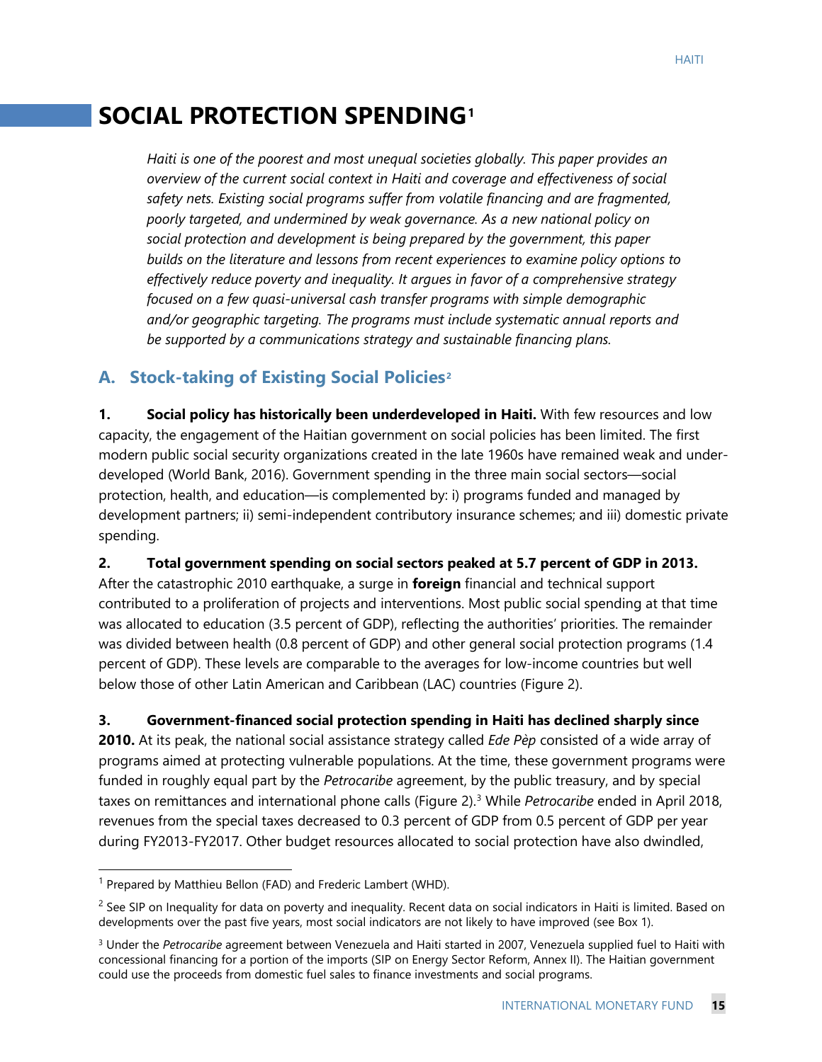# SOCIAL PROTECTION SPENDING[1]

*Haiti is one of the poorest and most unequal societies globally. This paper provides an overview of the current social context in Haiti and coverage and effectiveness of social safety nets. Existing social programs suffer from volatile financing and are fragmented, poorly targeted, and undermined by weak governance. As a new national policy on social protection and development is being prepared by the government, this paper builds on the literature and lessons from recent experiences to examine policy options to effectively reduce poverty and inequality. It argues in favor of a comprehensive strategy focused on a few quasi-universal cash transfer programs with simple demographic and/or geographic targeting. The programs must include systematic annual reports and be supported by a communications strategy and sustainable financing plans.*

## A. Stock-taking of Existing Social Policies[2]

**1. Social policy has historically been underdeveloped in Haiti.** With few resources and low capacity, the engagement of the Haitian government on social policies has been limited. The first modern public social security organizations created in the late 1960s have remained weak and under-developed (World Bank, 2016). Government spending in the three main social sectors—social protection, health, and education—is complemented by: i) programs funded and managed by development partners; ii) semi-independent contributory insurance schemes; and iii) domestic private spending.

**2. Total government spending on social sectors peaked at 5.7 percent of GDP in 2013.** After the catastrophic 2010 earthquake, a surge in **foreign** financial and technical support contributed to a proliferation of projects and interventions. Most public social spending at that time was allocated to education (3.5 percent of GDP), reflecting the authorities' priorities. The remainder was divided between health (0.8 percent of GDP) and other general social protection programs (1.4 percent of GDP). These levels are comparable to the averages for low-income countries but well below those of other Latin American and Caribbean (LAC) countries (Figure 2).

**3. Government-financed social protection spending in Haiti has declined sharply since 2010.** At its peak, the national social assistance strategy called *Ede Pèp* consisted of a wide array of programs aimed at protecting vulnerable populations. At the time, these government programs were funded in roughly equal part by the *Petrocaribe* agreement, by the public treasury, and by special taxes on remittances and international phone calls (Figure 2).[3] While *Petrocaribe* ended in April 2018, revenues from the special taxes decreased to 0.3 percent of GDP from 0.5 percent of GDP per year during FY2013-FY2017. Other budget resources allocated to social protection have also dwindled,

---

[1] Prepared by Matthieu Bellon (FAD) and Frederic Lambert (WHD).

[2] See SIP on Inequality for data on poverty and inequality. Recent data on social indicators in Haiti is limited. Based on developments over the past five years, most social indicators are not likely to have improved (see Box 1).

[3] Under the *Petrocaribe* agreement between Venezuela and Haiti started in 2007, Venezuela supplied fuel to Haiti with concessional financing for a portion of the imports (SIP on Energy Sector Reform, Annex II). The Haitian government could use the proceeds from domestic fuel sales to finance investments and social programs.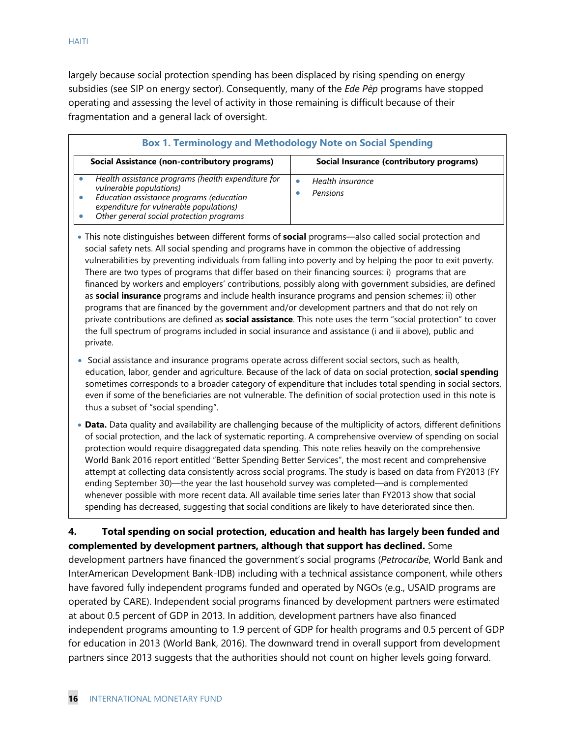largely because social protection spending has been displaced by rising spending on energy subsidies (see SIP on energy sector). Consequently, many of the *Ede Pèp* programs have stopped operating and assessing the level of activity in those remaining is difficult because of their fragmentation and a general lack of oversight.

**Box 1. Terminology and Methodology Note on Social Spending**

| Social Assistance (non-contributory programs) | Social Insurance (contributory programs) |
|---|---|
| • *Health assistance programs (health expenditure for vulnerable populations)*<br>• *Education assistance programs (education expenditure for vulnerable populations)*<br>• *Other general social protection programs* | • *Health insurance*<br>• *Pensions* |

- This note distinguishes between different forms of **social** programs—also called social protection and social safety nets. All social spending and programs have in common the objective of addressing vulnerabilities by preventing individuals from falling into poverty and by helping the poor to exit poverty. There are two types of programs that differ based on their financing sources: i) programs that are financed by workers and employers' contributions, possibly along with government subsidies, are defined as **social insurance** programs and include health insurance programs and pension schemes; ii) other programs that are financed by the government and/or development partners and that do not rely on private contributions are defined as **social assistance**. This note uses the term "social protection" to cover the full spectrum of programs included in social insurance and assistance (i and ii above), public and private.
- Social assistance and insurance programs operate across different social sectors, such as health, education, labor, gender and agriculture. Because of the lack of data on social protection, **social spending** sometimes corresponds to a broader category of expenditure that includes total spending in social sectors, even if some of the beneficiaries are not vulnerable. The definition of social protection used in this note is thus a subset of "social spending".
- **Data.** Data quality and availability are challenging because of the multiplicity of actors, different definitions of social protection, and the lack of systematic reporting. A comprehensive overview of spending on social protection would require disaggregated data spending. This note relies heavily on the comprehensive World Bank 2016 report entitled "Better Spending Better Services", the most recent and comprehensive attempt at collecting data consistently across social programs. The study is based on data from FY2013 (FY ending September 30)—the year the last household survey was completed—and is complemented whenever possible with more recent data. All available time series later than FY2013 show that social spending has decreased, suggesting that social conditions are likely to have deteriorated since then.

**4. Total spending on social protection, education and health has largely been funded and complemented by development partners, although that support has declined.** Some development partners have financed the government's social programs (*Petrocaribe*, World Bank and InterAmerican Development Bank-IDB) including with a technical assistance component, while others have favored fully independent programs funded and operated by NGOs (e.g., USAID programs are operated by CARE). Independent social programs financed by development partners were estimated at about 0.5 percent of GDP in 2013. In addition, development partners have also financed independent programs amounting to 1.9 percent of GDP for health programs and 0.5 percent of GDP for education in 2013 (World Bank, 2016). The downward trend in overall support from development partners since 2013 suggests that the authorities should not count on higher levels going forward.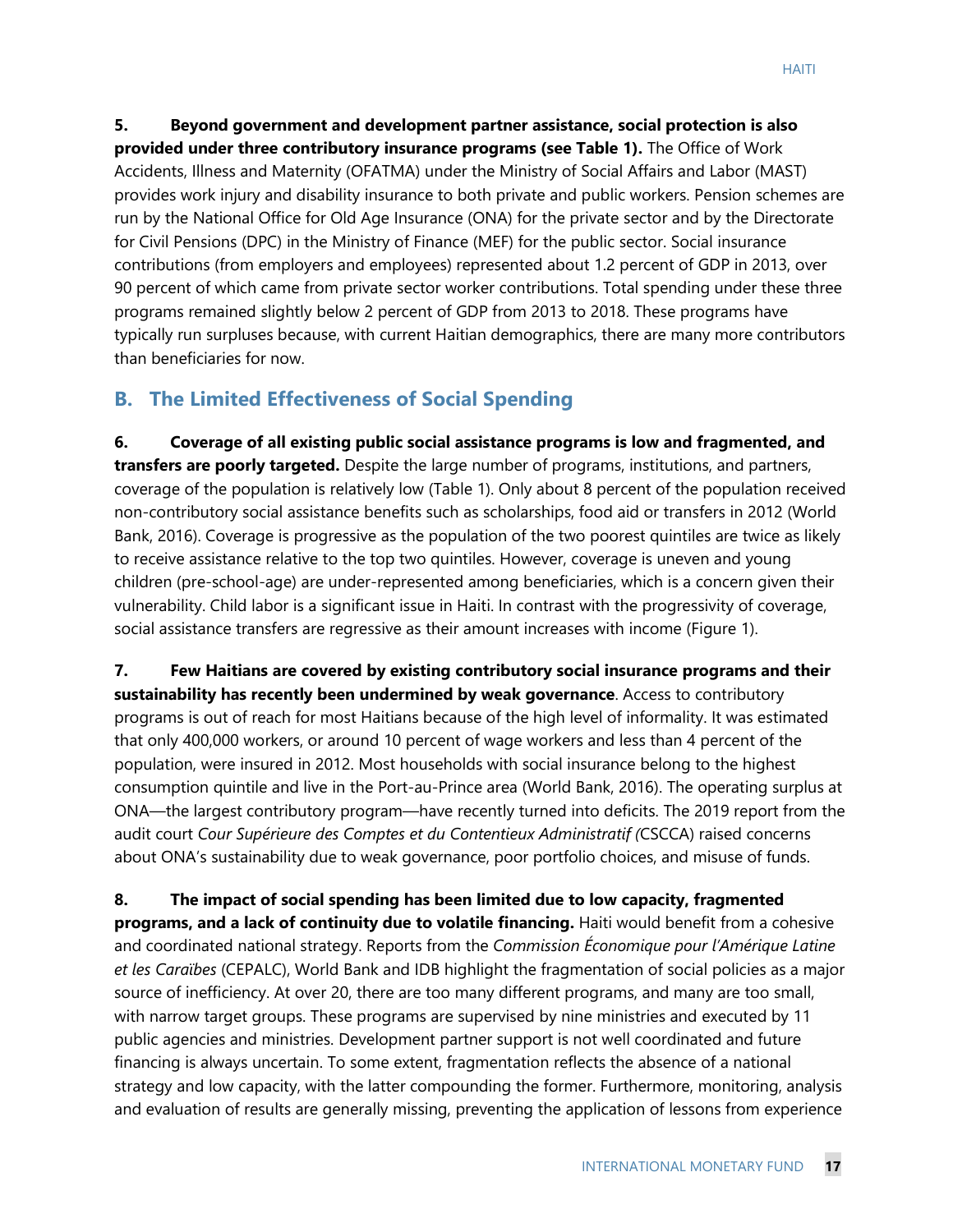**5. Beyond government and development partner assistance, social protection is also provided under three contributory insurance programs (see Table 1).** The Office of Work Accidents, Illness and Maternity (OFATMA) under the Ministry of Social Affairs and Labor (MAST) provides work injury and disability insurance to both private and public workers. Pension schemes are run by the National Office for Old Age Insurance (ONA) for the private sector and by the Directorate for Civil Pensions (DPC) in the Ministry of Finance (MEF) for the public sector. Social insurance contributions (from employers and employees) represented about 1.2 percent of GDP in 2013, over 90 percent of which came from private sector worker contributions. Total spending under these three programs remained slightly below 2 percent of GDP from 2013 to 2018. These programs have typically run surpluses because, with current Haitian demographics, there are many more contributors than beneficiaries for now.

## B. The Limited Effectiveness of Social Spending

**6. Coverage of all existing public social assistance programs is low and fragmented, and transfers are poorly targeted.** Despite the large number of programs, institutions, and partners, coverage of the population is relatively low (Table 1). Only about 8 percent of the population received non-contributory social assistance benefits such as scholarships, food aid or transfers in 2012 (World Bank, 2016). Coverage is progressive as the population of the two poorest quintiles are twice as likely to receive assistance relative to the top two quintiles. However, coverage is uneven and young children (pre-school-age) are under-represented among beneficiaries, which is a concern given their vulnerability. Child labor is a significant issue in Haiti. In contrast with the progressivity of coverage, social assistance transfers are regressive as their amount increases with income (Figure 1).

**7. Few Haitians are covered by existing contributory social insurance programs and their sustainability has recently been undermined by weak governance**. Access to contributory programs is out of reach for most Haitians because of the high level of informality. It was estimated that only 400,000 workers, or around 10 percent of wage workers and less than 4 percent of the population, were insured in 2012. Most households with social insurance belong to the highest consumption quintile and live in the Port-au-Prince area (World Bank, 2016). The operating surplus at ONA—the largest contributory program—have recently turned into deficits. The 2019 report from the audit court *Cour Supérieure des Comptes et du Contentieux Administratif (*CSCCA) raised concerns about ONA's sustainability due to weak governance, poor portfolio choices, and misuse of funds.

**8. The impact of social spending has been limited due to low capacity, fragmented programs, and a lack of continuity due to volatile financing.** Haiti would benefit from a cohesive and coordinated national strategy. Reports from the *Commission Économique pour l'Amérique Latine et les Caraïbes* (CEPALC), World Bank and IDB highlight the fragmentation of social policies as a major source of inefficiency. At over 20, there are too many different programs, and many are too small, with narrow target groups. These programs are supervised by nine ministries and executed by 11 public agencies and ministries. Development partner support is not well coordinated and future financing is always uncertain. To some extent, fragmentation reflects the absence of a national strategy and low capacity, with the latter compounding the former. Furthermore, monitoring, analysis and evaluation of results are generally missing, preventing the application of lessons from experience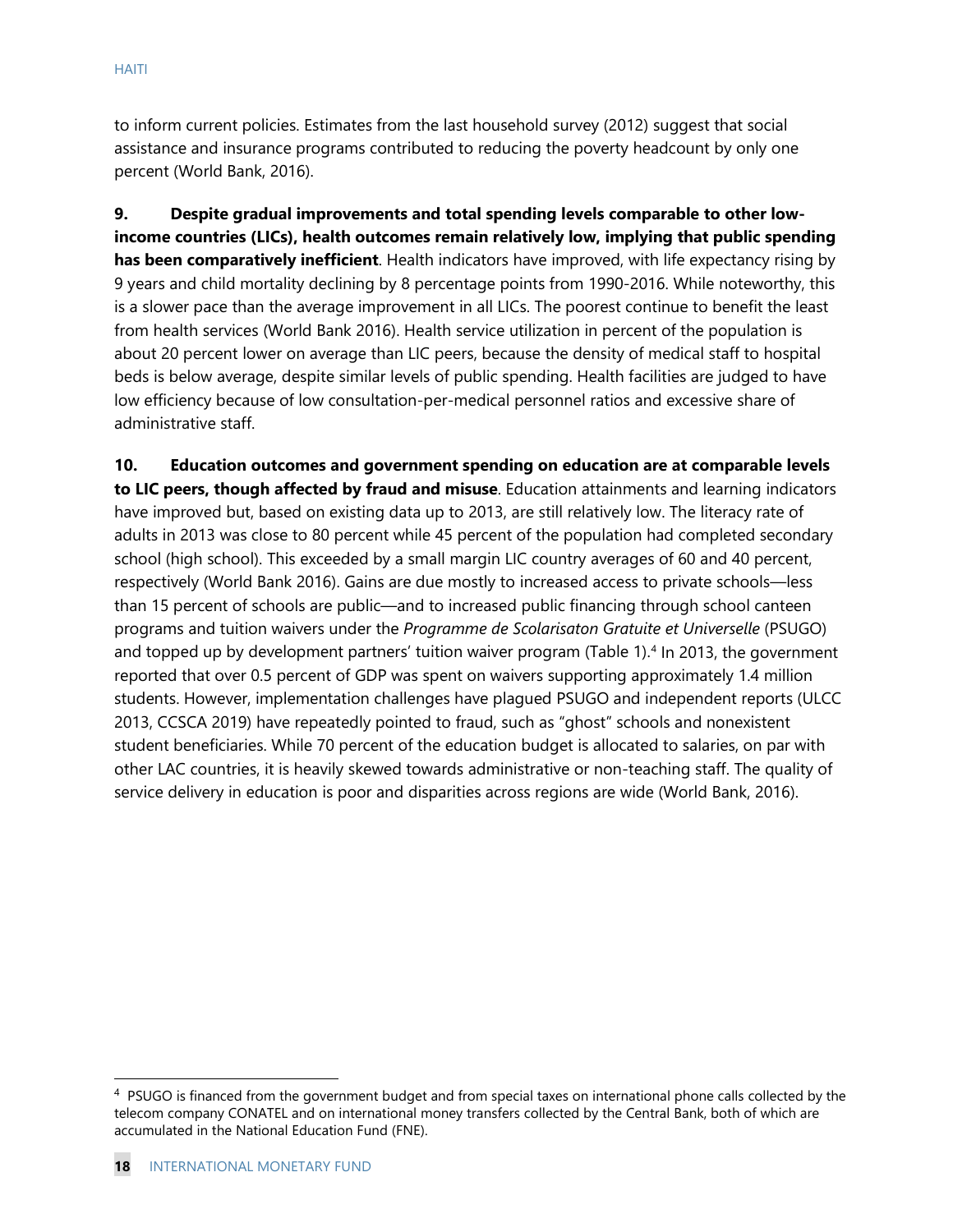to inform current policies. Estimates from the last household survey (2012) suggest that social assistance and insurance programs contributed to reducing the poverty headcount by only one percent (World Bank, 2016).

**9. Despite gradual improvements and total spending levels comparable to other low-income countries (LICs), health outcomes remain relatively low, implying that public spending has been comparatively inefficient**. Health indicators have improved, with life expectancy rising by 9 years and child mortality declining by 8 percentage points from 1990-2016. While noteworthy, this is a slower pace than the average improvement in all LICs. The poorest continue to benefit the least from health services (World Bank 2016). Health service utilization in percent of the population is about 20 percent lower on average than LIC peers, because the density of medical staff to hospital beds is below average, despite similar levels of public spending. Health facilities are judged to have low efficiency because of low consultation-per-medical personnel ratios and excessive share of administrative staff.

**10. Education outcomes and government spending on education are at comparable levels to LIC peers, though affected by fraud and misuse**. Education attainments and learning indicators have improved but, based on existing data up to 2013, are still relatively low. The literacy rate of adults in 2013 was close to 80 percent while 45 percent of the population had completed secondary school (high school). This exceeded by a small margin LIC country averages of 60 and 40 percent, respectively (World Bank 2016). Gains are due mostly to increased access to private schools—less than 15 percent of schools are public—and to increased public financing through school canteen programs and tuition waivers under the *Programme de Scolarisaton Gratuite et Universelle* (PSUGO) and topped up by development partners' tuition waiver program (Table 1).[4] In 2013, the government reported that over 0.5 percent of GDP was spent on waivers supporting approximately 1.4 million students. However, implementation challenges have plagued PSUGO and independent reports (ULCC 2013, CCSCA 2019) have repeatedly pointed to fraud, such as "ghost" schools and nonexistent student beneficiaries. While 70 percent of the education budget is allocated to salaries, on par with other LAC countries, it is heavily skewed towards administrative or non-teaching staff. The quality of service delivery in education is poor and disparities across regions are wide (World Bank, 2016).

[4] PSUGO is financed from the government budget and from special taxes on international phone calls collected by the telecom company CONATEL and on international money transfers collected by the Central Bank, both of which are accumulated in the National Education Fund (FNE).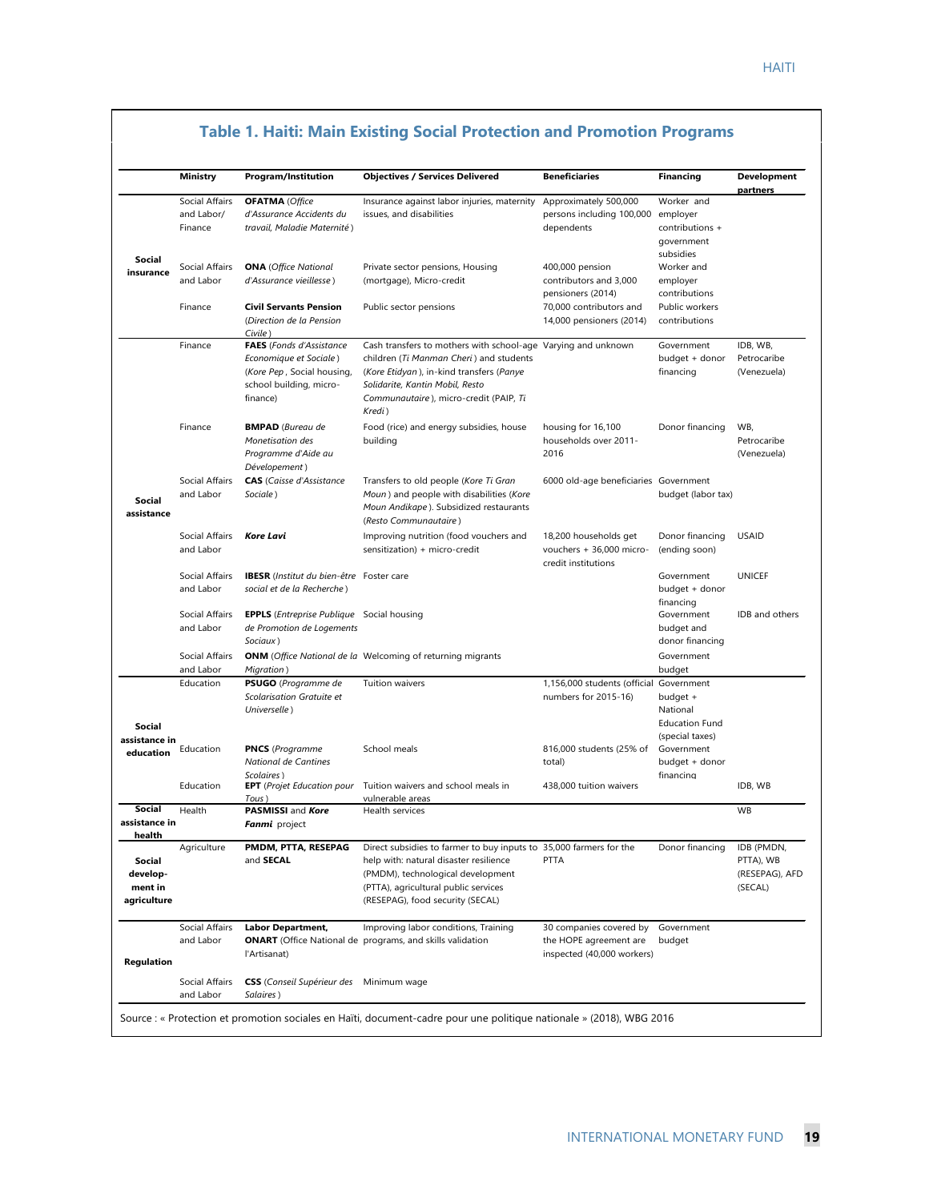## Table 1. Haiti: Main Existing Social Protection and Promotion Programs

| | Ministry | Program/Institution | Objectives / Services Delivered | Beneficiaries | Financing | Development partners |
|---|---|---|---|---|---|---|
| **Social insurance** | Social Affairs and Labor/ Finance | **OFATMA** (*Office d'Assurance Accidents du travail, Maladie Maternité*) | Insurance against labor injuries, maternity issues, and disabilities | Approximately 500,000 persons including 100,000 dependents | Worker and employer contributions + government subsidies | |
| | Social Affairs and Labor | **ONA** (*Office National d'Assurance vieillesse*) | Private sector pensions, Housing (mortgage), Micro-credit | 400,000 pension contributors and 3,000 pensioners (2014) | Worker and employer contributions | |
| | Finance | **Civil Servants Pension** (*Direction de la Pension Civile*) | Public sector pensions | 70,000 contributors and 14,000 pensioners (2014) | Public workers contributions | |
| **Social assistance** | Finance | **FAES** (*Fonds d'Assistance Economique et Sociale*) (*Kore Pep*, Social housing, school building, micro-finance) | Cash transfers to mothers with school-age children (*Ti Manman Cheri*) and students (*Kore Etidyan*), in-kind transfers (*Panye Solidarite, Kantin Mobil, Resto Communautaire*), micro-credit (PAIP, *Ti Kredi*) | Varying and unknown | Government budget + donor financing | IDB, WB, Petrocaribe (Venezuela) |
| | Finance | **BMPAD** (*Bureau de Monetisation des Programme d'Aide au Dévelopement*) | Food (rice) and energy subsidies, house building | housing for 16,100 households over 2011-2016 | Donor financing | WB, Petrocaribe (Venezuela) |
| | Social Affairs and Labor | **CAS** (*Caisse d'Assistance Sociale*) | Transfers to old people (*Kore Ti Gran Moun*) and people with disabilities (*Kore Moun Andikape*). Subsidized restaurants (*Resto Communautaire*) | 6000 old-age beneficiaries | Government budget (labor tax) | |
| | Social Affairs and Labor | ***Kore Lavi*** | Improving nutrition (food vouchers and sensitization) + micro-credit | 18,200 households get vouchers + 36,000 micro-credit institutions | Donor financing (ending soon) | USAID |
| | Social Affairs and Labor | **IBESR** (*Institut du bien-être social et de la Recherche*) | Foster care | | Government budget + donor financing | UNICEF |
| | Social Affairs and Labor | **EPPLS** (*Entreprise Publique de Promotion de Logements Sociaux*) | Social housing | | Government budget and donor financing | IDB and others |
| | Social Affairs and Labor | **ONM** (*Office National de la Migration*) | Welcoming of returning migrants | | Government budget | |
| **Social assistance in education** | Education | **PSUGO** (*Programme de Scolarisation Gratuite et Universelle*) | Tuition waivers | 1,156,000 students (official numbers for 2015-16) | Government budget + National Education Fund (special taxes) | |
| | Education | **PNCS** (*Programme National de Cantines Scolaires*) | School meals | 816,000 students (25% of total) | Government budget + donor financing | |
| | Education | **EPT** (*Projet Education pour Tous*) | Tuition waivers and school meals in vulnerable areas | 438,000 tuition waivers | | IDB, WB |
| **Social assistance in health** | Health | **PASMISSI** and ***Kore Fanmi*** project | Health services | | | WB |
| **Social develop-ment in agriculture** | Agriculture | **PMDM, PTTA, RESEPAG** and **SECAL** | Direct subsidies to farmer to buy inputs to help with: natural disaster resilience (PMDM), technological development (PTTA), agricultural public services (RESEPAG), food security (SECAL) | 35,000 farmers for the PTTA | Donor financing | IDB (PMDN, PTTA), WB (RESEPAG), AFD (SECAL) |
| **Regulation** | Social Affairs and Labor | **Labor Department, ONART** (Office National de l'Artisanat) | Improving labor conditions, Training programs, and skills validation | 30 companies covered by the HOPE agreement are inspected (40,000 workers) | Government budget | |
| | Social Affairs and Labor | **CSS** (*Conseil Supérieur des Salaires*) | Minimum wage | | | |

Source : « Protection et promotion sociales en Haïti, document-cadre pour une politique nationale » (2018), WBG 2016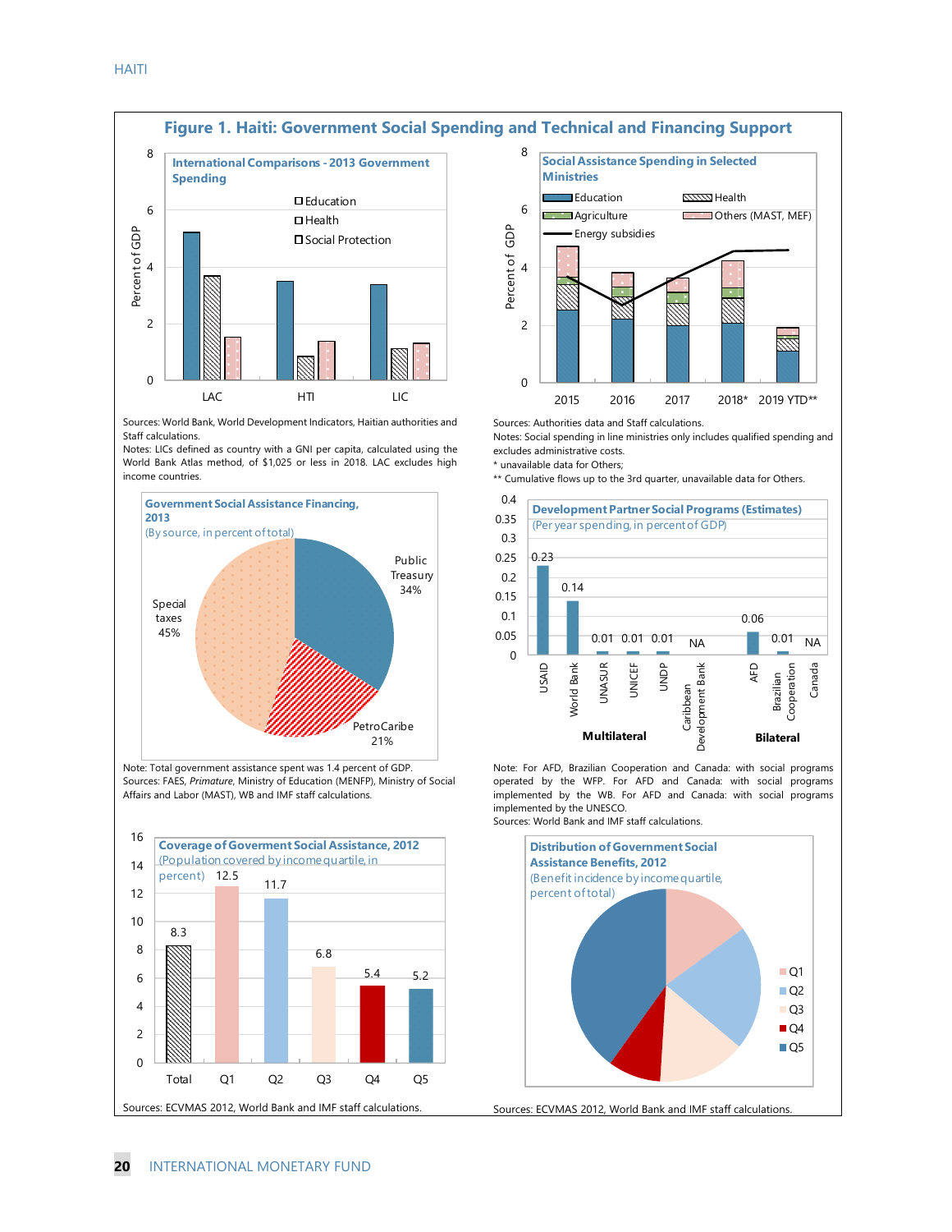# Figure 1. Haiti: Government Social Spending and Technical and Financing Support

**International Comparisons - 2013 Government Spending**

Percent of GDP

Education, Health, Social Protection

LAC, HTI, LIC

Sources: World Bank, World Development Indicators, Haitian authorities and Staff calculations.
Notes: LICs defined as country with a GNI per capita, calculated using the World Bank Atlas method, of $1,025 or less in 2018. LAC excludes high income countries.

**Social Assistance Spending in Selected Ministries**

Percent of GDP

Education, Health, Agriculture, Others (MAST, MEF), Energy subsidies

2015, 2016, 2017, 2018*, 2019 YTD**

Sources: Authorities data and Staff calculations.
Notes: Social spending in line ministries only includes qualified spending and excludes administrative costs.
* unavailable data for Others;
** Cumulative flows up to the 3rd quarter, unavailable data for Others.

**Government Social Assistance Financing, 2013**
(By source, in percent of total)

| Source | Percent |
|---|---|
| Public Treasury | 34% |
| PetroCaribe | 21% |
| Special taxes | 45% |

Note: Total government assistance spent was 1.4 percent of GDP.
Sources: FAES, *Primature*, Ministry of Education (MENFP), Ministry of Social Affairs and Labor (MAST), WB and IMF staff calculations.

**Development Partner Social Programs (Estimates)**
(Per year spending, in percent of GDP)

| | Partner | Value |
|---|---|---|
| Multilateral | USAID | 0.23 |
| | World Bank | 0.14 |
| | UNASUR | 0.01 |
| | UNICEF | 0.01 |
| | UNDP | 0.01 |
| | Caribbean Development Bank | NA |
| Bilateral | AFD | 0.06 |
| | Brazilian Cooperation | 0.01 |
| | Canada | NA |

Note: For AFD, Brazilian Cooperation and Canada: with social programs operated by the WFP. For AFD and Canada: with social programs implemented by the WB. For AFD and Canada: with social programs implemented by the UNESCO.
Sources: World Bank and IMF staff calculations.

**Coverage of Goverment Social Assistance, 2012**
(Population covered by income quartile, in percent)

| Total | Q1 | Q2 | Q3 | Q4 | Q5 |
|---|---|---|---|---|---|
| 8.3 | 12.5 | 11.7 | 6.8 | 5.4 | 5.2 |

Sources: ECVMAS 2012, World Bank and IMF staff calculations.

**Distribution of Government Social Assistance Benefits, 2012**
(Benefit incidence by income quartile, percent of total)

Q1, Q2, Q3, Q4, Q5

Sources: ECVMAS 2012, World Bank and IMF staff calculations.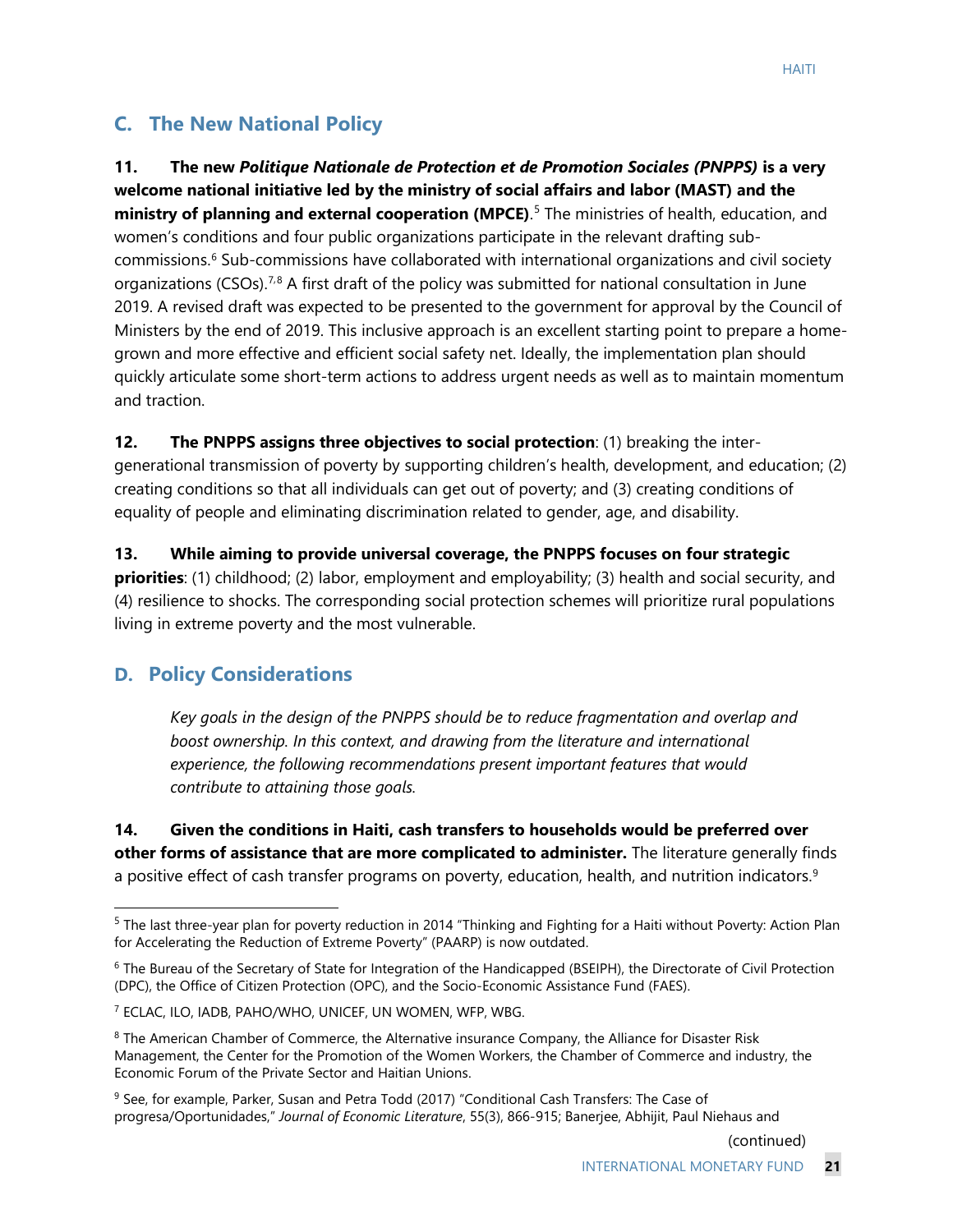## C. The New National Policy

**11. The new *Politique Nationale de Protection et de Promotion Sociales (PNPPS)* is a very welcome national initiative led by the ministry of social affairs and labor (MAST) and the ministry of planning and external cooperation (MPCE).**[5] The ministries of health, education, and women's conditions and four public organizations participate in the relevant drafting sub-commissions.[6] Sub-commissions have collaborated with international organizations and civil society organizations (CSOs).[7,8] A first draft of the policy was submitted for national consultation in June 2019. A revised draft was expected to be presented to the government for approval by the Council of Ministers by the end of 2019. This inclusive approach is an excellent starting point to prepare a home-grown and more effective and efficient social safety net. Ideally, the implementation plan should quickly articulate some short-term actions to address urgent needs as well as to maintain momentum and traction.

**12. The PNPPS assigns three objectives to social protection**: (1) breaking the inter-generational transmission of poverty by supporting children's health, development, and education; (2) creating conditions so that all individuals can get out of poverty; and (3) creating conditions of equality of people and eliminating discrimination related to gender, age, and disability.

**13. While aiming to provide universal coverage, the PNPPS focuses on four strategic priorities**: (1) childhood; (2) labor, employment and employability; (3) health and social security, and (4) resilience to shocks. The corresponding social protection schemes will prioritize rural populations living in extreme poverty and the most vulnerable.

## D. Policy Considerations

*Key goals in the design of the PNPPS should be to reduce fragmentation and overlap and boost ownership. In this context, and drawing from the literature and international experience, the following recommendations present important features that would contribute to attaining those goals.*

**14. Given the conditions in Haiti, cash transfers to households would be preferred over other forms of assistance that are more complicated to administer.** The literature generally finds a positive effect of cash transfer programs on poverty, education, health, and nutrition indicators.[9]

---

[5] The last three-year plan for poverty reduction in 2014 "Thinking and Fighting for a Haiti without Poverty: Action Plan for Accelerating the Reduction of Extreme Poverty" (PAARP) is now outdated.

[6] The Bureau of the Secretary of State for Integration of the Handicapped (BSEIPH), the Directorate of Civil Protection (DPC), the Office of Citizen Protection (OPC), and the Socio-Economic Assistance Fund (FAES).

[7] ECLAC, ILO, IADB, PAHO/WHO, UNICEF, UN WOMEN, WFP, WBG.

[8] The American Chamber of Commerce, the Alternative insurance Company, the Alliance for Disaster Risk Management, the Center for the Promotion of the Women Workers, the Chamber of Commerce and industry, the Economic Forum of the Private Sector and Haitian Unions.

[9] See, for example, Parker, Susan and Petra Todd (2017) "Conditional Cash Transfers: The Case of progresa/Oportunidades," *Journal of Economic Literature*, 55(3), 866-915; Banerjee, Abhijit, Paul Niehaus and

(continued)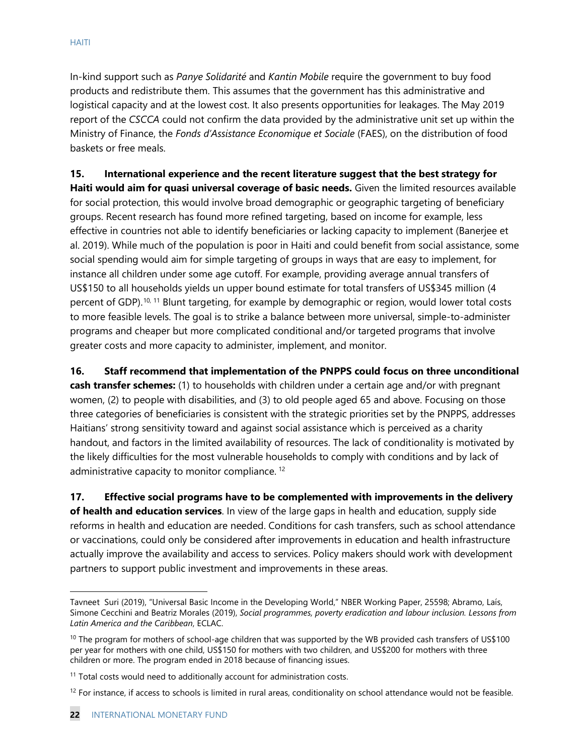In-kind support such as *Panye Solidarité* and *Kantin Mobile* require the government to buy food products and redistribute them. This assumes that the government has this administrative and logistical capacity and at the lowest cost. It also presents opportunities for leakages. The May 2019 report of the *CSCCA* could not confirm the data provided by the administrative unit set up within the Ministry of Finance, the *Fonds d'Assistance Economique et Sociale* (FAES), on the distribution of food baskets or free meals.

**15. International experience and the recent literature suggest that the best strategy for Haiti would aim for quasi universal coverage of basic needs.** Given the limited resources available for social protection, this would involve broad demographic or geographic targeting of beneficiary groups. Recent research has found more refined targeting, based on income for example, less effective in countries not able to identify beneficiaries or lacking capacity to implement (Banerjee et al. 2019). While much of the population is poor in Haiti and could benefit from social assistance, some social spending would aim for simple targeting of groups in ways that are easy to implement, for instance all children under some age cutoff. For example, providing average annual transfers of US$150 to all households yields un upper bound estimate for total transfers of US$345 million (4 percent of GDP).[10, 11] Blunt targeting, for example by demographic or region, would lower total costs to more feasible levels. The goal is to strike a balance between more universal, simple-to-administer programs and cheaper but more complicated conditional and/or targeted programs that involve greater costs and more capacity to administer, implement, and monitor.

**16. Staff recommend that implementation of the PNPPS could focus on three unconditional cash transfer schemes:** (1) to households with children under a certain age and/or with pregnant women, (2) to people with disabilities, and (3) to old people aged 65 and above. Focusing on those three categories of beneficiaries is consistent with the strategic priorities set by the PNPPS, addresses Haitians' strong sensitivity toward and against social assistance which is perceived as a charity handout, and factors in the limited availability of resources. The lack of conditionality is motivated by the likely difficulties for the most vulnerable households to comply with conditions and by lack of administrative capacity to monitor compliance. [12]

**17. Effective social programs have to be complemented with improvements in the delivery of health and education services**. In view of the large gaps in health and education, supply side reforms in health and education are needed. Conditions for cash transfers, such as school attendance or vaccinations, could only be considered after improvements in education and health infrastructure actually improve the availability and access to services. Policy makers should work with development partners to support public investment and improvements in these areas.

---

Tavneet Suri (2019), "Universal Basic Income in the Developing World," NBER Working Paper, 25598; Abramo, Laís, Simone Cecchini and Beatriz Morales (2019), *Social programmes, poverty eradication and labour inclusion. Lessons from Latin America and the Caribbean*, ECLAC.

[10] The program for mothers of school-age children that was supported by the WB provided cash transfers of US$100 per year for mothers with one child, US$150 for mothers with two children, and US$200 for mothers with three children or more. The program ended in 2018 because of financing issues.

[11] Total costs would need to additionally account for administration costs.

[12] For instance, if access to schools is limited in rural areas, conditionality on school attendance would not be feasible.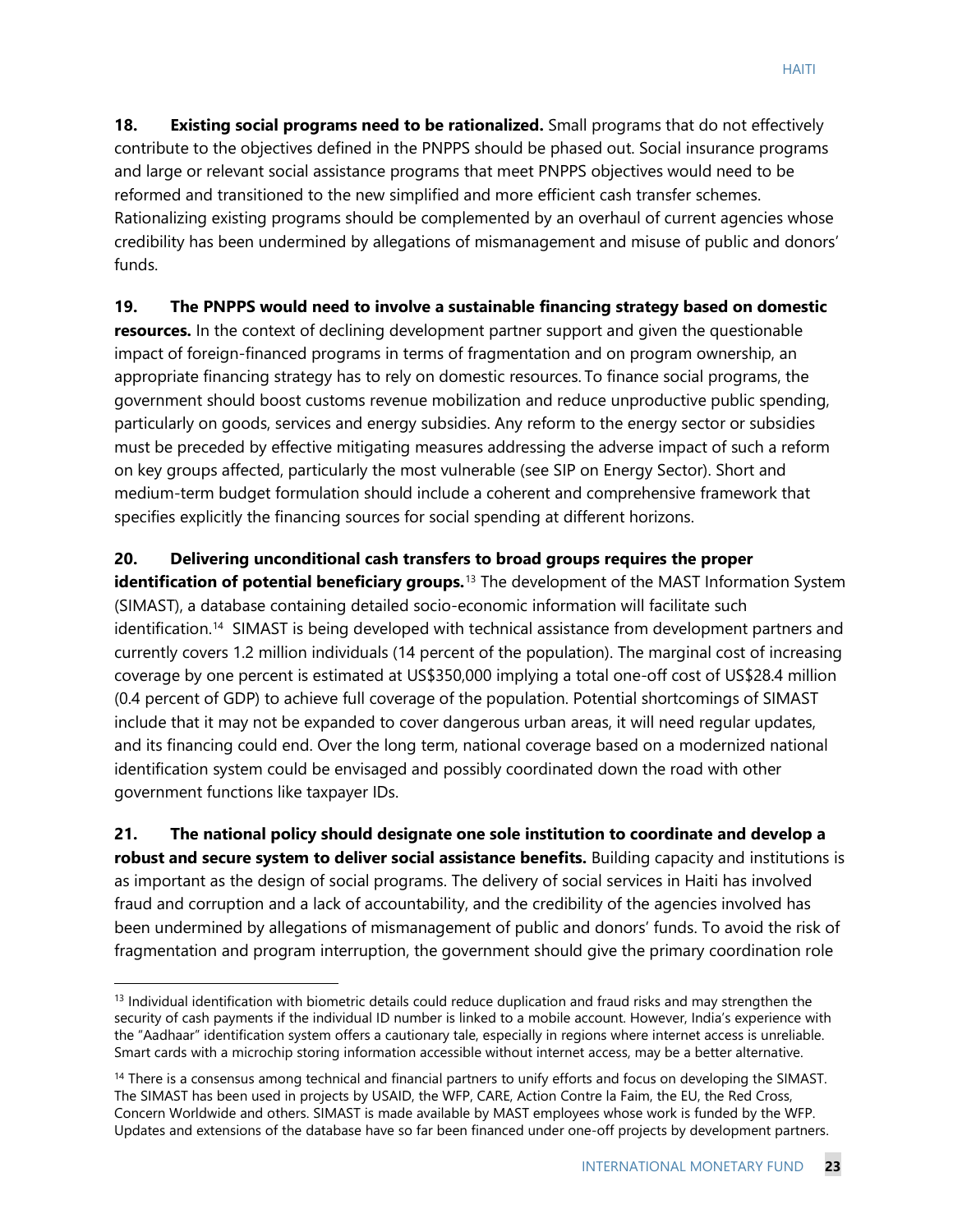**18. Existing social programs need to be rationalized.** Small programs that do not effectively contribute to the objectives defined in the PNPPS should be phased out. Social insurance programs and large or relevant social assistance programs that meet PNPPS objectives would need to be reformed and transitioned to the new simplified and more efficient cash transfer schemes. Rationalizing existing programs should be complemented by an overhaul of current agencies whose credibility has been undermined by allegations of mismanagement and misuse of public and donors' funds.

**19. The PNPPS would need to involve a sustainable financing strategy based on domestic resources.** In the context of declining development partner support and given the questionable impact of foreign-financed programs in terms of fragmentation and on program ownership, an appropriate financing strategy has to rely on domestic resources. To finance social programs, the government should boost customs revenue mobilization and reduce unproductive public spending, particularly on goods, services and energy subsidies. Any reform to the energy sector or subsidies must be preceded by effective mitigating measures addressing the adverse impact of such a reform on key groups affected, particularly the most vulnerable (see SIP on Energy Sector). Short and medium-term budget formulation should include a coherent and comprehensive framework that specifies explicitly the financing sources for social spending at different horizons.

**20. Delivering unconditional cash transfers to broad groups requires the proper identification of potential beneficiary groups.**[13] The development of the MAST Information System (SIMAST), a database containing detailed socio-economic information will facilitate such identification.[14] SIMAST is being developed with technical assistance from development partners and currently covers 1.2 million individuals (14 percent of the population). The marginal cost of increasing coverage by one percent is estimated at US$350,000 implying a total one-off cost of US$28.4 million (0.4 percent of GDP) to achieve full coverage of the population. Potential shortcomings of SIMAST include that it may not be expanded to cover dangerous urban areas, it will need regular updates, and its financing could end. Over the long term, national coverage based on a modernized national identification system could be envisaged and possibly coordinated down the road with other government functions like taxpayer IDs.

**21. The national policy should designate one sole institution to coordinate and develop a robust and secure system to deliver social assistance benefits.** Building capacity and institutions is as important as the design of social programs. The delivery of social services in Haiti has involved fraud and corruption and a lack of accountability, and the credibility of the agencies involved has been undermined by allegations of mismanagement of public and donors' funds. To avoid the risk of fragmentation and program interruption, the government should give the primary coordination role

---

[13] Individual identification with biometric details could reduce duplication and fraud risks and may strengthen the security of cash payments if the individual ID number is linked to a mobile account. However, India's experience with the "Aadhaar" identification system offers a cautionary tale, especially in regions where internet access is unreliable. Smart cards with a microchip storing information accessible without internet access, may be a better alternative.

[14] There is a consensus among technical and financial partners to unify efforts and focus on developing the SIMAST. The SIMAST has been used in projects by USAID, the WFP, CARE, Action Contre la Faim, the EU, the Red Cross, Concern Worldwide and others. SIMAST is made available by MAST employees whose work is funded by the WFP. Updates and extensions of the database have so far been financed under one-off projects by development partners.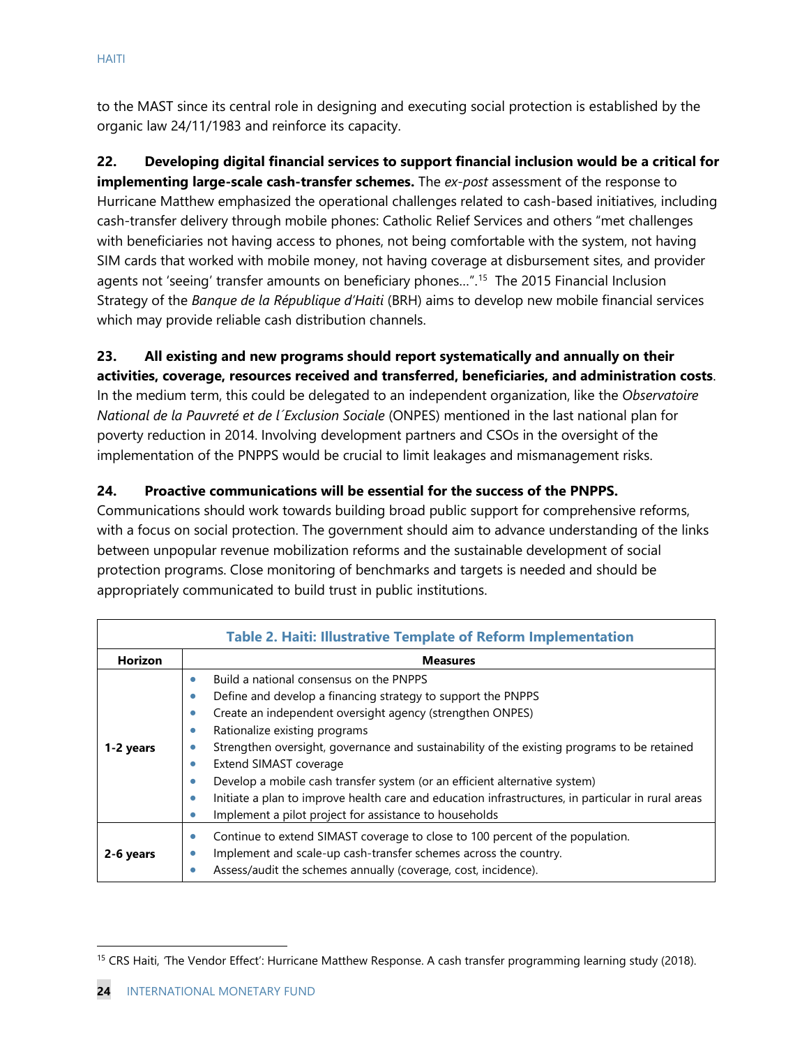to the MAST since its central role in designing and executing social protection is established by the organic law 24/11/1983 and reinforce its capacity.

**22. Developing digital financial services to support financial inclusion would be a critical for implementing large-scale cash-transfer schemes.** The *ex-post* assessment of the response to Hurricane Matthew emphasized the operational challenges related to cash-based initiatives, including cash-transfer delivery through mobile phones: Catholic Relief Services and others "met challenges with beneficiaries not having access to phones, not being comfortable with the system, not having SIM cards that worked with mobile money, not having coverage at disbursement sites, and provider agents not 'seeing' transfer amounts on beneficiary phones…".[15] The 2015 Financial Inclusion Strategy of the *Banque de la République d'Haiti* (BRH) aims to develop new mobile financial services which may provide reliable cash distribution channels.

**23. All existing and new programs should report systematically and annually on their activities, coverage, resources received and transferred, beneficiaries, and administration costs**. In the medium term, this could be delegated to an independent organization, like the *Observatoire National de la Pauvreté et de l´Exclusion Sociale* (ONPES) mentioned in the last national plan for poverty reduction in 2014. Involving development partners and CSOs in the oversight of the implementation of the PNPPS would be crucial to limit leakages and mismanagement risks.

**24. Proactive communications will be essential for the success of the PNPPS.** Communications should work towards building broad public support for comprehensive reforms, with a focus on social protection. The government should aim to advance understanding of the links between unpopular revenue mobilization reforms and the sustainable development of social protection programs. Close monitoring of benchmarks and targets is needed and should be appropriately communicated to build trust in public institutions.

**Table 2. Haiti: Illustrative Template of Reform Implementation**

| Horizon | Measures |
|---|---|
| 1-2 years | • Build a national consensus on the PNPPS<br>• Define and develop a financing strategy to support the PNPPS<br>• Create an independent oversight agency (strengthen ONPES)<br>• Rationalize existing programs<br>• Strengthen oversight, governance and sustainability of the existing programs to be retained<br>• Extend SIMAST coverage<br>• Develop a mobile cash transfer system (or an efficient alternative system)<br>• Initiate a plan to improve health care and education infrastructures, in particular in rural areas<br>• Implement a pilot project for assistance to households |
| 2-6 years | • Continue to extend SIMAST coverage to close to 100 percent of the population.<br>• Implement and scale-up cash-transfer schemes across the country.<br>• Assess/audit the schemes annually (coverage, cost, incidence). |

[15] CRS Haiti, 'The Vendor Effect': Hurricane Matthew Response. A cash transfer programming learning study (2018).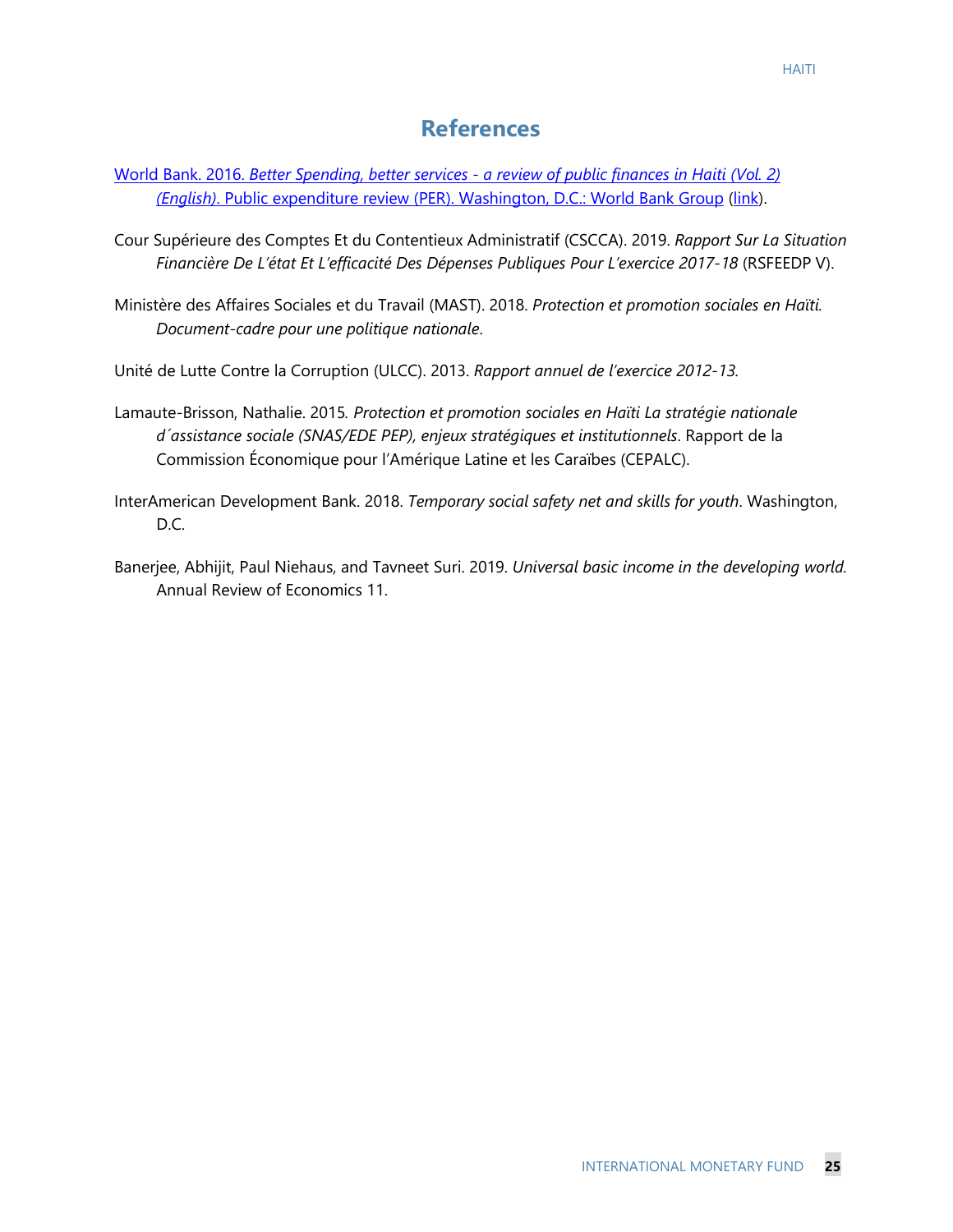# References

World Bank. 2016. *Better Spending, better services - a review of public finances in Haiti (Vol. 2) (English)*. Public expenditure review (PER). Washington, D.C.: World Bank Group (link).

Cour Supérieure des Comptes Et du Contentieux Administratif (CSCCA). 2019. *Rapport Sur La Situation Financière De L'état Et L'efficacité Des Dépenses Publiques Pour L'exercice 2017-18* (RSFEEDP V).

Ministère des Affaires Sociales et du Travail (MAST). 2018. *Protection et promotion sociales en Haïti. Document-cadre pour une politique nationale*.

Unité de Lutte Contre la Corruption (ULCC). 2013. *Rapport annuel de l'exercice 2012-13.*

Lamaute-Brisson, Nathalie. 2015*. Protection et promotion sociales en Haïti La stratégie nationale d´assistance sociale (SNAS/EDE PEP), enjeux stratégiques et institutionnels*. Rapport de la Commission Économique pour l'Amérique Latine et les Caraïbes (CEPALC).

InterAmerican Development Bank. 2018. *Temporary social safety net and skills for youth*. Washington, D.C.

Banerjee, Abhijit, Paul Niehaus, and Tavneet Suri. 2019. *Universal basic income in the developing world.* Annual Review of Economics 11.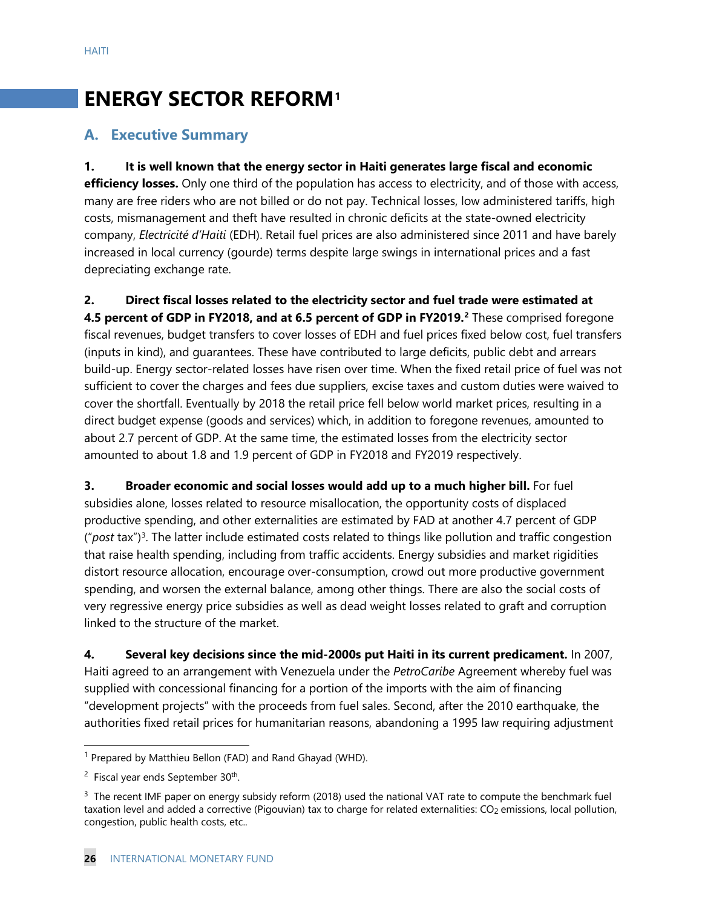# ENERGY SECTOR REFORM[1]

## A. Executive Summary

**1. It is well known that the energy sector in Haiti generates large fiscal and economic efficiency losses.** Only one third of the population has access to electricity, and of those with access, many are free riders who are not billed or do not pay. Technical losses, low administered tariffs, high costs, mismanagement and theft have resulted in chronic deficits at the state-owned electricity company, *Electricité d'Haiti* (EDH). Retail fuel prices are also administered since 2011 and have barely increased in local currency (gourde) terms despite large swings in international prices and a fast depreciating exchange rate.

**2. Direct fiscal losses related to the electricity sector and fuel trade were estimated at 4.5 percent of GDP in FY2018, and at 6.5 percent of GDP in FY2019.[2]** These comprised foregone fiscal revenues, budget transfers to cover losses of EDH and fuel prices fixed below cost, fuel transfers (inputs in kind), and guarantees. These have contributed to large deficits, public debt and arrears build-up. Energy sector-related losses have risen over time. When the fixed retail price of fuel was not sufficient to cover the charges and fees due suppliers, excise taxes and custom duties were waived to cover the shortfall. Eventually by 2018 the retail price fell below world market prices, resulting in a direct budget expense (goods and services) which, in addition to foregone revenues, amounted to about 2.7 percent of GDP. At the same time, the estimated losses from the electricity sector amounted to about 1.8 and 1.9 percent of GDP in FY2018 and FY2019 respectively.

**3. Broader economic and social losses would add up to a much higher bill.** For fuel subsidies alone, losses related to resource misallocation, the opportunity costs of displaced productive spending, and other externalities are estimated by FAD at another 4.7 percent of GDP ("*post* tax")[3]. The latter include estimated costs related to things like pollution and traffic congestion that raise health spending, including from traffic accidents. Energy subsidies and market rigidities distort resource allocation, encourage over-consumption, crowd out more productive government spending, and worsen the external balance, among other things. There are also the social costs of very regressive energy price subsidies as well as dead weight losses related to graft and corruption linked to the structure of the market.

**4. Several key decisions since the mid-2000s put Haiti in its current predicament.** In 2007, Haiti agreed to an arrangement with Venezuela under the *PetroCaribe* Agreement whereby fuel was supplied with concessional financing for a portion of the imports with the aim of financing "development projects" with the proceeds from fuel sales. Second, after the 2010 earthquake, the authorities fixed retail prices for humanitarian reasons, abandoning a 1995 law requiring adjustment

---

[1] Prepared by Matthieu Bellon (FAD) and Rand Ghayad (WHD).

[2] Fiscal year ends September 30th.

[3] The recent IMF paper on energy subsidy reform (2018) used the national VAT rate to compute the benchmark fuel taxation level and added a corrective (Pigouvian) tax to charge for related externalities: $CO_2$ emissions, local pollution, congestion, public health costs, etc..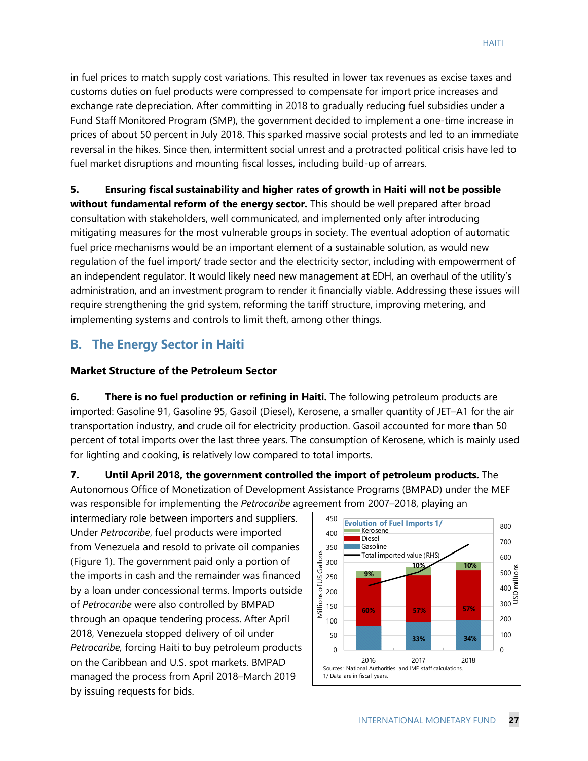in fuel prices to match supply cost variations. This resulted in lower tax revenues as excise taxes and customs duties on fuel products were compressed to compensate for import price increases and exchange rate depreciation. After committing in 2018 to gradually reducing fuel subsidies under a Fund Staff Monitored Program (SMP), the government decided to implement a one-time increase in prices of about 50 percent in July 2018. This sparked massive social protests and led to an immediate reversal in the hikes. Since then, intermittent social unrest and a protracted political crisis have led to fuel market disruptions and mounting fiscal losses, including build-up of arrears.

**5. Ensuring fiscal sustainability and higher rates of growth in Haiti will not be possible without fundamental reform of the energy sector.** This should be well prepared after broad consultation with stakeholders, well communicated, and implemented only after introducing mitigating measures for the most vulnerable groups in society. The eventual adoption of automatic fuel price mechanisms would be an important element of a sustainable solution, as would new regulation of the fuel import/ trade sector and the electricity sector, including with empowerment of an independent regulator. It would likely need new management at EDH, an overhaul of the utility's administration, and an investment program to render it financially viable. Addressing these issues will require strengthening the grid system, reforming the tariff structure, improving metering, and implementing systems and controls to limit theft, among other things.

## B. The Energy Sector in Haiti

### Market Structure of the Petroleum Sector

**6. There is no fuel production or refining in Haiti.** The following petroleum products are imported: Gasoline 91, Gasoline 95, Gasoil (Diesel), Kerosene, a smaller quantity of JET–A1 for the air transportation industry, and crude oil for electricity production. Gasoil accounted for more than 50 percent of total imports over the last three years. The consumption of Kerosene, which is mainly used for lighting and cooking, is relatively low compared to total imports.

**7. Until April 2018, the government controlled the import of petroleum products.** The Autonomous Office of Monetization of Development Assistance Programs (BMPAD) under the MEF was responsible for implementing the *Petrocaribe* agreement from 2007–2018, playing an intermediary role between importers and suppliers. Under *Petrocaribe*, fuel products were imported from Venezuela and resold to private oil companies (Figure 1). The government paid only a portion of the imports in cash and the remainder was financed by a loan under concessional terms. Imports outside of *Petrocaribe* were also controlled by BMPAD through an opaque tendering process. After April 2018, Venezuela stopped delivery of oil under *Petrocaribe,* forcing Haiti to buy petroleum products on the Caribbean and U.S. spot markets. BMPAD managed the process from April 2018–March 2019 by issuing requests for bids.

**Evolution of Fuel Imports 1/**

| | 2016 | 2017 | 2018 |
|---|---|---|---|
| Kerosene | 9% | 10% | 10% |
| Diesel | 60% | 57% | 57% |
| Gasoline | | 33% | 34% |

Sources: National Authorities and IMF staff calculations.
1/ Data are in fiscal years.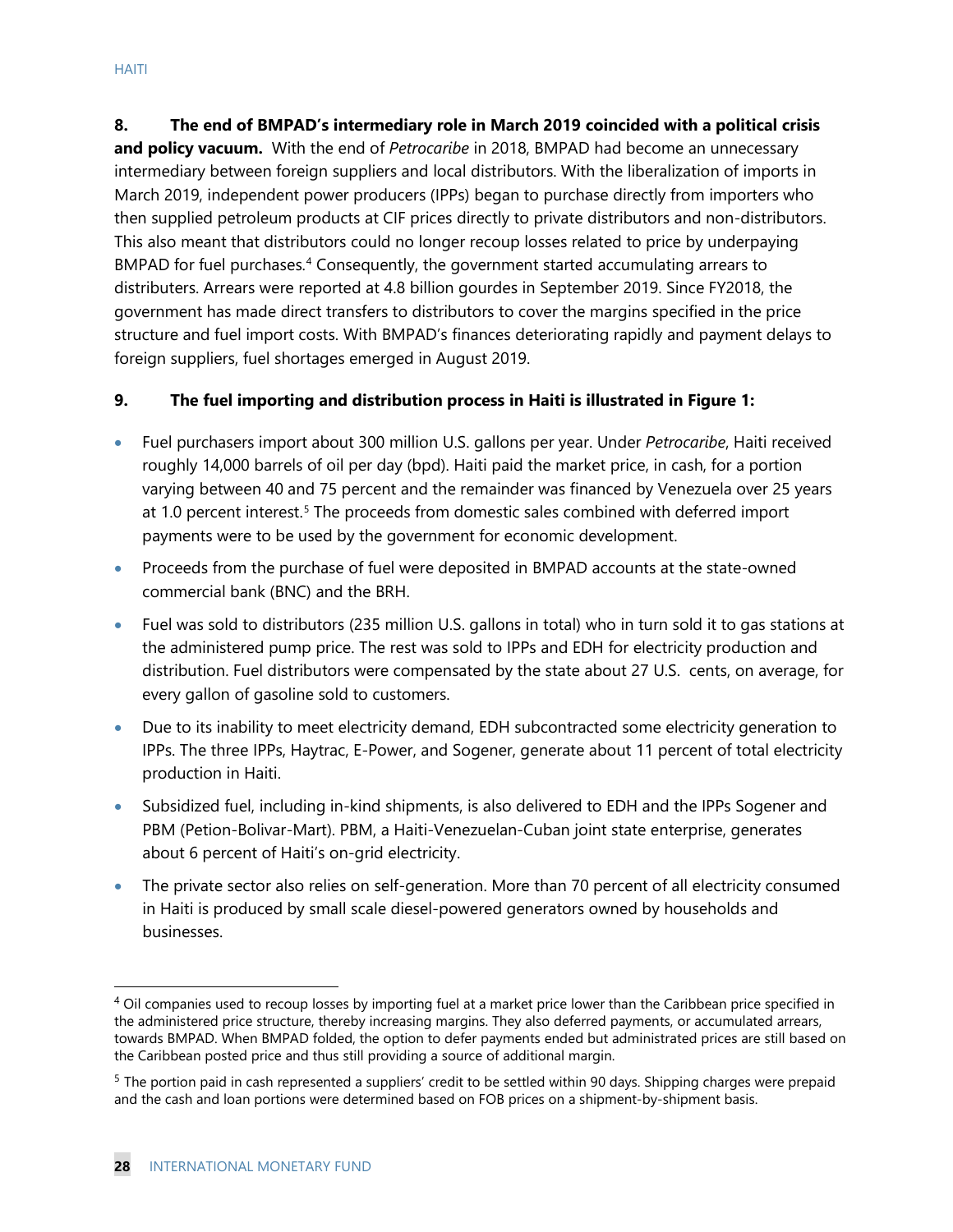**8. The end of BMPAD's intermediary role in March 2019 coincided with a political crisis and policy vacuum.** With the end of *Petrocaribe* in 2018, BMPAD had become an unnecessary intermediary between foreign suppliers and local distributors. With the liberalization of imports in March 2019, independent power producers (IPPs) began to purchase directly from importers who then supplied petroleum products at CIF prices directly to private distributors and non-distributors. This also meant that distributors could no longer recoup losses related to price by underpaying BMPAD for fuel purchases.[4] Consequently, the government started accumulating arrears to distributers. Arrears were reported at 4.8 billion gourdes in September 2019. Since FY2018, the government has made direct transfers to distributors to cover the margins specified in the price structure and fuel import costs. With BMPAD's finances deteriorating rapidly and payment delays to foreign suppliers, fuel shortages emerged in August 2019.

**9. The fuel importing and distribution process in Haiti is illustrated in Figure 1:**

- Fuel purchasers import about 300 million U.S. gallons per year. Under *Petrocaribe*, Haiti received roughly 14,000 barrels of oil per day (bpd). Haiti paid the market price, in cash, for a portion varying between 40 and 75 percent and the remainder was financed by Venezuela over 25 years at 1.0 percent interest.[5] The proceeds from domestic sales combined with deferred import payments were to be used by the government for economic development.
- Proceeds from the purchase of fuel were deposited in BMPAD accounts at the state-owned commercial bank (BNC) and the BRH.
- Fuel was sold to distributors (235 million U.S. gallons in total) who in turn sold it to gas stations at the administered pump price. The rest was sold to IPPs and EDH for electricity production and distribution. Fuel distributors were compensated by the state about 27 U.S. cents, on average, for every gallon of gasoline sold to customers.
- Due to its inability to meet electricity demand, EDH subcontracted some electricity generation to IPPs. The three IPPs, Haytrac, E-Power, and Sogener, generate about 11 percent of total electricity production in Haiti.
- Subsidized fuel, including in-kind shipments, is also delivered to EDH and the IPPs Sogener and PBM (Petion-Bolivar-Mart). PBM, a Haiti-Venezuelan-Cuban joint state enterprise, generates about 6 percent of Haiti's on-grid electricity.
- The private sector also relies on self-generation. More than 70 percent of all electricity consumed in Haiti is produced by small scale diesel-powered generators owned by households and businesses.

---

[4] Oil companies used to recoup losses by importing fuel at a market price lower than the Caribbean price specified in the administered price structure, thereby increasing margins. They also deferred payments, or accumulated arrears, towards BMPAD. When BMPAD folded, the option to defer payments ended but administrated prices are still based on the Caribbean posted price and thus still providing a source of additional margin.

[5] The portion paid in cash represented a suppliers' credit to be settled within 90 days. Shipping charges were prepaid and the cash and loan portions were determined based on FOB prices on a shipment-by-shipment basis.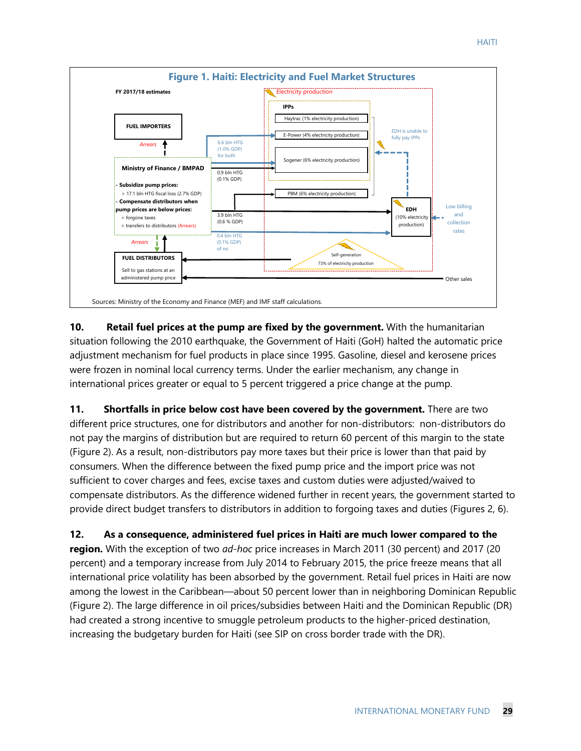**Figure 1. Haiti: Electricity and Fuel Market Structures**

FY 2017/18 estimates

FUEL IMPORTERS

Arrears

Ministry of Finance / BMPAD

- Subsidize pump prices:
  > 17.1 bln HTG fiscal loss (2.7% GDP)
- Compensate distributors when pump prices are below prices:
  > forgone taxes
  > transfers to distributors (Arrears)

Arrears

FUEL DISTRIBUTORS

Sell to gas stations at an administered pump price

6.6 bln HTG (1.0% GDP) for both

0.9 bln HTG (0.1% GDP)

3.9 bln HTG (0.6 % GDP)

0.4 bln HTG (0.1% GDP) of no

Electricity production

IPPs

Haytrac (1% electricity production)

E-Power (4% electricity production)

Sogener (6% electricity production)

PBM (6% electricity production)

EDH is unable to fully pay IPPs

EDH (10% electricity production)

Low billing and collection rates

Self-generation 73% of electricity production

Other sales

Sources: Ministry of the Economy and Finance (MEF) and IMF staff calculations.

**10. Retail fuel prices at the pump are fixed by the government.** With the humanitarian situation following the 2010 earthquake, the Government of Haiti (GoH) halted the automatic price adjustment mechanism for fuel products in place since 1995. Gasoline, diesel and kerosene prices were frozen in nominal local currency terms. Under the earlier mechanism, any change in international prices greater or equal to 5 percent triggered a price change at the pump.

**11. Shortfalls in price below cost have been covered by the government.** There are two different price structures, one for distributors and another for non-distributors: non-distributors do not pay the margins of distribution but are required to return 60 percent of this margin to the state (Figure 2). As a result, non-distributors pay more taxes but their price is lower than that paid by consumers. When the difference between the fixed pump price and the import price was not sufficient to cover charges and fees, excise taxes and custom duties were adjusted/waived to compensate distributors. As the difference widened further in recent years, the government started to provide direct budget transfers to distributors in addition to forgoing taxes and duties (Figures 2, 6).

**12. As a consequence, administered fuel prices in Haiti are much lower compared to the region.** With the exception of two *ad-hoc* price increases in March 2011 (30 percent) and 2017 (20 percent) and a temporary increase from July 2014 to February 2015, the price freeze means that all international price volatility has been absorbed by the government. Retail fuel prices in Haiti are now among the lowest in the Caribbean—about 50 percent lower than in neighboring Dominican Republic (Figure 2). The large difference in oil prices/subsidies between Haiti and the Dominican Republic (DR) had created a strong incentive to smuggle petroleum products to the higher-priced destination, increasing the budgetary burden for Haiti (see SIP on cross border trade with the DR).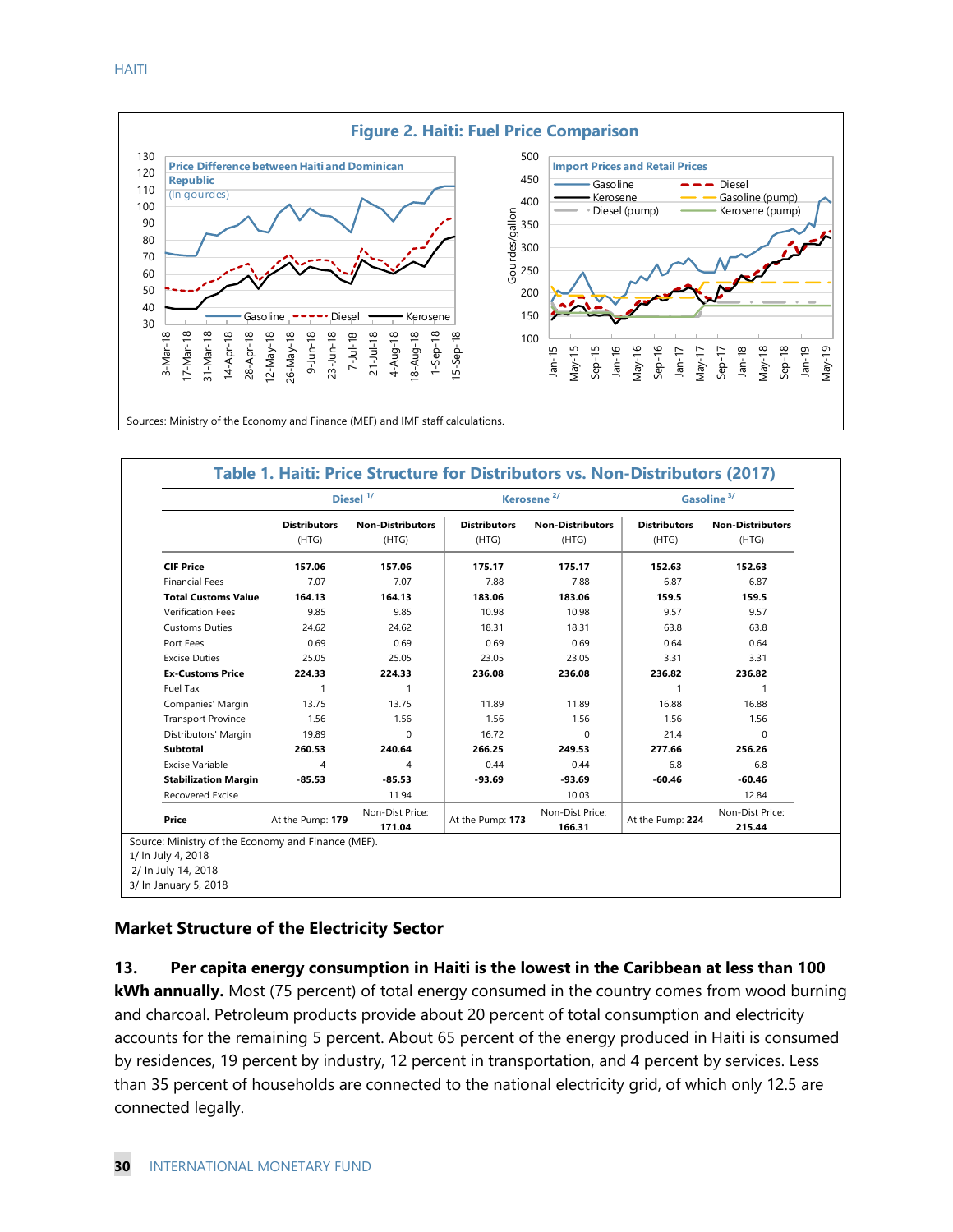**Figure 2. Haiti: Fuel Price Comparison**

Sources: Ministry of the Economy and Finance (MEF) and IMF staff calculations.

**Table 1. Haiti: Price Structure for Distributors vs. Non-Distributors (2017)**

| | Diesel [1/] | | Kerosene [2/] | | Gasoline [3/] | |
|---|---|---|---|---|---|---|
| | Distributors (HTG) | Non-Distributors (HTG) | Distributors (HTG) | Non-Distributors (HTG) | Distributors (HTG) | Non-Distributors (HTG) |
| **CIF Price** | **157.06** | **157.06** | **175.17** | **175.17** | **152.63** | **152.63** |
| Financial Fees | 7.07 | 7.07 | 7.88 | 7.88 | 6.87 | 6.87 |
| **Total Customs Value** | **164.13** | **164.13** | **183.06** | **183.06** | **159.5** | **159.5** |
| Verification Fees | 9.85 | 9.85 | 10.98 | 10.98 | 9.57 | 9.57 |
| Customs Duties | 24.62 | 24.62 | 18.31 | 18.31 | 63.8 | 63.8 |
| Port Fees | 0.69 | 0.69 | 0.69 | 0.69 | 0.64 | 0.64 |
| Excise Duties | 25.05 | 25.05 | 23.05 | 23.05 | 3.31 | 3.31 |
| **Ex-Customs Price** | **224.33** | **224.33** | **236.08** | **236.08** | **236.82** | **236.82** |
| Fuel Tax | 1 | 1 | | | 1 | 1 |
| Companies' Margin | 13.75 | 13.75 | 11.89 | 11.89 | 16.88 | 16.88 |
| Transport Province | 1.56 | 1.56 | 1.56 | 1.56 | 1.56 | 1.56 |
| Distributors' Margin | 19.89 | 0 | 16.72 | 0 | 21.4 | 0 |
| **Subtotal** | **260.53** | **240.64** | **266.25** | **249.53** | **277.66** | **256.26** |
| Excise Variable | 4 | 4 | 0.44 | 0.44 | 6.8 | 6.8 |
| **Stabilization Margin** | **-85.53** | **-85.53** | **-93.69** | **-93.69** | **-60.46** | **-60.46** |
| Recovered Excise | | 11.94 | | 10.03 | | 12.84 |
| **Price** | At the Pump: **179** | Non-Dist Price: **171.04** | At the Pump: **173** | Non-Dist Price: **166.31** | At the Pump: **224** | Non-Dist Price: **215.44** |

Source: Ministry of the Economy and Finance (MEF).
1/ In July 4, 2018
2/ In July 14, 2018
3/ In January 5, 2018

### Market Structure of the Electricity Sector

**13. Per capita energy consumption in Haiti is the lowest in the Caribbean at less than 100 kWh annually.** Most (75 percent) of total energy consumed in the country comes from wood burning and charcoal. Petroleum products provide about 20 percent of total consumption and electricity accounts for the remaining 5 percent. About 65 percent of the energy produced in Haiti is consumed by residences, 19 percent by industry, 12 percent in transportation, and 4 percent by services. Less than 35 percent of households are connected to the national electricity grid, of which only 12.5 are connected legally.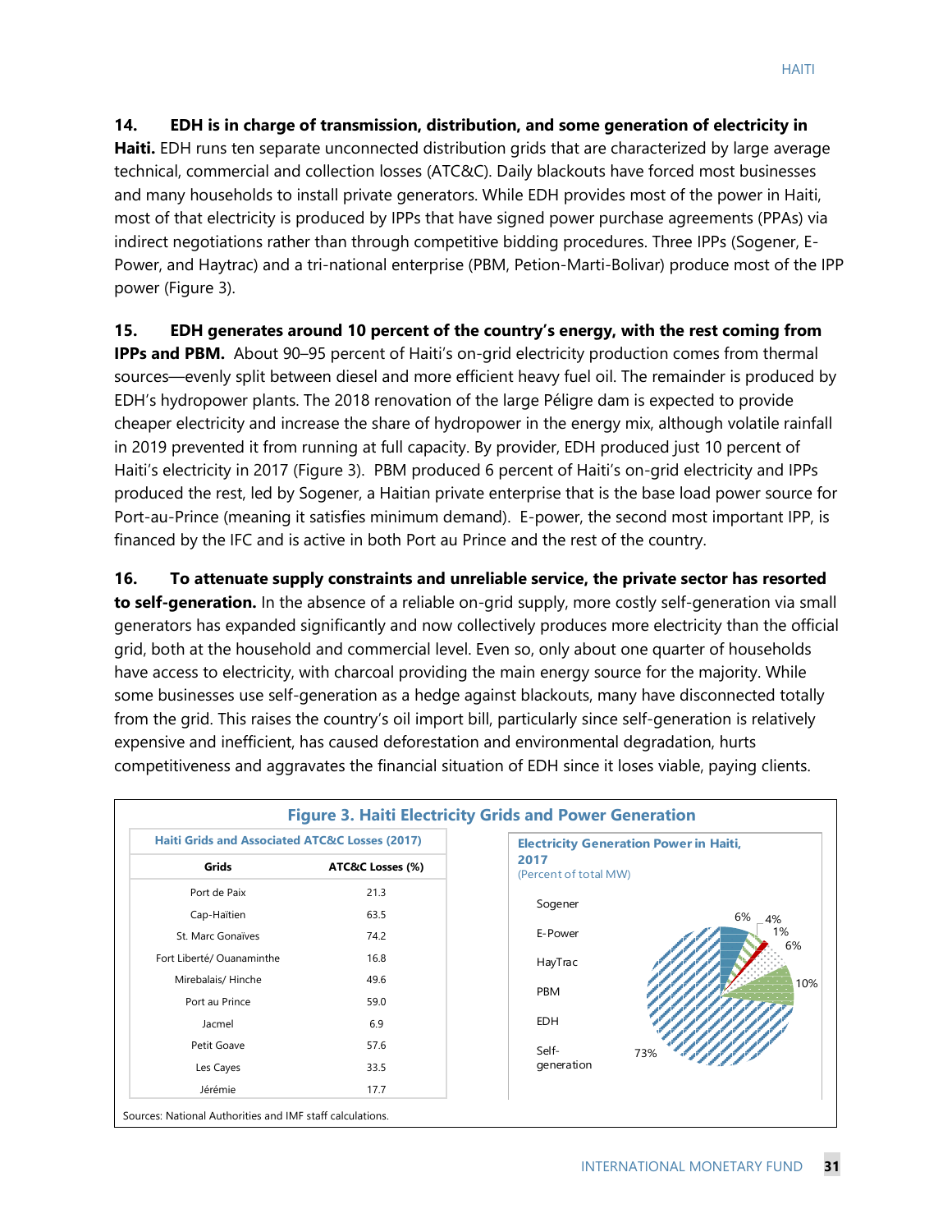**14. EDH is in charge of transmission, distribution, and some generation of electricity in Haiti.** EDH runs ten separate unconnected distribution grids that are characterized by large average technical, commercial and collection losses (ATC&C). Daily blackouts have forced most businesses and many households to install private generators. While EDH provides most of the power in Haiti, most of that electricity is produced by IPPs that have signed power purchase agreements (PPAs) via indirect negotiations rather than through competitive bidding procedures. Three IPPs (Sogener, E-Power, and Haytrac) and a tri-national enterprise (PBM, Petion-Marti-Bolivar) produce most of the IPP power (Figure 3).

**15. EDH generates around 10 percent of the country's energy, with the rest coming from IPPs and PBM.** About 90–95 percent of Haiti's on-grid electricity production comes from thermal sources—evenly split between diesel and more efficient heavy fuel oil. The remainder is produced by EDH's hydropower plants. The 2018 renovation of the large Péligre dam is expected to provide cheaper electricity and increase the share of hydropower in the energy mix, although volatile rainfall in 2019 prevented it from running at full capacity. By provider, EDH produced just 10 percent of Haiti's electricity in 2017 (Figure 3). PBM produced 6 percent of Haiti's on-grid electricity and IPPs produced the rest, led by Sogener, a Haitian private enterprise that is the base load power source for Port-au-Prince (meaning it satisfies minimum demand). E-power, the second most important IPP, is financed by the IFC and is active in both Port au Prince and the rest of the country.

**16. To attenuate supply constraints and unreliable service, the private sector has resorted to self-generation.** In the absence of a reliable on-grid supply, more costly self-generation via small generators has expanded significantly and now collectively produces more electricity than the official grid, both at the household and commercial level. Even so, only about one quarter of households have access to electricity, with charcoal providing the main energy source for the majority. While some businesses use self-generation as a hedge against blackouts, many have disconnected totally from the grid. This raises the country's oil import bill, particularly since self-generation is relatively expensive and inefficient, has caused deforestation and environmental degradation, hurts competitiveness and aggravates the financial situation of EDH since it loses viable, paying clients.

**Figure 3. Haiti Electricity Grids and Power Generation**

**Haiti Grids and Associated ATC&C Losses (2017)**

| Grids | ATC&C Losses (%) |
|---|---|
| Port de Paix | 21.3 |
| Cap-Haïtien | 63.5 |
| St. Marc Gonaïves | 74.2 |
| Fort Liberté/ Ouanaminthe | 16.8 |
| Mirebalais/ Hinche | 49.6 |
| Port au Prince | 59.0 |
| Jacmel | 6.9 |
| Petit Goave | 57.6 |
| Les Cayes | 33.5 |
| Jérémie | 17.7 |

**Electricity Generation Power in Haiti, 2017**
(Percent of total MW)

| Source | Share |
|---|---|
| Sogener | 6% |
| E-Power | 4% |
| HayTrac | 1% |
| PBM | 6% |
| EDH | 10% |
| Self-generation | 73% |

Sources: National Authorities and IMF staff calculations.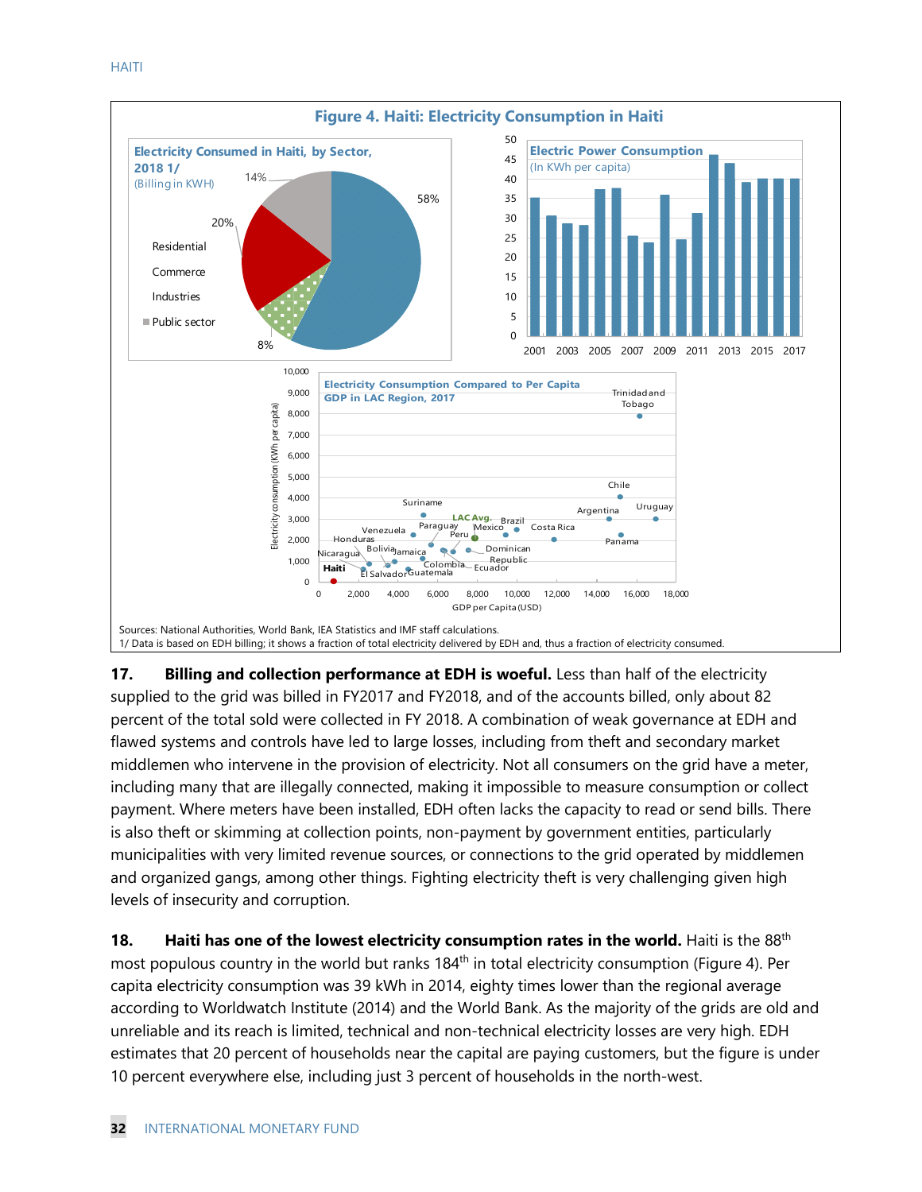**Figure 4. Haiti: Electricity Consumption in Haiti**

**Electricity Consumed in Haiti, by Sector, 2018 1/**
(Billing in KWH)

Residential 58%; Commerce 8%; Industries 20%; Public sector 14%

**Electric Power Consumption**
(In KWh per capita)

**Electricity Consumption Compared to Per Capita GDP in LAC Region, 2017**

Sources: National Authorities, World Bank, IEA Statistics and IMF staff calculations.
1/ Data is based on EDH billing; it shows a fraction of total electricity delivered by EDH and, thus a fraction of electricity consumed.

**17. Billing and collection performance at EDH is woeful.** Less than half of the electricity supplied to the grid was billed in FY2017 and FY2018, and of the accounts billed, only about 82 percent of the total sold were collected in FY 2018. A combination of weak governance at EDH and flawed systems and controls have led to large losses, including from theft and secondary market middlemen who intervene in the provision of electricity. Not all consumers on the grid have a meter, including many that are illegally connected, making it impossible to measure consumption or collect payment. Where meters have been installed, EDH often lacks the capacity to read or send bills. There is also theft or skimming at collection points, non-payment by government entities, particularly municipalities with very limited revenue sources, or connections to the grid operated by middlemen and organized gangs, among other things. Fighting electricity theft is very challenging given high levels of insecurity and corruption.

**18. Haiti has one of the lowest electricity consumption rates in the world.** Haiti is the 88th most populous country in the world but ranks 184th in total electricity consumption (Figure 4). Per capita electricity consumption was 39 kWh in 2014, eighty times lower than the regional average according to Worldwatch Institute (2014) and the World Bank. As the majority of the grids are old and unreliable and its reach is limited, technical and non-technical electricity losses are very high. EDH estimates that 20 percent of households near the capital are paying customers, but the figure is under 10 percent everywhere else, including just 3 percent of households in the north-west.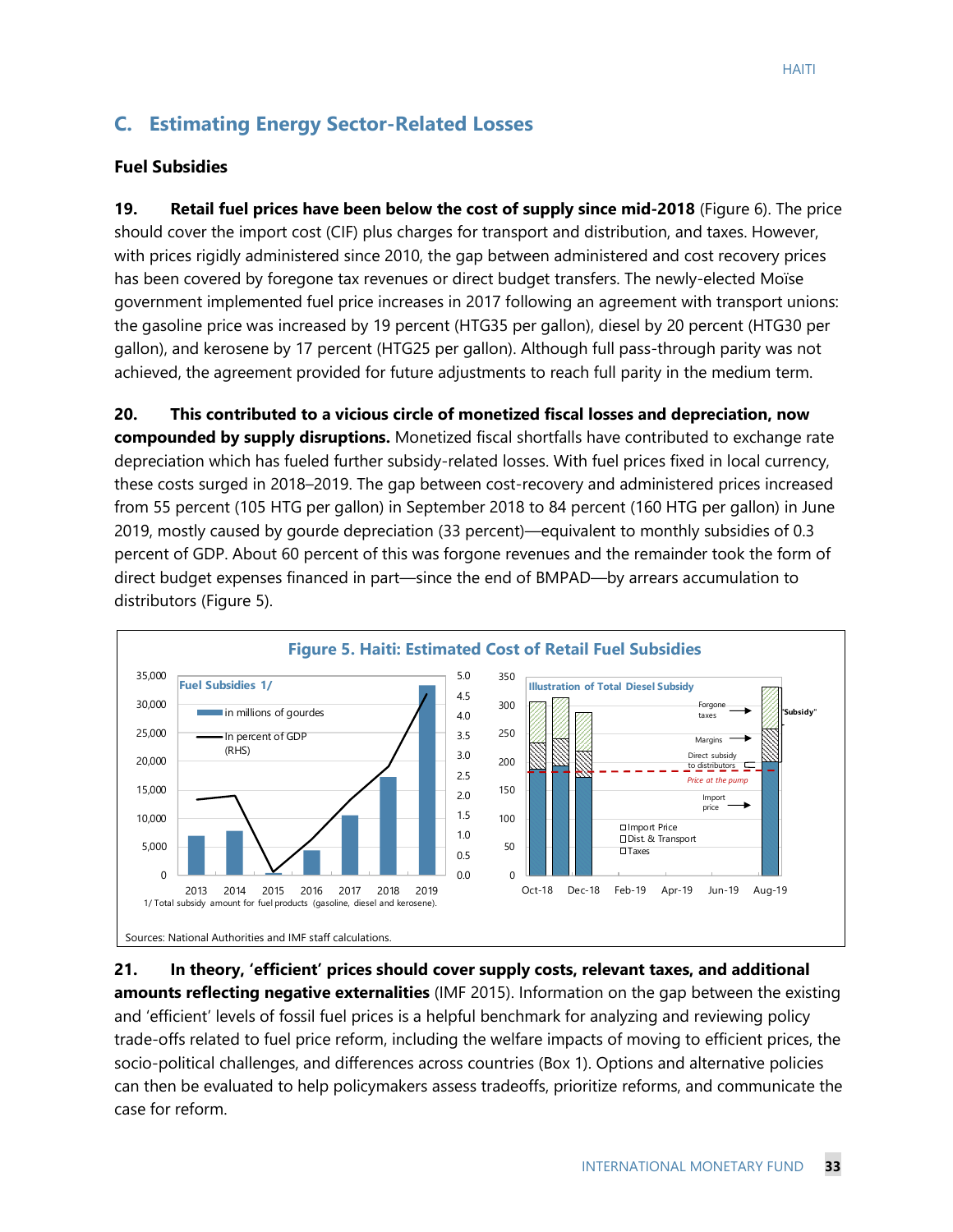## C. Estimating Energy Sector-Related Losses

### Fuel Subsidies

**19. Retail fuel prices have been below the cost of supply since mid-2018** (Figure 6). The price should cover the import cost (CIF) plus charges for transport and distribution, and taxes. However, with prices rigidly administered since 2010, the gap between administered and cost recovery prices has been covered by foregone tax revenues or direct budget transfers. The newly-elected Moïse government implemented fuel price increases in 2017 following an agreement with transport unions: the gasoline price was increased by 19 percent (HTG35 per gallon), diesel by 20 percent (HTG30 per gallon), and kerosene by 17 percent (HTG25 per gallon). Although full pass-through parity was not achieved, the agreement provided for future adjustments to reach full parity in the medium term.

**20. This contributed to a vicious circle of monetized fiscal losses and depreciation, now compounded by supply disruptions.** Monetized fiscal shortfalls have contributed to exchange rate depreciation which has fueled further subsidy-related losses. With fuel prices fixed in local currency, these costs surged in 2018–2019. The gap between cost-recovery and administered prices increased from 55 percent (105 HTG per gallon) in September 2018 to 84 percent (160 HTG per gallon) in June 2019, mostly caused by gourde depreciation (33 percent)—equivalent to monthly subsidies of 0.3 percent of GDP. About 60 percent of this was forgone revenues and the remainder took the form of direct budget expenses financed in part—since the end of BMPAD—by arrears accumulation to distributors (Figure 5).

**Figure 5. Haiti: Estimated Cost of Retail Fuel Subsidies**

Left panel: Fuel Subsidies 1/ (in millions of gourdes; In percent of GDP (RHS)), 2013–2019.

1/ Total subsidy amount for fuel products (gasoline, diesel and kerosene).

Right panel: Illustration of Total Diesel Subsidy (Import Price; Dist. & Transport; Taxes; Forgone taxes; Margins; Direct subsidy to distributors; Price at the pump; Import price; "Subsidy"), Oct-18 to Aug-19.

Sources: National Authorities and IMF staff calculations.

**21. In theory, 'efficient' prices should cover supply costs, relevant taxes, and additional amounts reflecting negative externalities** (IMF 2015). Information on the gap between the existing and 'efficient' levels of fossil fuel prices is a helpful benchmark for analyzing and reviewing policy trade-offs related to fuel price reform, including the welfare impacts of moving to efficient prices, the socio-political challenges, and differences across countries (Box 1). Options and alternative policies can then be evaluated to help policymakers assess tradeoffs, prioritize reforms, and communicate the case for reform.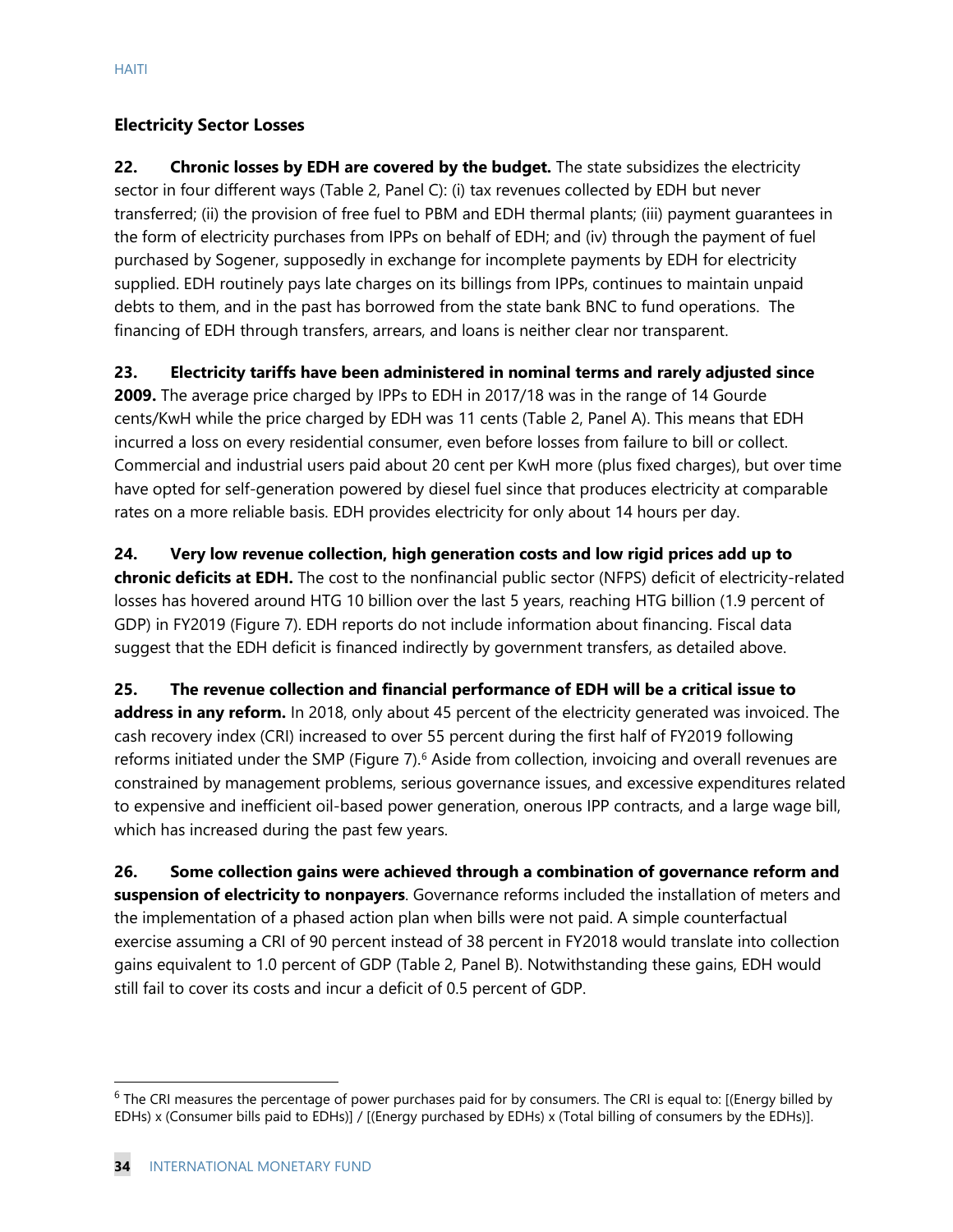## Electricity Sector Losses

**22. Chronic losses by EDH are covered by the budget.** The state subsidizes the electricity sector in four different ways (Table 2, Panel C): (i) tax revenues collected by EDH but never transferred; (ii) the provision of free fuel to PBM and EDH thermal plants; (iii) payment guarantees in the form of electricity purchases from IPPs on behalf of EDH; and (iv) through the payment of fuel purchased by Sogener, supposedly in exchange for incomplete payments by EDH for electricity supplied. EDH routinely pays late charges on its billings from IPPs, continues to maintain unpaid debts to them, and in the past has borrowed from the state bank BNC to fund operations. The financing of EDH through transfers, arrears, and loans is neither clear nor transparent.

**23. Electricity tariffs have been administered in nominal terms and rarely adjusted since 2009.** The average price charged by IPPs to EDH in 2017/18 was in the range of 14 Gourde cents/KwH while the price charged by EDH was 11 cents (Table 2, Panel A). This means that EDH incurred a loss on every residential consumer, even before losses from failure to bill or collect. Commercial and industrial users paid about 20 cent per KwH more (plus fixed charges), but over time have opted for self-generation powered by diesel fuel since that produces electricity at comparable rates on a more reliable basis. EDH provides electricity for only about 14 hours per day.

**24. Very low revenue collection, high generation costs and low rigid prices add up to chronic deficits at EDH.** The cost to the nonfinancial public sector (NFPS) deficit of electricity-related losses has hovered around HTG 10 billion over the last 5 years, reaching HTG billion (1.9 percent of GDP) in FY2019 (Figure 7). EDH reports do not include information about financing. Fiscal data suggest that the EDH deficit is financed indirectly by government transfers, as detailed above.

**25. The revenue collection and financial performance of EDH will be a critical issue to address in any reform.** In 2018, only about 45 percent of the electricity generated was invoiced. The cash recovery index (CRI) increased to over 55 percent during the first half of FY2019 following reforms initiated under the SMP (Figure 7).[6] Aside from collection, invoicing and overall revenues are constrained by management problems, serious governance issues, and excessive expenditures related to expensive and inefficient oil-based power generation, onerous IPP contracts, and a large wage bill, which has increased during the past few years.

**26. Some collection gains were achieved through a combination of governance reform and suspension of electricity to nonpayers**. Governance reforms included the installation of meters and the implementation of a phased action plan when bills were not paid. A simple counterfactual exercise assuming a CRI of 90 percent instead of 38 percent in FY2018 would translate into collection gains equivalent to 1.0 percent of GDP (Table 2, Panel B). Notwithstanding these gains, EDH would still fail to cover its costs and incur a deficit of 0.5 percent of GDP.

---

[6] The CRI measures the percentage of power purchases paid for by consumers. The CRI is equal to: [(Energy billed by EDHs) x (Consumer bills paid to EDHs)] / [(Energy purchased by EDHs) x (Total billing of consumers by the EDHs)].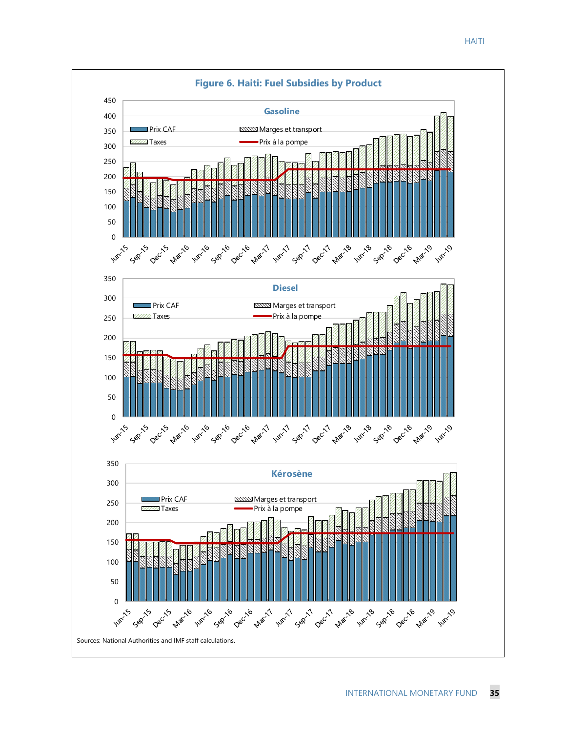**Figure 6. Haiti: Fuel Subsidies by Product**

Gasoline

Prix CAF | Marges et transport | Taxes | Prix à la pompe

Diesel

Prix CAF | Marges et transport | Taxes | Prix à la pompe

Kérosène

Prix CAF | Marges et transport | Taxes | Prix à la pompe

Sources: National Authorities and IMF staff calculations.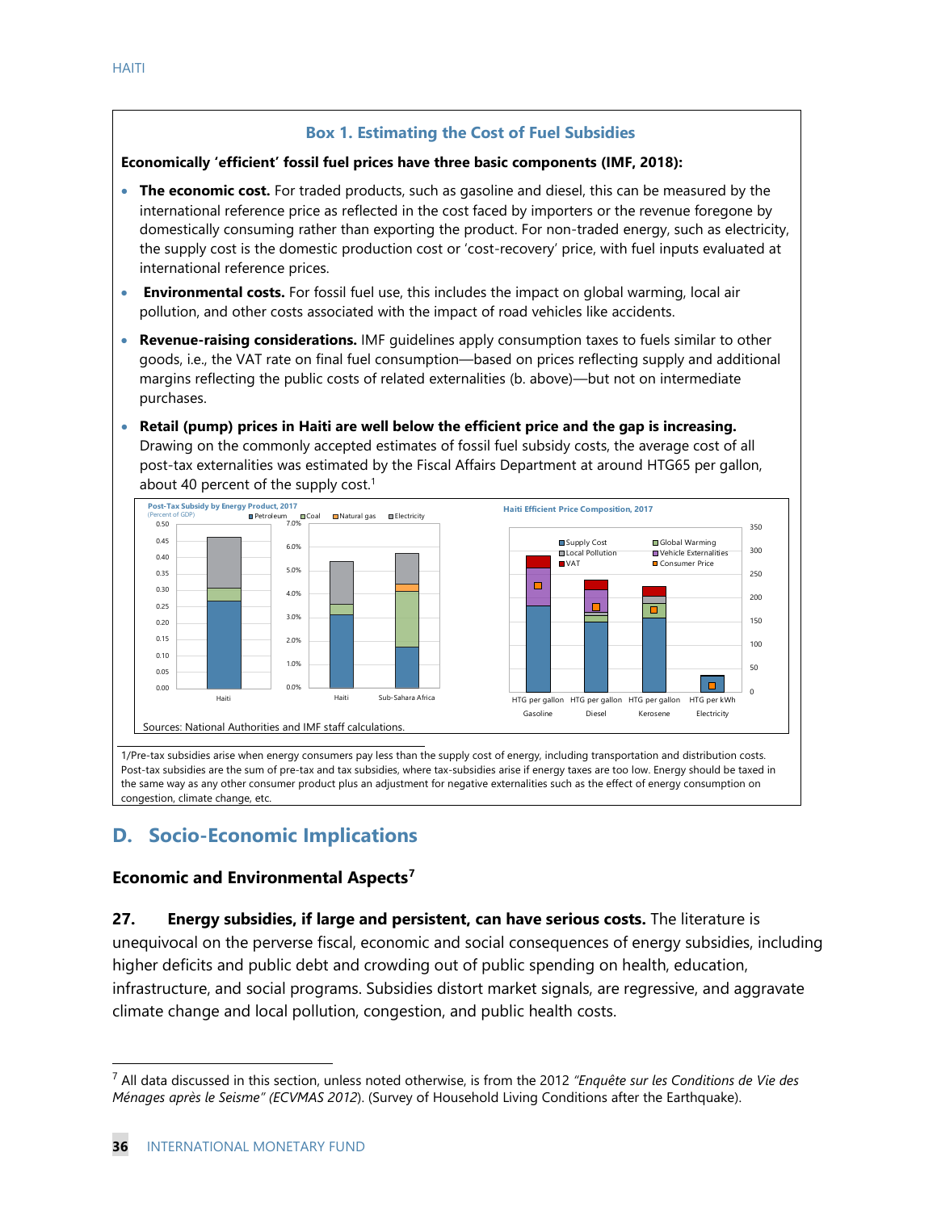## Box 1. Estimating the Cost of Fuel Subsidies

**Economically 'efficient' fossil fuel prices have three basic components (IMF, 2018):**

- **The economic cost.** For traded products, such as gasoline and diesel, this can be measured by the international reference price as reflected in the cost faced by importers or the revenue foregone by domestically consuming rather than exporting the product. For non-traded energy, such as electricity, the supply cost is the domestic production cost or 'cost-recovery' price, with fuel inputs evaluated at international reference prices.
- **Environmental costs.** For fossil fuel use, this includes the impact on global warming, local air pollution, and other costs associated with the impact of road vehicles like accidents.
- **Revenue-raising considerations.** IMF guidelines apply consumption taxes to fuels similar to other goods, i.e., the VAT rate on final fuel consumption—based on prices reflecting supply and additional margins reflecting the public costs of related externalities (b. above)—but not on intermediate purchases.
- **Retail (pump) prices in Haiti are well below the efficient price and the gap is increasing.** Drawing on the commonly accepted estimates of fossil fuel subsidy costs, the average cost of all post-tax externalities was estimated by the Fiscal Affairs Department at around HTG65 per gallon, about 40 percent of the supply cost.[1]

Post-Tax Subsidy by Energy Product, 2017 (Percent of GDP)

Haiti Efficient Price Composition, 2017

Sources: National Authorities and IMF staff calculations.

1/Pre-tax subsidies arise when energy consumers pay less than the supply cost of energy, including transportation and distribution costs. Post-tax subsidies are the sum of pre-tax and tax subsidies, where tax-subsidies arise if energy taxes are too low. Energy should be taxed in the same way as any other consumer product plus an adjustment for negative externalities such as the effect of energy consumption on congestion, climate change, etc.

## D. Socio-Economic Implications

### Economic and Environmental Aspects[7]

**27. Energy subsidies, if large and persistent, can have serious costs.** The literature is unequivocal on the perverse fiscal, economic and social consequences of energy subsidies, including higher deficits and public debt and crowding out of public spending on health, education, infrastructure, and social programs. Subsidies distort market signals, are regressive, and aggravate climate change and local pollution, congestion, and public health costs.

[7] All data discussed in this section, unless noted otherwise, is from the 2012 *"Enquête sur les Conditions de Vie des Ménages après le Seisme" (ECVMAS 2012*). (Survey of Household Living Conditions after the Earthquake).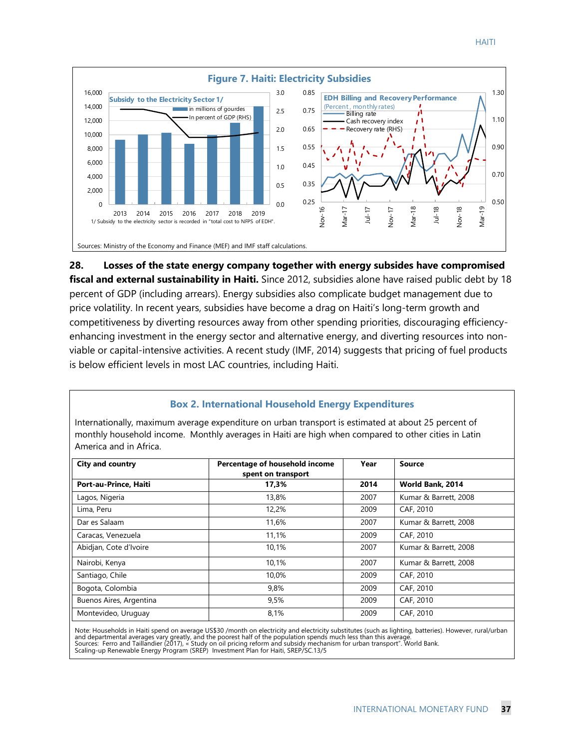**Figure 7. Haiti: Electricity Subsidies**

1/ Subsidy to the electricity sector is recorded in "total cost to NFPS of EDH".

Sources: Ministry of the Economy and Finance (MEF) and IMF staff calculations.

**28. Losses of the state energy company together with energy subsides have compromised fiscal and external sustainability in Haiti.** Since 2012, subsidies alone have raised public debt by 18 percent of GDP (including arrears). Energy subsidies also complicate budget management due to price volatility. In recent years, subsidies have become a drag on Haiti's long-term growth and competitiveness by diverting resources away from other spending priorities, discouraging efficiency-enhancing investment in the energy sector and alternative energy, and diverting resources into non-viable or capital-intensive activities. A recent study (IMF, 2014) suggests that pricing of fuel products is below efficient levels in most LAC countries, including Haiti.

## Box 2. International Household Energy Expenditures

Internationally, maximum average expenditure on urban transport is estimated at about 25 percent of monthly household income. Monthly averages in Haiti are high when compared to other cities in Latin America and in Africa.

| City and country | Percentage of household income spent on transport | Year | Source |
|---|---|---|---|
| **Port-au-Prince, Haiti** | **17,3%** | **2014** | **World Bank, 2014** |
| Lagos, Nigeria | 13,8% | 2007 | Kumar & Barrett, 2008 |
| Lima, Peru | 12,2% | 2009 | CAF, 2010 |
| Dar es Salaam | 11,6% | 2007 | Kumar & Barrett, 2008 |
| Caracas, Venezuela | 11,1% | 2009 | CAF, 2010 |
| Abidjan, Cote d'Ivoire | 10,1% | 2007 | Kumar & Barrett, 2008 |
| Nairobi, Kenya | 10,1% | 2007 | Kumar & Barrett, 2008 |
| Santiago, Chile | 10,0% | 2009 | CAF, 2010 |
| Bogota, Colombia | 9,8% | 2009 | CAF, 2010 |
| Buenos Aires, Argentina | 9,5% | 2009 | CAF, 2010 |
| Montevideo, Uruguay | 8,1% | 2009 | CAF, 2010 |

Note: Households in Haiti spend on average US$30 /month on electricity and electricity substitutes (such as lighting, batteries). However, rural/urban and departmental averages vary greatly, and the poorest half of the population spends much less than this average.
Sources: Ferro and Taillandier (2017), « Study on oil pricing reform and subsidy mechanism for urban transport". World Bank.
Scaling-up Renewable Energy Program (SREP) Investment Plan for Haiti, SREP/SC.13/5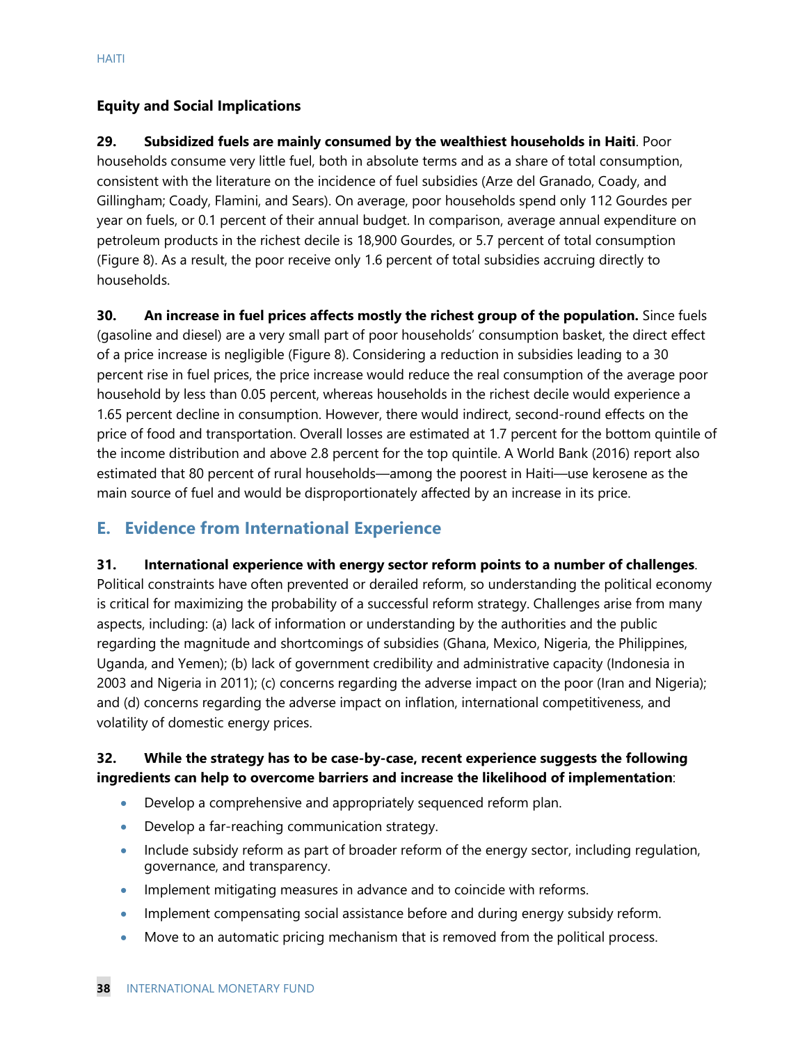### Equity and Social Implications

**29. Subsidized fuels are mainly consumed by the wealthiest households in Haiti**. Poor households consume very little fuel, both in absolute terms and as a share of total consumption, consistent with the literature on the incidence of fuel subsidies (Arze del Granado, Coady, and Gillingham; Coady, Flamini, and Sears). On average, poor households spend only 112 Gourdes per year on fuels, or 0.1 percent of their annual budget. In comparison, average annual expenditure on petroleum products in the richest decile is 18,900 Gourdes, or 5.7 percent of total consumption (Figure 8). As a result, the poor receive only 1.6 percent of total subsidies accruing directly to households.

**30. An increase in fuel prices affects mostly the richest group of the population.** Since fuels (gasoline and diesel) are a very small part of poor households' consumption basket, the direct effect of a price increase is negligible (Figure 8). Considering a reduction in subsidies leading to a 30 percent rise in fuel prices, the price increase would reduce the real consumption of the average poor household by less than 0.05 percent, whereas households in the richest decile would experience a 1.65 percent decline in consumption. However, there would indirect, second-round effects on the price of food and transportation. Overall losses are estimated at 1.7 percent for the bottom quintile of the income distribution and above 2.8 percent for the top quintile. A World Bank (2016) report also estimated that 80 percent of rural households—among the poorest in Haiti—use kerosene as the main source of fuel and would be disproportionately affected by an increase in its price.

## E. Evidence from International Experience

**31. International experience with energy sector reform points to a number of challenges**. Political constraints have often prevented or derailed reform, so understanding the political economy is critical for maximizing the probability of a successful reform strategy. Challenges arise from many aspects, including: (a) lack of information or understanding by the authorities and the public regarding the magnitude and shortcomings of subsidies (Ghana, Mexico, Nigeria, the Philippines, Uganda, and Yemen); (b) lack of government credibility and administrative capacity (Indonesia in 2003 and Nigeria in 2011); (c) concerns regarding the adverse impact on the poor (Iran and Nigeria); and (d) concerns regarding the adverse impact on inflation, international competitiveness, and volatility of domestic energy prices.

**32. While the strategy has to be case-by-case, recent experience suggests the following ingredients can help to overcome barriers and increase the likelihood of implementation**:

- Develop a comprehensive and appropriately sequenced reform plan.
- Develop a far-reaching communication strategy.
- Include subsidy reform as part of broader reform of the energy sector, including regulation, governance, and transparency.
- Implement mitigating measures in advance and to coincide with reforms.
- Implement compensating social assistance before and during energy subsidy reform.
- Move to an automatic pricing mechanism that is removed from the political process.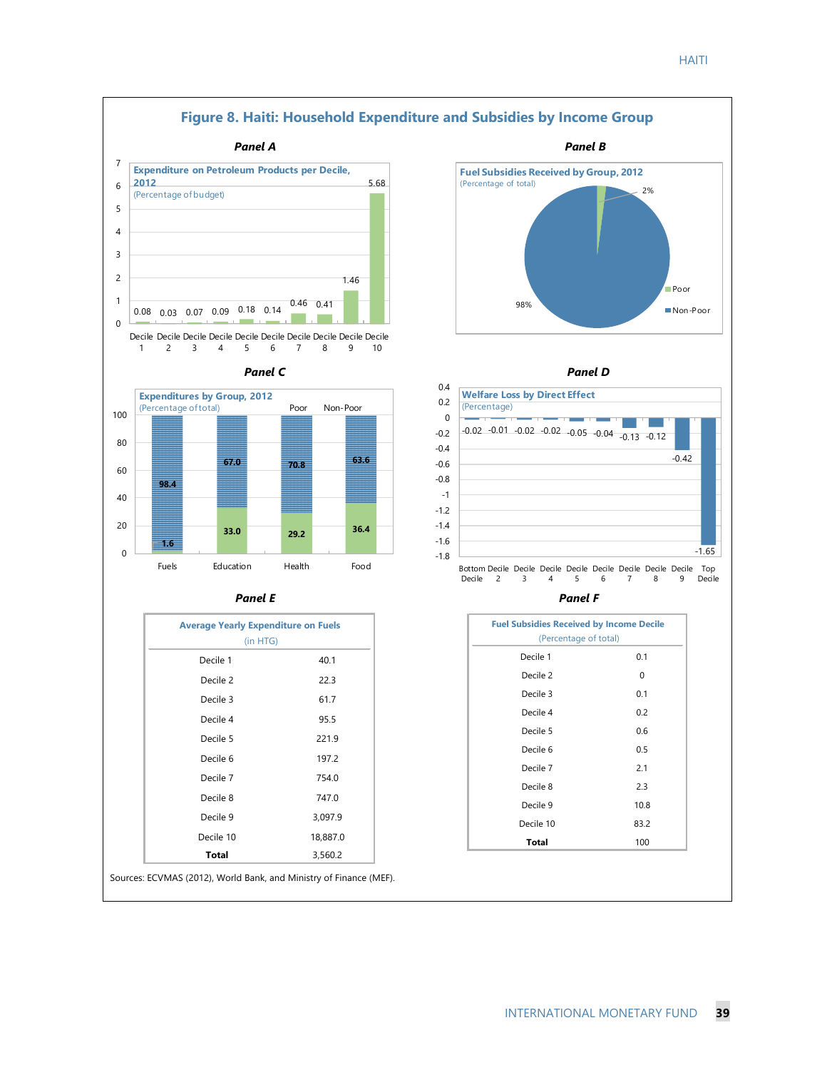## Figure 8. Haiti: Household Expenditure and Subsidies by Income Group

**Panel A**

Expenditure on Petroleum Products per Decile, 2012
(Percentage of budget)

| Decile 1 | Decile 2 | Decile 3 | Decile 4 | Decile 5 | Decile 6 | Decile 7 | Decile 8 | Decile 9 | Decile 10 |
|---|---|---|---|---|---|---|---|---|---|
| 0.08 | 0.03 | 0.07 | 0.09 | 0.18 | 0.14 | 0.46 | 0.41 | 1.46 | 5.68 |

**Panel B**

Fuel Subsidies Received by Group, 2012
(Percentage of total)

| Poor | Non-Poor |
|---|---|
| 2% | 98% |

**Panel C**

Expenditures by Group, 2012
(Percentage of total)

| | Fuels | Education | Health | Food |
|---|---|---|---|---|
| Poor | 1.6 | 33.0 | 29.2 | 36.4 |
| Non-Poor | 98.4 | 67.0 | 70.8 | 63.6 |

**Panel D**

Welfare Loss by Direct Effect
(Percentage)

| Bottom Decile | Decile 2 | Decile 3 | Decile 4 | Decile 5 | Decile 6 | Decile 7 | Decile 8 | Decile 9 | Top Decile |
|---|---|---|---|---|---|---|---|---|---|
| -0.02 | -0.01 | -0.02 | -0.02 | -0.05 | -0.04 | -0.13 | -0.12 | -0.42 | -1.65 |

**Panel E**

| Average Yearly Expenditure on Fuels (in HTG) | |
|---|---|
| Decile 1 | 40.1 |
| Decile 2 | 22.3 |
| Decile 3 | 61.7 |
| Decile 4 | 95.5 |
| Decile 5 | 221.9 |
| Decile 6 | 197.2 |
| Decile 7 | 754.0 |
| Decile 8 | 747.0 |
| Decile 9 | 3,097.9 |
| Decile 10 | 18,887.0 |
| **Total** | 3,560.2 |

**Panel F**

| Fuel Subsidies Received by Income Decile (Percentage of total) | |
|---|---|
| Decile 1 | 0.1 |
| Decile 2 | 0 |
| Decile 3 | 0.1 |
| Decile 4 | 0.2 |
| Decile 5 | 0.6 |
| Decile 6 | 0.5 |
| Decile 7 | 2.1 |
| Decile 8 | 2.3 |
| Decile 9 | 10.8 |
| Decile 10 | 83.2 |
| **Total** | 100 |

Sources: ECVMAS (2012), World Bank, and Ministry of Finance (MEF).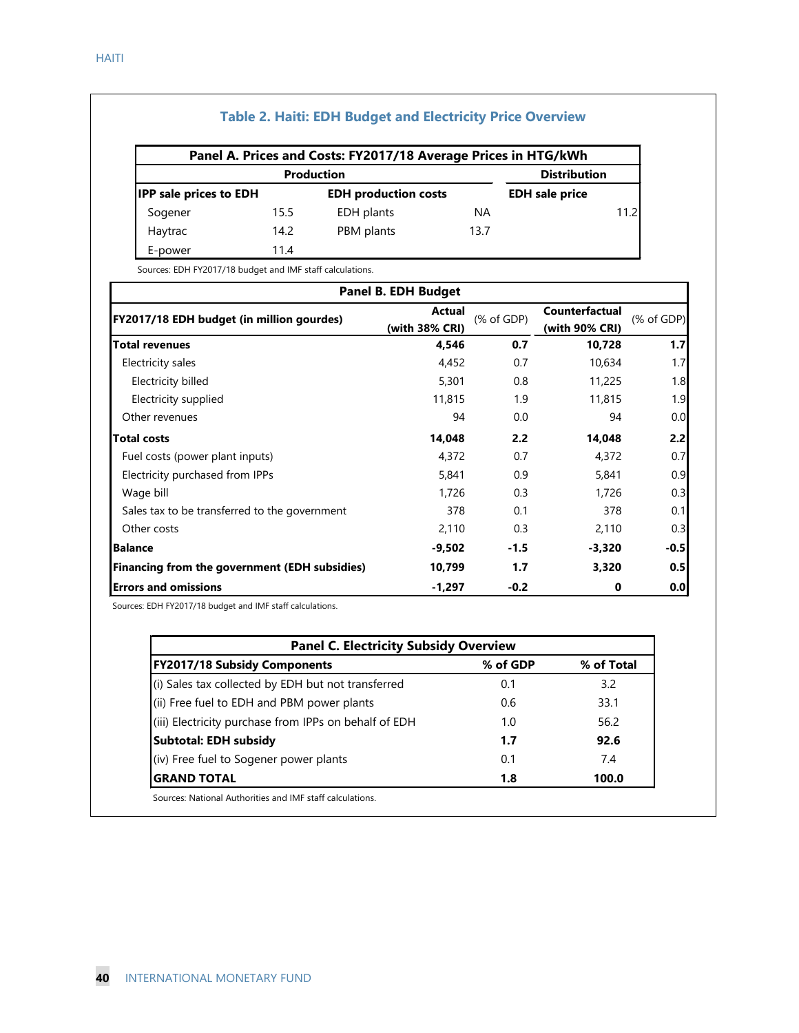## Table 2. Haiti: EDH Budget and Electricity Price Overview

| Panel A. Prices and Costs: FY2017/18 Average Prices in HTG/kWh | | | | | |
|---|---|---|---|---|---|
| Production | | | | Distribution | |
| **IPP sale prices to EDH** | | **EDH production costs** | | **EDH sale price** | |
| Sogener | 15.5 | EDH plants | NA | | 11.2 |
| Haytrac | 14.2 | PBM plants | 13.7 | | |
| E-power | 11.4 | | | | |

Sources: EDH FY2017/18 budget and IMF staff calculations.

| Panel B. EDH Budget | | | | |
|---|---|---|---|---|
| **FY2017/18 EDH budget (in million gourdes)** | **Actual (with 38% CRI)** | (% of GDP) | **Counterfactual (with 90% CRI)** | (% of GDP) |
| **Total revenues** | **4,546** | **0.7** | **10,728** | **1.7** |
| Electricity sales | 4,452 | 0.7 | 10,634 | 1.7 |
| Electricity billed | 5,301 | 0.8 | 11,225 | 1.8 |
| Electricity supplied | 11,815 | 1.9 | 11,815 | 1.9 |
| Other revenues | 94 | 0.0 | 94 | 0.0 |
| **Total costs** | **14,048** | **2.2** | **14,048** | **2.2** |
| Fuel costs (power plant inputs) | 4,372 | 0.7 | 4,372 | 0.7 |
| Electricity purchased from IPPs | 5,841 | 0.9 | 5,841 | 0.9 |
| Wage bill | 1,726 | 0.3 | 1,726 | 0.3 |
| Sales tax to be transferred to the government | 378 | 0.1 | 378 | 0.1 |
| Other costs | 2,110 | 0.3 | 2,110 | 0.3 |
| **Balance** | **-9,502** | **-1.5** | **-3,320** | **-0.5** |
| **Financing from the government (EDH subsidies)** | **10,799** | **1.7** | **3,320** | **0.5** |
| **Errors and omissions** | **-1,297** | **-0.2** | **0** | **0.0** |

Sources: EDH FY2017/18 budget and IMF staff calculations.

| Panel C. Electricity Subsidy Overview | | |
|---|---|---|
| **FY2017/18 Subsidy Components** | **% of GDP** | **% of Total** |
| (i) Sales tax collected by EDH but not transferred | 0.1 | 3.2 |
| (ii) Free fuel to EDH and PBM power plants | 0.6 | 33.1 |
| (iii) Electricity purchase from IPPs on behalf of EDH | 1.0 | 56.2 |
| **Subtotal: EDH subsidy** | **1.7** | **92.6** |
| (iv) Free fuel to Sogener power plants | 0.1 | 7.4 |
| **GRAND TOTAL** | **1.8** | **100.0** |

Sources: National Authorities and IMF staff calculations.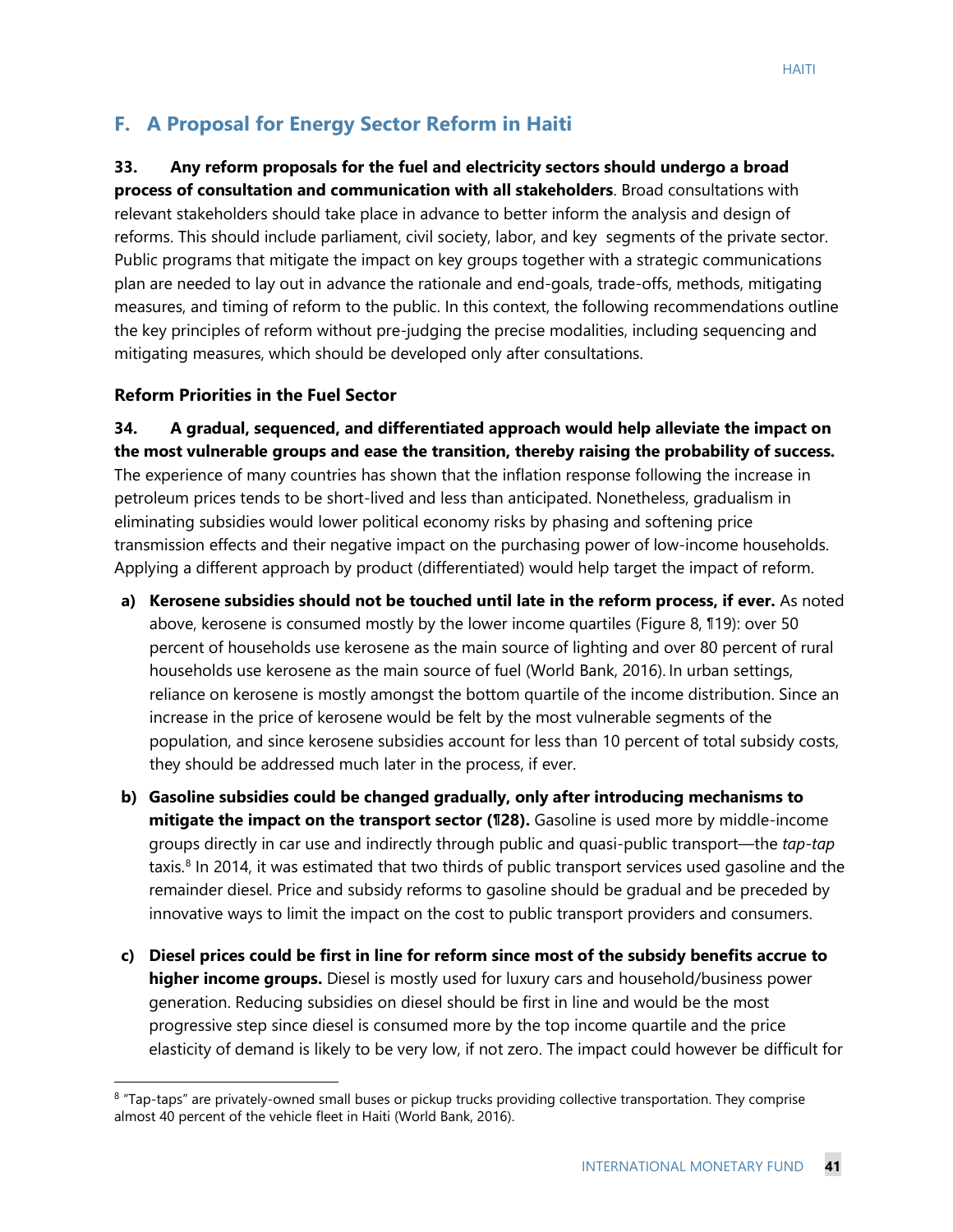## F. A Proposal for Energy Sector Reform in Haiti

**33. Any reform proposals for the fuel and electricity sectors should undergo a broad process of consultation and communication with all stakeholders**. Broad consultations with relevant stakeholders should take place in advance to better inform the analysis and design of reforms. This should include parliament, civil society, labor, and key segments of the private sector. Public programs that mitigate the impact on key groups together with a strategic communications plan are needed to lay out in advance the rationale and end-goals, trade-offs, methods, mitigating measures, and timing of reform to the public. In this context, the following recommendations outline the key principles of reform without pre-judging the precise modalities, including sequencing and mitigating measures, which should be developed only after consultations.

### Reform Priorities in the Fuel Sector

**34. A gradual, sequenced, and differentiated approach would help alleviate the impact on the most vulnerable groups and ease the transition, thereby raising the probability of success.** The experience of many countries has shown that the inflation response following the increase in petroleum prices tends to be short-lived and less than anticipated. Nonetheless, gradualism in eliminating subsidies would lower political economy risks by phasing and softening price transmission effects and their negative impact on the purchasing power of low-income households. Applying a different approach by product (differentiated) would help target the impact of reform.

a) **Kerosene subsidies should not be touched until late in the reform process, if ever.** As noted above, kerosene is consumed mostly by the lower income quartiles (Figure 8, ¶19): over 50 percent of households use kerosene as the main source of lighting and over 80 percent of rural households use kerosene as the main source of fuel (World Bank, 2016). In urban settings, reliance on kerosene is mostly amongst the bottom quartile of the income distribution. Since an increase in the price of kerosene would be felt by the most vulnerable segments of the population, and since kerosene subsidies account for less than 10 percent of total subsidy costs, they should be addressed much later in the process, if ever.

b) **Gasoline subsidies could be changed gradually, only after introducing mechanisms to mitigate the impact on the transport sector (¶28).** Gasoline is used more by middle-income groups directly in car use and indirectly through public and quasi-public transport—the *tap-tap* taxis.[8] In 2014, it was estimated that two thirds of public transport services used gasoline and the remainder diesel. Price and subsidy reforms to gasoline should be gradual and be preceded by innovative ways to limit the impact on the cost to public transport providers and consumers.

c) **Diesel prices could be first in line for reform since most of the subsidy benefits accrue to higher income groups.** Diesel is mostly used for luxury cars and household/business power generation. Reducing subsidies on diesel should be first in line and would be the most progressive step since diesel is consumed more by the top income quartile and the price elasticity of demand is likely to be very low, if not zero. The impact could however be difficult for

[8] "Tap-taps" are privately-owned small buses or pickup trucks providing collective transportation. They comprise almost 40 percent of the vehicle fleet in Haiti (World Bank, 2016).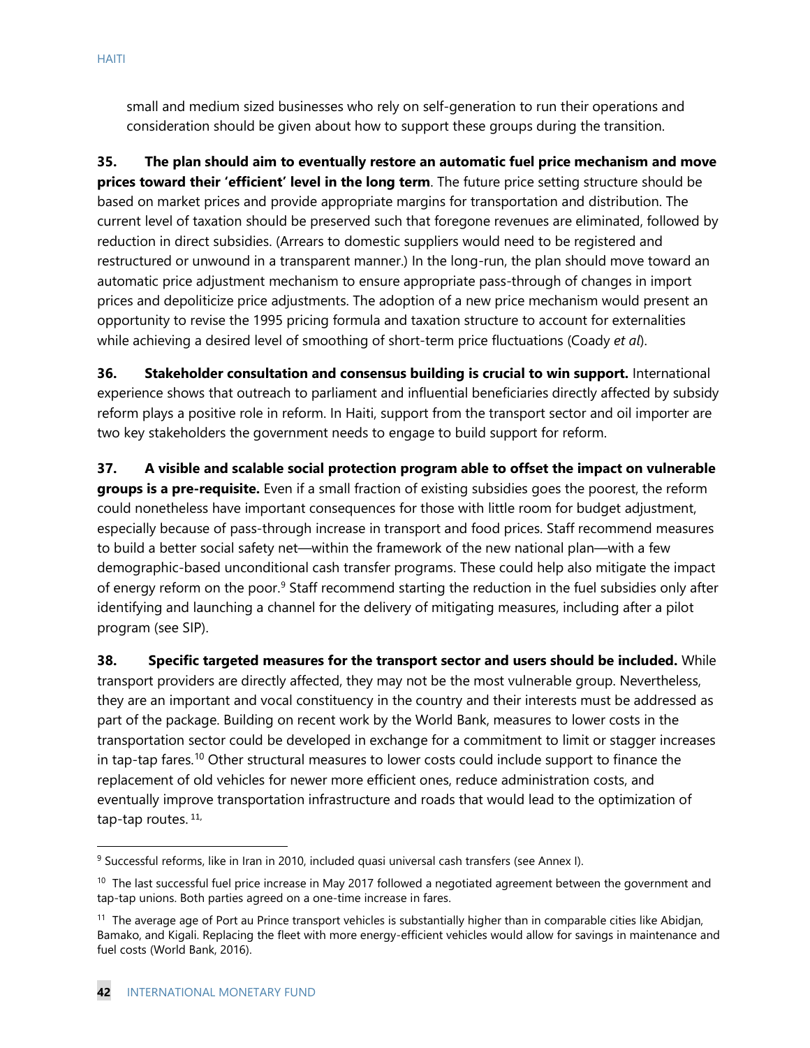small and medium sized businesses who rely on self-generation to run their operations and consideration should be given about how to support these groups during the transition.

**35. The plan should aim to eventually restore an automatic fuel price mechanism and move prices toward their 'efficient' level in the long term**. The future price setting structure should be based on market prices and provide appropriate margins for transportation and distribution. The current level of taxation should be preserved such that foregone revenues are eliminated, followed by reduction in direct subsidies. (Arrears to domestic suppliers would need to be registered and restructured or unwound in a transparent manner.) In the long-run, the plan should move toward an automatic price adjustment mechanism to ensure appropriate pass-through of changes in import prices and depoliticize price adjustments. The adoption of a new price mechanism would present an opportunity to revise the 1995 pricing formula and taxation structure to account for externalities while achieving a desired level of smoothing of short-term price fluctuations (Coady *et al*).

**36. Stakeholder consultation and consensus building is crucial to win support.** International experience shows that outreach to parliament and influential beneficiaries directly affected by subsidy reform plays a positive role in reform. In Haiti, support from the transport sector and oil importer are two key stakeholders the government needs to engage to build support for reform.

**37. A visible and scalable social protection program able to offset the impact on vulnerable groups is a pre-requisite.** Even if a small fraction of existing subsidies goes the poorest, the reform could nonetheless have important consequences for those with little room for budget adjustment, especially because of pass-through increase in transport and food prices. Staff recommend measures to build a better social safety net—within the framework of the new national plan—with a few demographic-based unconditional cash transfer programs. These could help also mitigate the impact of energy reform on the poor.[9] Staff recommend starting the reduction in the fuel subsidies only after identifying and launching a channel for the delivery of mitigating measures, including after a pilot program (see SIP).

**38. Specific targeted measures for the transport sector and users should be included.** While transport providers are directly affected, they may not be the most vulnerable group. Nevertheless, they are an important and vocal constituency in the country and their interests must be addressed as part of the package. Building on recent work by the World Bank, measures to lower costs in the transportation sector could be developed in exchange for a commitment to limit or stagger increases in tap-tap fares.[10] Other structural measures to lower costs could include support to finance the replacement of old vehicles for newer more efficient ones, reduce administration costs, and eventually improve transportation infrastructure and roads that would lead to the optimization of tap-tap routes.[11,]

---

[9] Successful reforms, like in Iran in 2010, included quasi universal cash transfers (see Annex I).

[10] The last successful fuel price increase in May 2017 followed a negotiated agreement between the government and tap-tap unions. Both parties agreed on a one-time increase in fares.

[11] The average age of Port au Prince transport vehicles is substantially higher than in comparable cities like Abidjan, Bamako, and Kigali. Replacing the fleet with more energy-efficient vehicles would allow for savings in maintenance and fuel costs (World Bank, 2016).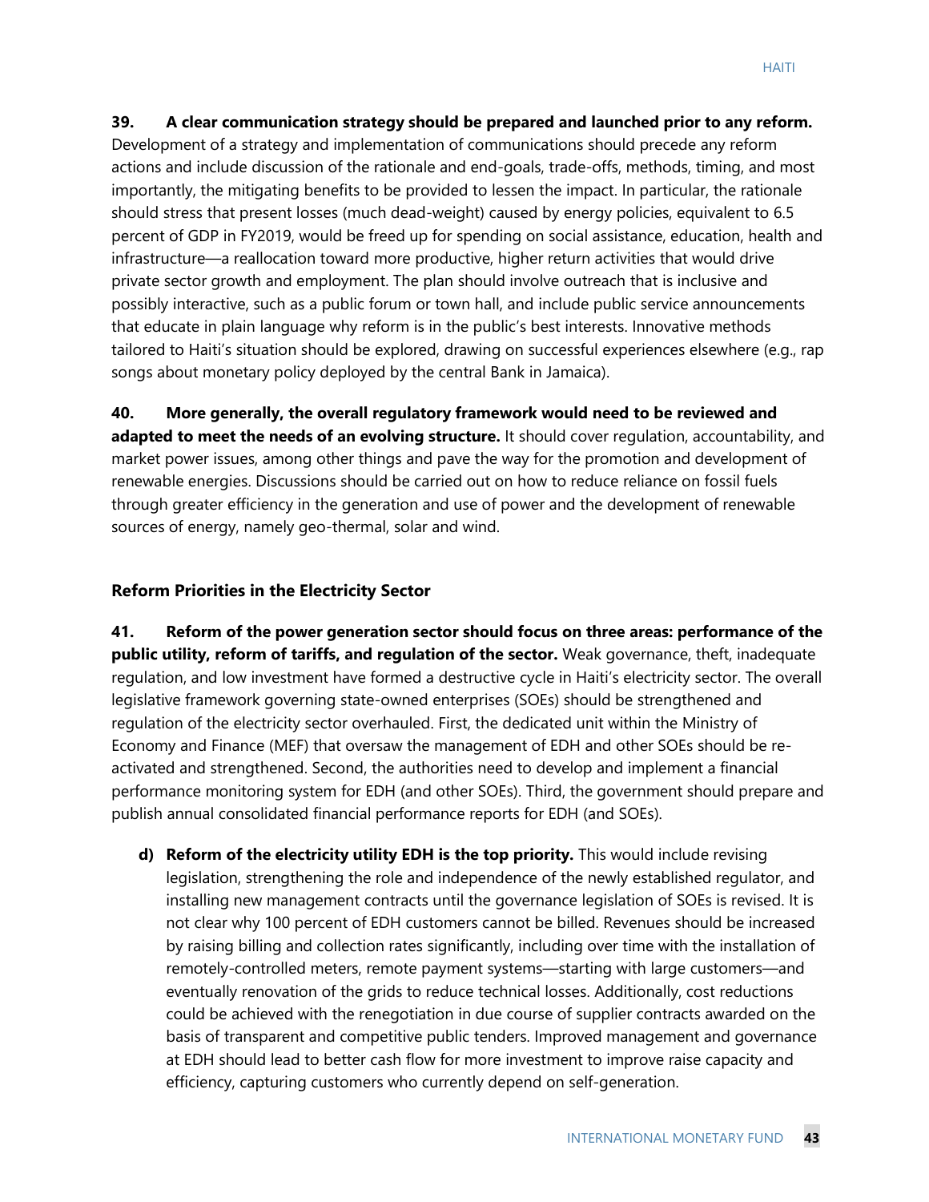**39. A clear communication strategy should be prepared and launched prior to any reform.** Development of a strategy and implementation of communications should precede any reform actions and include discussion of the rationale and end-goals, trade-offs, methods, timing, and most importantly, the mitigating benefits to be provided to lessen the impact. In particular, the rationale should stress that present losses (much dead-weight) caused by energy policies, equivalent to 6.5 percent of GDP in FY2019, would be freed up for spending on social assistance, education, health and infrastructure—a reallocation toward more productive, higher return activities that would drive private sector growth and employment. The plan should involve outreach that is inclusive and possibly interactive, such as a public forum or town hall, and include public service announcements that educate in plain language why reform is in the public's best interests. Innovative methods tailored to Haiti's situation should be explored, drawing on successful experiences elsewhere (e.g., rap songs about monetary policy deployed by the central Bank in Jamaica).

**40. More generally, the overall regulatory framework would need to be reviewed and adapted to meet the needs of an evolving structure.** It should cover regulation, accountability, and market power issues, among other things and pave the way for the promotion and development of renewable energies. Discussions should be carried out on how to reduce reliance on fossil fuels through greater efficiency in the generation and use of power and the development of renewable sources of energy, namely geo-thermal, solar and wind.

### Reform Priorities in the Electricity Sector

**41. Reform of the power generation sector should focus on three areas: performance of the public utility, reform of tariffs, and regulation of the sector.** Weak governance, theft, inadequate regulation, and low investment have formed a destructive cycle in Haiti's electricity sector. The overall legislative framework governing state-owned enterprises (SOEs) should be strengthened and regulation of the electricity sector overhauled. First, the dedicated unit within the Ministry of Economy and Finance (MEF) that oversaw the management of EDH and other SOEs should be re-activated and strengthened. Second, the authorities need to develop and implement a financial performance monitoring system for EDH (and other SOEs). Third, the government should prepare and publish annual consolidated financial performance reports for EDH (and SOEs).

d) **Reform of the electricity utility EDH is the top priority.** This would include revising legislation, strengthening the role and independence of the newly established regulator, and installing new management contracts until the governance legislation of SOEs is revised. It is not clear why 100 percent of EDH customers cannot be billed. Revenues should be increased by raising billing and collection rates significantly, including over time with the installation of remotely-controlled meters, remote payment systems—starting with large customers—and eventually renovation of the grids to reduce technical losses. Additionally, cost reductions could be achieved with the renegotiation in due course of supplier contracts awarded on the basis of transparent and competitive public tenders. Improved management and governance at EDH should lead to better cash flow for more investment to improve raise capacity and efficiency, capturing customers who currently depend on self-generation.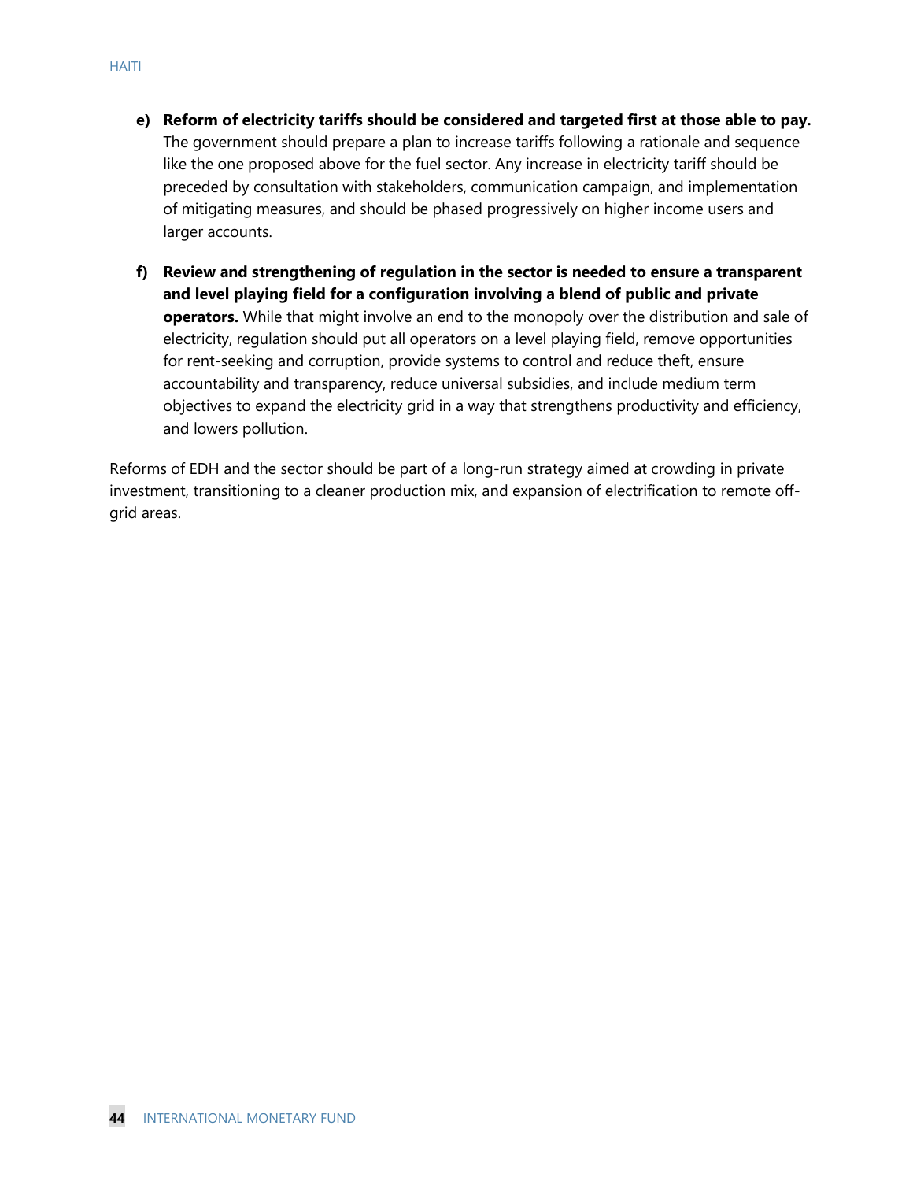e) **Reform of electricity tariffs should be considered and targeted first at those able to pay.** The government should prepare a plan to increase tariffs following a rationale and sequence like the one proposed above for the fuel sector. Any increase in electricity tariff should be preceded by consultation with stakeholders, communication campaign, and implementation of mitigating measures, and should be phased progressively on higher income users and larger accounts.

f) **Review and strengthening of regulation in the sector is needed to ensure a transparent and level playing field for a configuration involving a blend of public and private operators.** While that might involve an end to the monopoly over the distribution and sale of electricity, regulation should put all operators on a level playing field, remove opportunities for rent-seeking and corruption, provide systems to control and reduce theft, ensure accountability and transparency, reduce universal subsidies, and include medium term objectives to expand the electricity grid in a way that strengthens productivity and efficiency, and lowers pollution.

Reforms of EDH and the sector should be part of a long-run strategy aimed at crowding in private investment, transitioning to a cleaner production mix, and expansion of electrification to remote off-grid areas.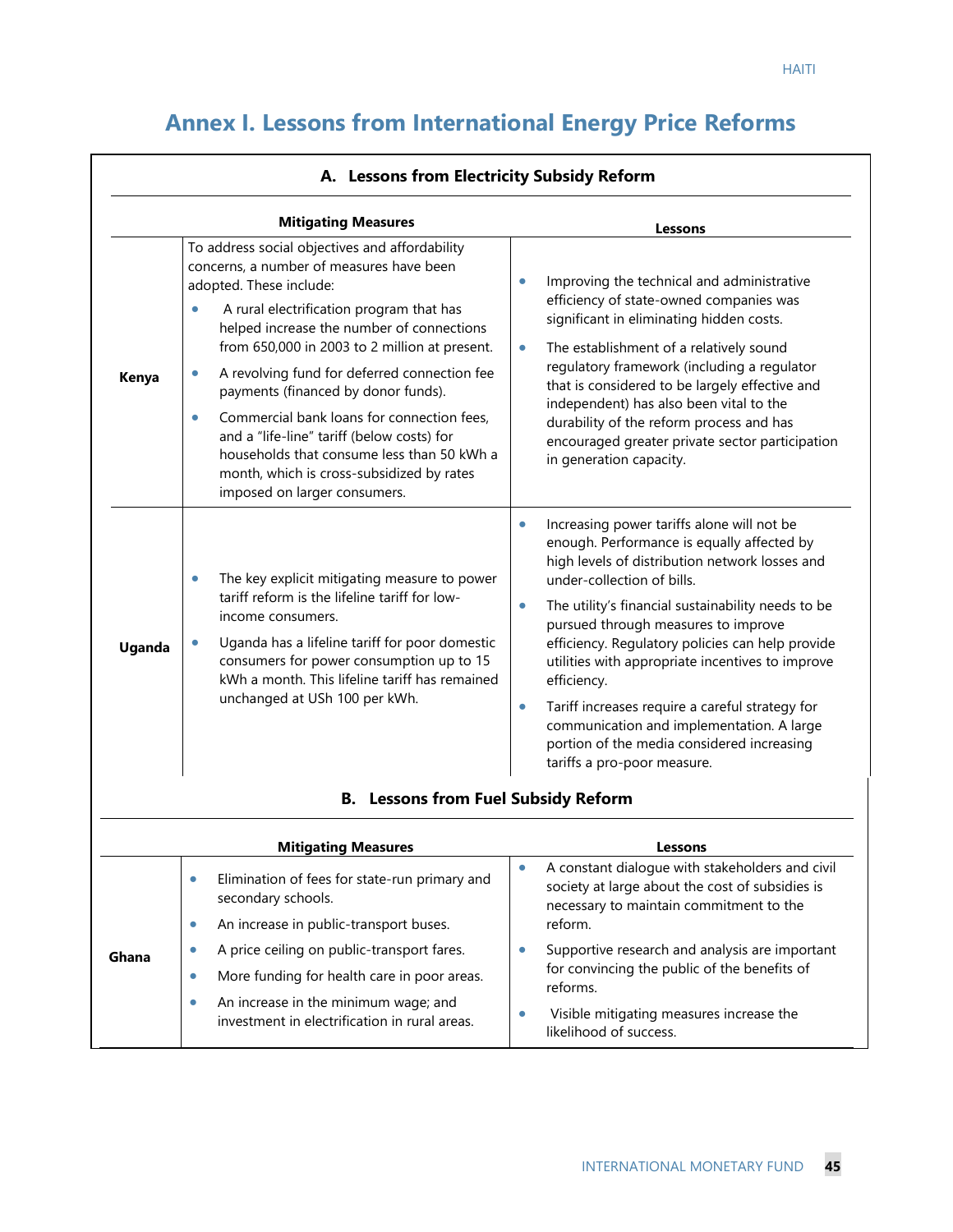# Annex I. Lessons from International Energy Price Reforms

## A. Lessons from Electricity Subsidy Reform

| | Mitigating Measures | Lessons |
|---|---|---|
| **Kenya** | To address social objectives and affordability concerns, a number of measures have been adopted. These include: <br>• A rural electrification program that has helped increase the number of connections from 650,000 in 2003 to 2 million at present. <br>• A revolving fund for deferred connection fee payments (financed by donor funds). <br>• Commercial bank loans for connection fees, and a "life-line" tariff (below costs) for households that consume less than 50 kWh a month, which is cross-subsidized by rates imposed on larger consumers. | • Improving the technical and administrative efficiency of state-owned companies was significant in eliminating hidden costs. <br>• The establishment of a relatively sound regulatory framework (including a regulator that is considered to be largely effective and independent) has also been vital to the durability of the reform process and has encouraged greater private sector participation in generation capacity. |
| **Uganda** | • The key explicit mitigating measure to power tariff reform is the lifeline tariff for low-income consumers. <br>• Uganda has a lifeline tariff for poor domestic consumers for power consumption up to 15 kWh a month. This lifeline tariff has remained unchanged at USh 100 per kWh. | • Increasing power tariffs alone will not be enough. Performance is equally affected by high levels of distribution network losses and under-collection of bills. <br>• The utility's financial sustainability needs to be pursued through measures to improve efficiency. Regulatory policies can help provide utilities with appropriate incentives to improve efficiency. <br>• Tariff increases require a careful strategy for communication and implementation. A large portion of the media considered increasing tariffs a pro-poor measure. |

## B. Lessons from Fuel Subsidy Reform

| | Mitigating Measures | Lessons |
|---|---|---|
| **Ghana** | • Elimination of fees for state-run primary and secondary schools. <br>• An increase in public-transport buses. <br>• A price ceiling on public-transport fares. <br>• More funding for health care in poor areas. <br>• An increase in the minimum wage; and investment in electrification in rural areas. | • A constant dialogue with stakeholders and civil society at large about the cost of subsidies is necessary to maintain commitment to the reform. <br>• Supportive research and analysis are important for convincing the public of the benefits of reforms. <br>• Visible mitigating measures increase the likelihood of success. |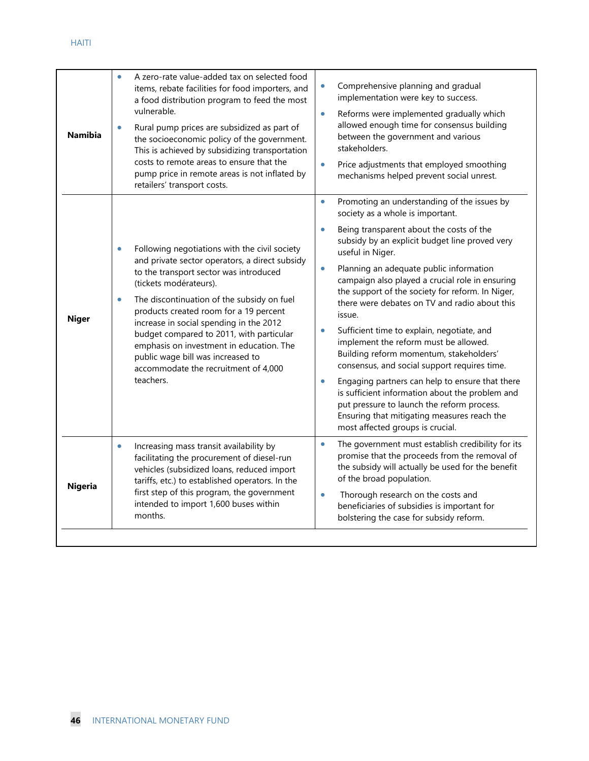| | | |
|---|---|---|
| **Namibia** | • A zero-rate value-added tax on selected food items, rebate facilities for food importers, and a food distribution program to feed the most vulnerable.<br>• Rural pump prices are subsidized as part of the socioeconomic policy of the government. This is achieved by subsidizing transportation costs to remote areas to ensure that the pump price in remote areas is not inflated by retailers' transport costs. | • Comprehensive planning and gradual implementation were key to success.<br>• Reforms were implemented gradually which allowed enough time for consensus building between the government and various stakeholders.<br>• Price adjustments that employed smoothing mechanisms helped prevent social unrest. |
| **Niger** | • Following negotiations with the civil society and private sector operators, a direct subsidy to the transport sector was introduced (tickets modérateurs).<br>• The discontinuation of the subsidy on fuel products created room for a 19 percent increase in social spending in the 2012 budget compared to 2011, with particular emphasis on investment in education. The public wage bill was increased to accommodate the recruitment of 4,000 teachers. | • Promoting an understanding of the issues by society as a whole is important.<br>• Being transparent about the costs of the subsidy by an explicit budget line proved very useful in Niger.<br>• Planning an adequate public information campaign also played a crucial role in ensuring the support of the society for reform. In Niger, there were debates on TV and radio about this issue.<br>• Sufficient time to explain, negotiate, and implement the reform must be allowed. Building reform momentum, stakeholders' consensus, and social support requires time.<br>• Engaging partners can help to ensure that there is sufficient information about the problem and put pressure to launch the reform process. Ensuring that mitigating measures reach the most affected groups is crucial. |
| **Nigeria** | • Increasing mass transit availability by facilitating the procurement of diesel-run vehicles (subsidized loans, reduced import tariffs, etc.) to established operators. In the first step of this program, the government intended to import 1,600 buses within months. | • The government must establish credibility for its promise that the proceeds from the removal of the subsidy will actually be used for the benefit of the broad population.<br>• Thorough research on the costs and beneficiaries of subsidies is important for bolstering the case for subsidy reform. |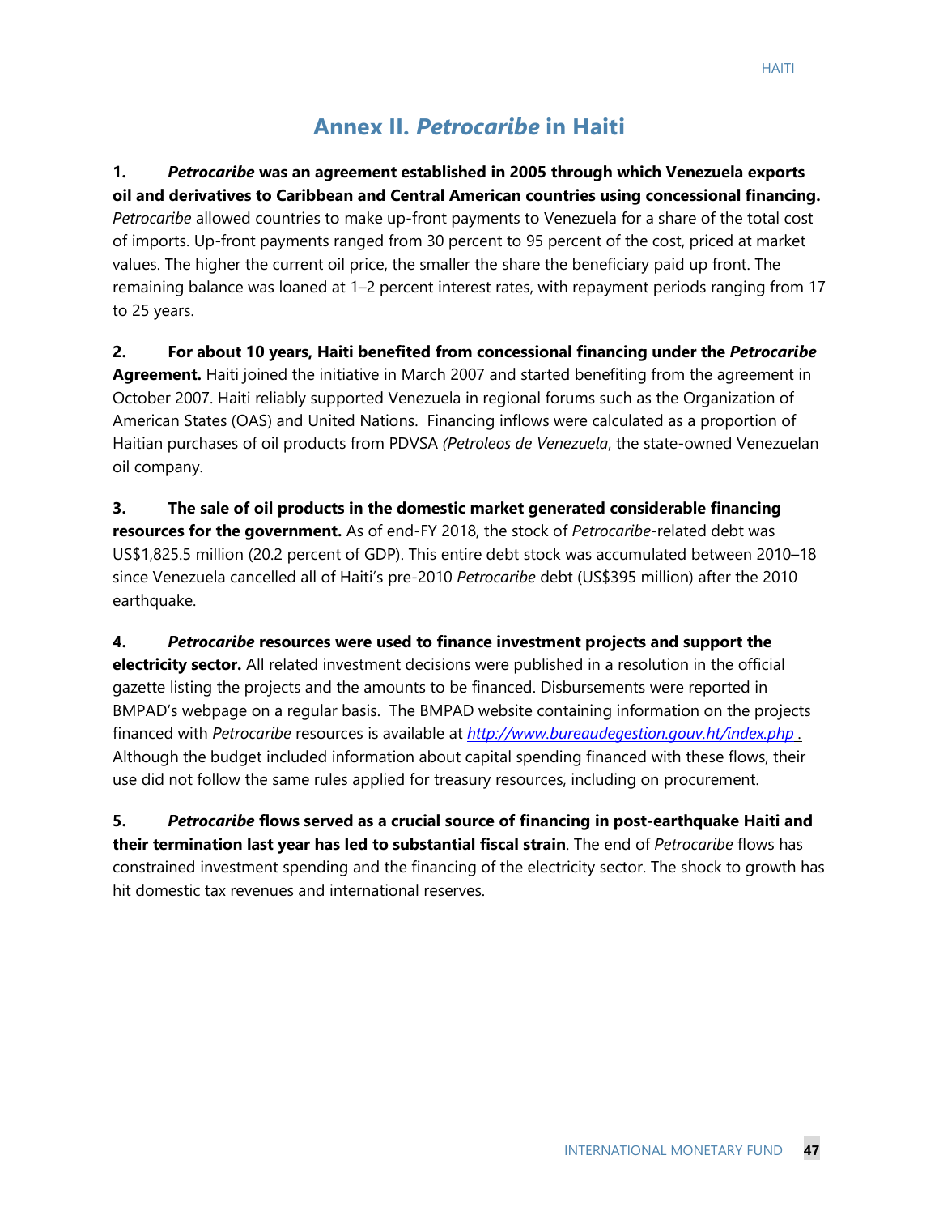# Annex II. *Petrocaribe* in Haiti

**1. *Petrocaribe* was an agreement established in 2005 through which Venezuela exports oil and derivatives to Caribbean and Central American countries using concessional financing.** *Petrocaribe* allowed countries to make up-front payments to Venezuela for a share of the total cost of imports. Up-front payments ranged from 30 percent to 95 percent of the cost, priced at market values. The higher the current oil price, the smaller the share the beneficiary paid up front. The remaining balance was loaned at 1–2 percent interest rates, with repayment periods ranging from 17 to 25 years.

**2. For about 10 years, Haiti benefited from concessional financing under the *Petrocaribe* Agreement.** Haiti joined the initiative in March 2007 and started benefiting from the agreement in October 2007. Haiti reliably supported Venezuela in regional forums such as the Organization of American States (OAS) and United Nations. Financing inflows were calculated as a proportion of Haitian purchases of oil products from PDVSA *(Petroleos de Venezuela*, the state-owned Venezuelan oil company.

**3. The sale of oil products in the domestic market generated considerable financing resources for the government.** As of end-FY 2018, the stock of *Petrocaribe*-related debt was US$1,825.5 million (20.2 percent of GDP). This entire debt stock was accumulated between 2010–18 since Venezuela cancelled all of Haiti's pre-2010 *Petrocaribe* debt (US$395 million) after the 2010 earthquake.

**4. *Petrocaribe* resources were used to finance investment projects and support the electricity sector.** All related investment decisions were published in a resolution in the official gazette listing the projects and the amounts to be financed. Disbursements were reported in BMPAD's webpage on a regular basis. The BMPAD website containing information on the projects financed with *Petrocaribe* resources is available at [http://www.bureaudegestion.gouv.ht/index.php](http://www.bureaudegestion.gouv.ht/index.php) . Although the budget included information about capital spending financed with these flows, their use did not follow the same rules applied for treasury resources, including on procurement.

**5. *Petrocaribe* flows served as a crucial source of financing in post-earthquake Haiti and their termination last year has led to substantial fiscal strain**. The end of *Petrocaribe* flows has constrained investment spending and the financing of the electricity sector. The shock to growth has hit domestic tax revenues and international reserves.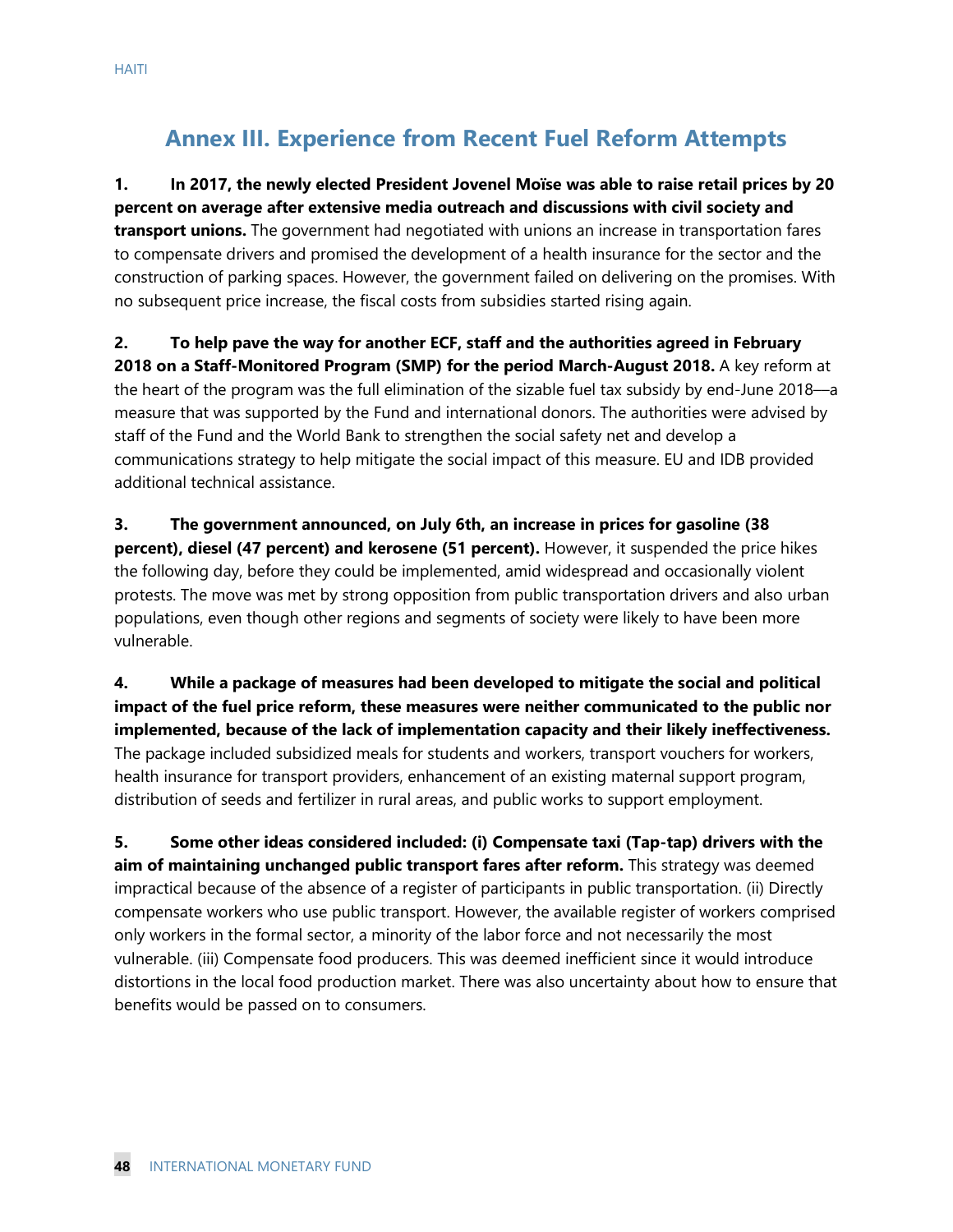# Annex III. Experience from Recent Fuel Reform Attempts

**1. In 2017, the newly elected President Jovenel Moïse was able to raise retail prices by 20 percent on average after extensive media outreach and discussions with civil society and transport unions.** The government had negotiated with unions an increase in transportation fares to compensate drivers and promised the development of a health insurance for the sector and the construction of parking spaces. However, the government failed on delivering on the promises. With no subsequent price increase, the fiscal costs from subsidies started rising again.

**2. To help pave the way for another ECF, staff and the authorities agreed in February 2018 on a Staff-Monitored Program (SMP) for the period March-August 2018.** A key reform at the heart of the program was the full elimination of the sizable fuel tax subsidy by end-June 2018—a measure that was supported by the Fund and international donors. The authorities were advised by staff of the Fund and the World Bank to strengthen the social safety net and develop a communications strategy to help mitigate the social impact of this measure. EU and IDB provided additional technical assistance.

**3. The government announced, on July 6th, an increase in prices for gasoline (38 percent), diesel (47 percent) and kerosene (51 percent).** However, it suspended the price hikes the following day, before they could be implemented, amid widespread and occasionally violent protests. The move was met by strong opposition from public transportation drivers and also urban populations, even though other regions and segments of society were likely to have been more vulnerable.

**4. While a package of measures had been developed to mitigate the social and political impact of the fuel price reform, these measures were neither communicated to the public nor implemented, because of the lack of implementation capacity and their likely ineffectiveness.** The package included subsidized meals for students and workers, transport vouchers for workers, health insurance for transport providers, enhancement of an existing maternal support program, distribution of seeds and fertilizer in rural areas, and public works to support employment.

**5. Some other ideas considered included: (i) Compensate taxi (Tap-tap) drivers with the aim of maintaining unchanged public transport fares after reform.** This strategy was deemed impractical because of the absence of a register of participants in public transportation. (ii) Directly compensate workers who use public transport. However, the available register of workers comprised only workers in the formal sector, a minority of the labor force and not necessarily the most vulnerable. (iii) Compensate food producers. This was deemed inefficient since it would introduce distortions in the local food production market. There was also uncertainty about how to ensure that benefits would be passed on to consumers.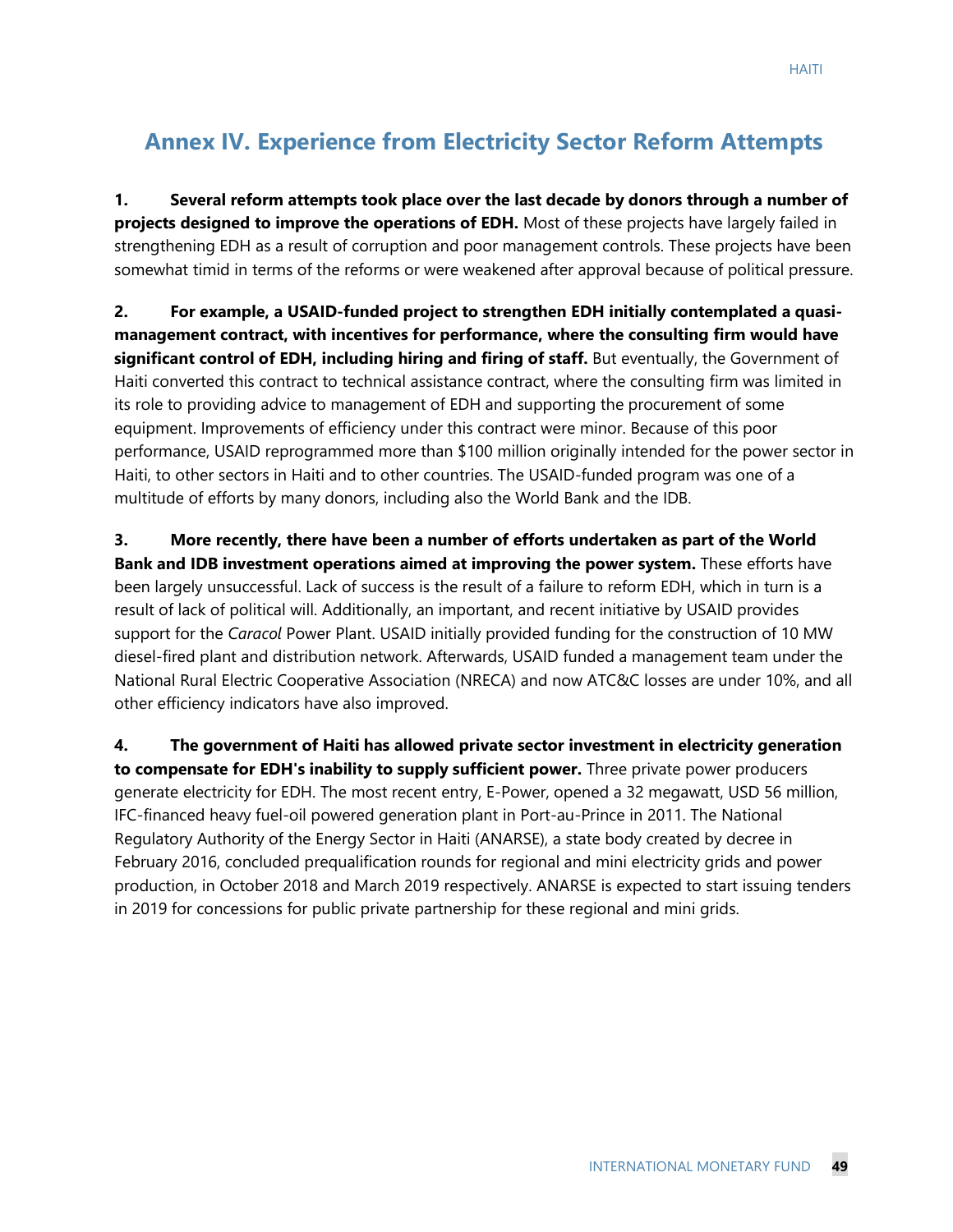## Annex IV. Experience from Electricity Sector Reform Attempts

1. **Several reform attempts took place over the last decade by donors through a number of projects designed to improve the operations of EDH.** Most of these projects have largely failed in strengthening EDH as a result of corruption and poor management controls. These projects have been somewhat timid in terms of the reforms or were weakened after approval because of political pressure.

2. **For example, a USAID-funded project to strengthen EDH initially contemplated a quasi-management contract, with incentives for performance, where the consulting firm would have significant control of EDH, including hiring and firing of staff.** But eventually, the Government of Haiti converted this contract to technical assistance contract, where the consulting firm was limited in its role to providing advice to management of EDH and supporting the procurement of some equipment. Improvements of efficiency under this contract were minor. Because of this poor performance, USAID reprogrammed more than $100 million originally intended for the power sector in Haiti, to other sectors in Haiti and to other countries. The USAID-funded program was one of a multitude of efforts by many donors, including also the World Bank and the IDB.

3. **More recently, there have been a number of efforts undertaken as part of the World Bank and IDB investment operations aimed at improving the power system.** These efforts have been largely unsuccessful. Lack of success is the result of a failure to reform EDH, which in turn is a result of lack of political will. Additionally, an important, and recent initiative by USAID provides support for the *Caracol* Power Plant. USAID initially provided funding for the construction of 10 MW diesel-fired plant and distribution network. Afterwards, USAID funded a management team under the National Rural Electric Cooperative Association (NRECA) and now ATC&C losses are under 10%, and all other efficiency indicators have also improved.

4. **The government of Haiti has allowed private sector investment in electricity generation to compensate for EDH's inability to supply sufficient power.** Three private power producers generate electricity for EDH. The most recent entry, E-Power, opened a 32 megawatt, USD 56 million, IFC-financed heavy fuel-oil powered generation plant in Port-au-Prince in 2011. The National Regulatory Authority of the Energy Sector in Haiti (ANARSE), a state body created by decree in February 2016, concluded prequalification rounds for regional and mini electricity grids and power production, in October 2018 and March 2019 respectively. ANARSE is expected to start issuing tenders in 2019 for concessions for public private partnership for these regional and mini grids.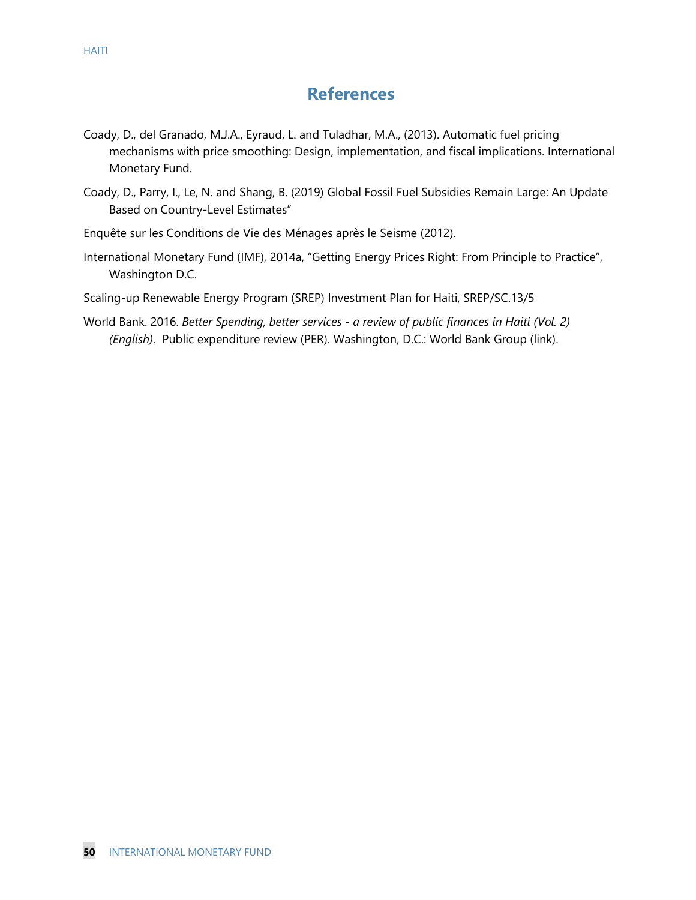# References

Coady, D., del Granado, M.J.A., Eyraud, L. and Tuladhar, M.A., (2013). Automatic fuel pricing mechanisms with price smoothing: Design, implementation, and fiscal implications. International Monetary Fund.

Coady, D., Parry, I., Le, N. and Shang, B. (2019) Global Fossil Fuel Subsidies Remain Large: An Update Based on Country-Level Estimates"

Enquête sur les Conditions de Vie des Ménages après le Seisme (2012).

International Monetary Fund (IMF), 2014a, "Getting Energy Prices Right: From Principle to Practice", Washington D.C.

Scaling-up Renewable Energy Program (SREP) Investment Plan for Haiti, SREP/SC.13/5

World Bank. 2016. *Better Spending, better services - a review of public finances in Haiti (Vol. 2) (English)*. Public expenditure review (PER). Washington, D.C.: World Bank Group (link).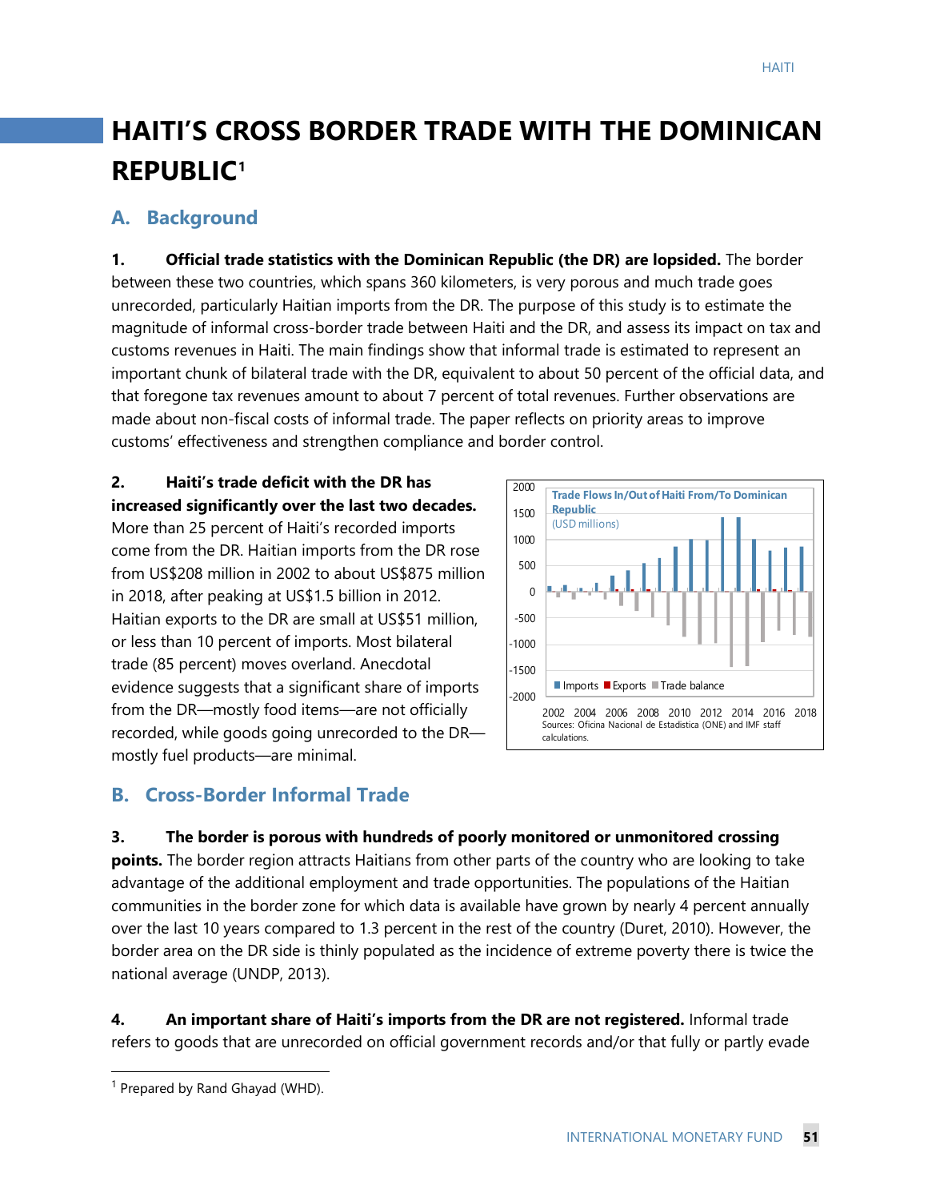# HAITI'S CROSS BORDER TRADE WITH THE DOMINICAN REPUBLIC[1]

## A. Background

**1. Official trade statistics with the Dominican Republic (the DR) are lopsided.** The border between these two countries, which spans 360 kilometers, is very porous and much trade goes unrecorded, particularly Haitian imports from the DR. The purpose of this study is to estimate the magnitude of informal cross-border trade between Haiti and the DR, and assess its impact on tax and customs revenues in Haiti. The main findings show that informal trade is estimated to represent an important chunk of bilateral trade with the DR, equivalent to about 50 percent of the official data, and that foregone tax revenues amount to about 7 percent of total revenues. Further observations are made about non-fiscal costs of informal trade. The paper reflects on priority areas to improve customs' effectiveness and strengthen compliance and border control.

**2. Haiti's trade deficit with the DR has increased significantly over the last two decades.** More than 25 percent of Haiti's recorded imports come from the DR. Haitian imports from the DR rose from US$208 million in 2002 to about US$875 million in 2018, after peaking at US$1.5 billion in 2012. Haitian exports to the DR are small at US$51 million, or less than 10 percent of imports. Most bilateral trade (85 percent) moves overland. Anecdotal evidence suggests that a significant share of imports from the DR—mostly food items—are not officially recorded, while goods going unrecorded to the DR—mostly fuel products—are minimal.

**Trade Flows In/Out of Haiti From/To Dominican Republic**
(USD millions)

Sources: Oficina Nacional de Estadistica (ONE) and IMF staff calculations.

## B. Cross-Border Informal Trade

**3. The border is porous with hundreds of poorly monitored or unmonitored crossing points.** The border region attracts Haitians from other parts of the country who are looking to take advantage of the additional employment and trade opportunities. The populations of the Haitian communities in the border zone for which data is available have grown by nearly 4 percent annually over the last 10 years compared to 1.3 percent in the rest of the country (Duret, 2010). However, the border area on the DR side is thinly populated as the incidence of extreme poverty there is twice the national average (UNDP, 2013).

**4. An important share of Haiti's imports from the DR are not registered.** Informal trade refers to goods that are unrecorded on official government records and/or that fully or partly evade

---

[1] Prepared by Rand Ghayad (WHD).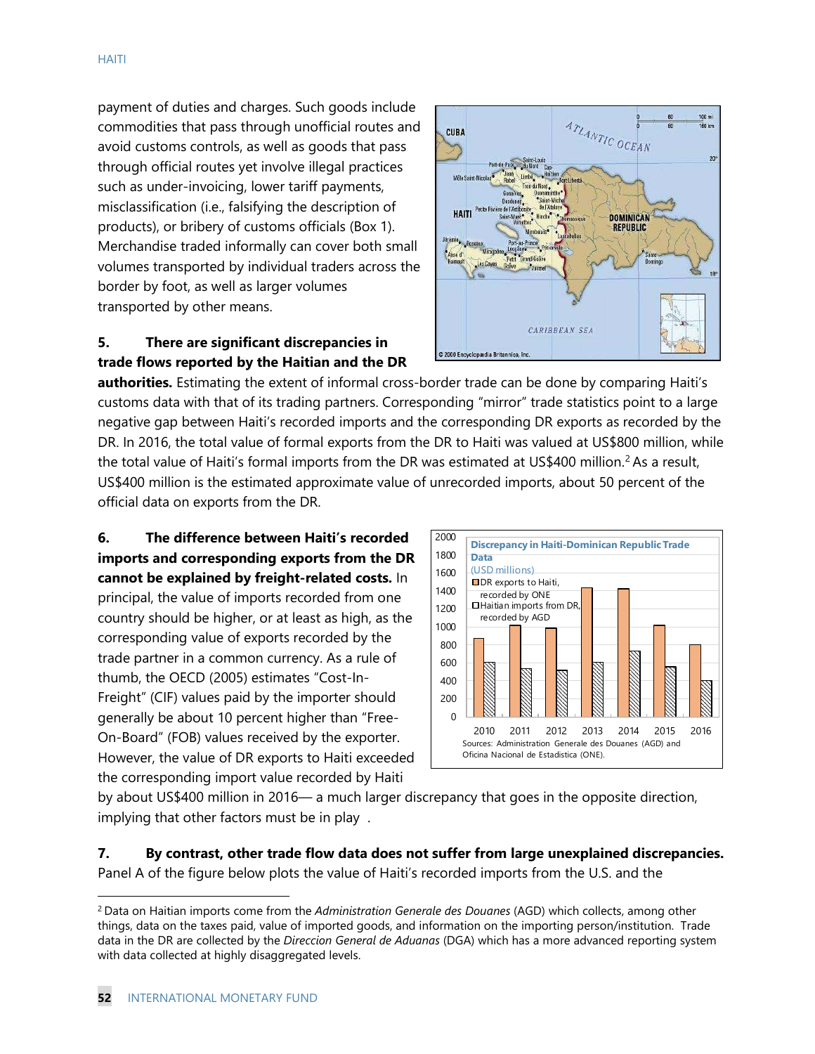payment of duties and charges. Such goods include commodities that pass through unofficial routes and avoid customs controls, as well as goods that pass through official routes yet involve illegal practices such as under-invoicing, lower tariff payments, misclassification (i.e., falsifying the description of products), or bribery of customs officials (Box 1). Merchandise traded informally can cover both small volumes transported by individual traders across the border by foot, as well as larger volumes transported by other means.

**5. There are significant discrepancies in trade flows reported by the Haitian and the DR authorities.** Estimating the extent of informal cross-border trade can be done by comparing Haiti's customs data with that of its trading partners. Corresponding "mirror" trade statistics point to a large negative gap between Haiti's recorded imports and the corresponding DR exports as recorded by the DR. In 2016, the total value of formal exports from the DR to Haiti was valued at US$800 million, while the total value of Haiti's formal imports from the DR was estimated at US$400 million.[2] As a result, US$400 million is the estimated approximate value of unrecorded imports, about 50 percent of the official data on exports from the DR.

**6. The difference between Haiti's recorded imports and corresponding exports from the DR cannot be explained by freight-related costs.** In principal, the value of imports recorded from one country should be higher, or at least as high, as the corresponding value of exports recorded by the trade partner in a common currency. As a rule of thumb, the OECD (2005) estimates "Cost-In-Freight" (CIF) values paid by the importer should generally be about 10 percent higher than "Free-On-Board" (FOB) values received by the exporter. However, the value of DR exports to Haiti exceeded the corresponding import value recorded by Haiti by about US$400 million in 2016— a much larger discrepancy that goes in the opposite direction, implying that other factors must be in play .

**Discrepancy in Haiti-Dominican Republic Trade Data**
(USD millions)

Sources: Administration Generale des Douanes (AGD) and Oficina Nacional de Estadistica (ONE).

**7. By contrast, other trade flow data does not suffer from large unexplained discrepancies.** Panel A of the figure below plots the value of Haiti's recorded imports from the U.S. and the

[2] Data on Haitian imports come from the *Administration Generale des Douanes* (AGD) which collects, among other things, data on the taxes paid, value of imported goods, and information on the importing person/institution. Trade data in the DR are collected by the *Direccion General de Aduanas* (DGA) which has a more advanced reporting system with data collected at highly disaggregated levels.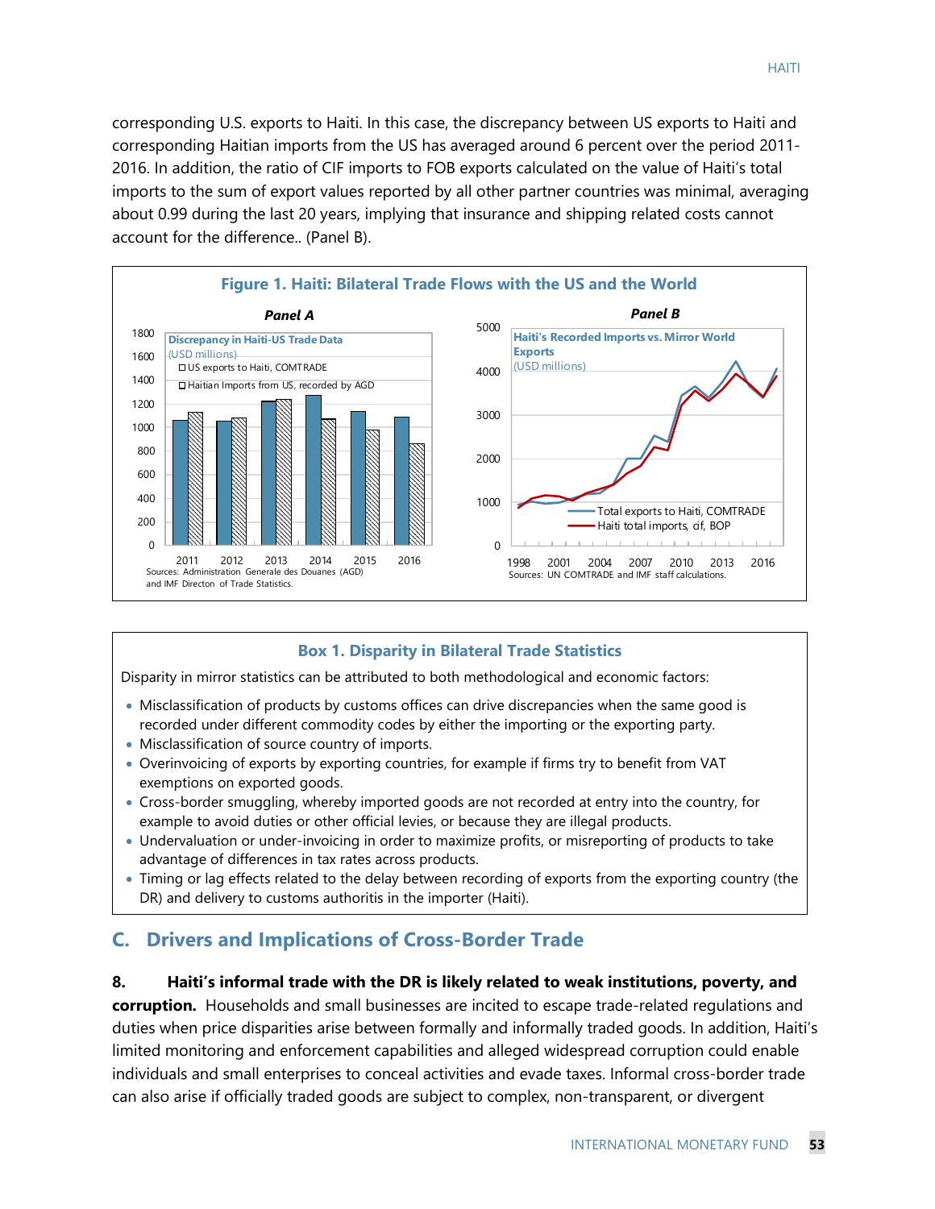corresponding U.S. exports to Haiti. In this case, the discrepancy between US exports to Haiti and corresponding Haitian imports from the US has averaged around 6 percent over the period 2011-2016. In addition, the ratio of CIF imports to FOB exports calculated on the value of Haiti's total imports to the sum of export values reported by all other partner countries was minimal, averaging about 0.99 during the last 20 years, implying that insurance and shipping related costs cannot account for the difference.. (Panel B).

**Figure 1. Haiti: Bilateral Trade Flows with the US and the World**

*Panel A*

Discrepancy in Haiti-US Trade Data (USD millions)

- US exports to Haiti, COMTRADE
- Haitian Imports from US, recorded by AGD

Sources: Administration Generale des Douanes (AGD) and IMF Directon of Trade Statistics.

*Panel B*

Haiti's Recorded Imports vs. Mirror World Exports (USD millions)

- Total exports to Haiti, COMTRADE
- Haiti total imports, cif, BOP

Sources: UN COMTRADE and IMF staff calculations.

**Box 1. Disparity in Bilateral Trade Statistics**

Disparity in mirror statistics can be attributed to both methodological and economic factors:

- Misclassification of products by customs offices can drive discrepancies when the same good is recorded under different commodity codes by either the importing or the exporting party.
- Misclassification of source country of imports.
- Overinvoicing of exports by exporting countries, for example if firms try to benefit from VAT exemptions on exported goods.
- Cross-border smuggling, whereby imported goods are not recorded at entry into the country, for example to avoid duties or other official levies, or because they are illegal products.
- Undervaluation or under-invoicing in order to maximize profits, or misreporting of products to take advantage of differences in tax rates across products.
- Timing or lag effects related to the delay between recording of exports from the exporting country (the DR) and delivery to customs authoritis in the importer (Haiti).

## C. Drivers and Implications of Cross-Border Trade

**8. Haiti's informal trade with the DR is likely related to weak institutions, poverty, and corruption.** Households and small businesses are incited to escape trade-related regulations and duties when price disparities arise between formally and informally traded goods. In addition, Haiti's limited monitoring and enforcement capabilities and alleged widespread corruption could enable individuals and small enterprises to conceal activities and evade taxes. Informal cross-border trade can also arise if officially traded goods are subject to complex, non-transparent, or divergent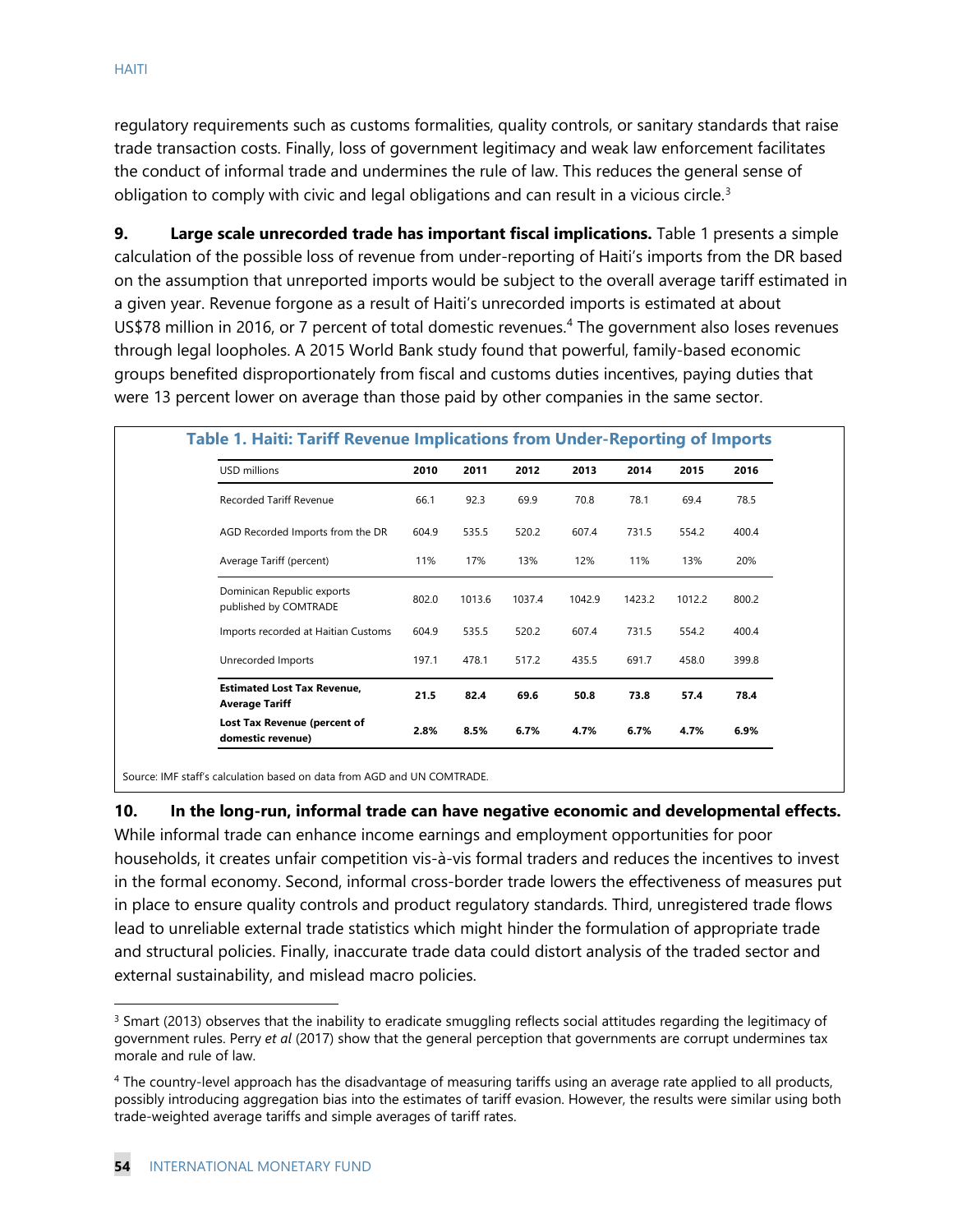regulatory requirements such as customs formalities, quality controls, or sanitary standards that raise trade transaction costs. Finally, loss of government legitimacy and weak law enforcement facilitates the conduct of informal trade and undermines the rule of law. This reduces the general sense of obligation to comply with civic and legal obligations and can result in a vicious circle.[3]

**9. Large scale unrecorded trade has important fiscal implications.** Table 1 presents a simple calculation of the possible loss of revenue from under-reporting of Haiti's imports from the DR based on the assumption that unreported imports would be subject to the overall average tariff estimated in a given year. Revenue forgone as a result of Haiti's unrecorded imports is estimated at about US$78 million in 2016, or 7 percent of total domestic revenues.[4] The government also loses revenues through legal loopholes. A 2015 World Bank study found that powerful, family-based economic groups benefited disproportionately from fiscal and customs duties incentives, paying duties that were 13 percent lower on average than those paid by other companies in the same sector.

**Table 1. Haiti: Tariff Revenue Implications from Under-Reporting of Imports**

| USD millions | 2010 | 2011 | 2012 | 2013 | 2014 | 2015 | 2016 |
|---|---|---|---|---|---|---|---|
| Recorded Tariff Revenue | 66.1 | 92.3 | 69.9 | 70.8 | 78.1 | 69.4 | 78.5 |
| AGD Recorded Imports from the DR | 604.9 | 535.5 | 520.2 | 607.4 | 731.5 | 554.2 | 400.4 |
| Average Tariff (percent) | 11% | 17% | 13% | 12% | 11% | 13% | 20% |
| Dominican Republic exports published by COMTRADE | 802.0 | 1013.6 | 1037.4 | 1042.9 | 1423.2 | 1012.2 | 800.2 |
| Imports recorded at Haitian Customs | 604.9 | 535.5 | 520.2 | 607.4 | 731.5 | 554.2 | 400.4 |
| Unrecorded Imports | 197.1 | 478.1 | 517.2 | 435.5 | 691.7 | 458.0 | 399.8 |
| **Estimated Lost Tax Revenue, Average Tariff** | **21.5** | **82.4** | **69.6** | **50.8** | **73.8** | **57.4** | **78.4** |
| **Lost Tax Revenue (percent of domestic revenue)** | **2.8%** | **8.5%** | **6.7%** | **4.7%** | **6.7%** | **4.7%** | **6.9%** |

Source: IMF staff's calculation based on data from AGD and UN COMTRADE.

**10. In the long-run, informal trade can have negative economic and developmental effects.** While informal trade can enhance income earnings and employment opportunities for poor households, it creates unfair competition vis-à-vis formal traders and reduces the incentives to invest in the formal economy. Second, informal cross-border trade lowers the effectiveness of measures put in place to ensure quality controls and product regulatory standards. Third, unregistered trade flows lead to unreliable external trade statistics which might hinder the formulation of appropriate trade and structural policies. Finally, inaccurate trade data could distort analysis of the traded sector and external sustainability, and mislead macro policies.

---

[3] Smart (2013) observes that the inability to eradicate smuggling reflects social attitudes regarding the legitimacy of government rules. Perry *et al* (2017) show that the general perception that governments are corrupt undermines tax morale and rule of law.

[4] The country-level approach has the disadvantage of measuring tariffs using an average rate applied to all products, possibly introducing aggregation bias into the estimates of tariff evasion. However, the results were similar using both trade-weighted average tariffs and simple averages of tariff rates.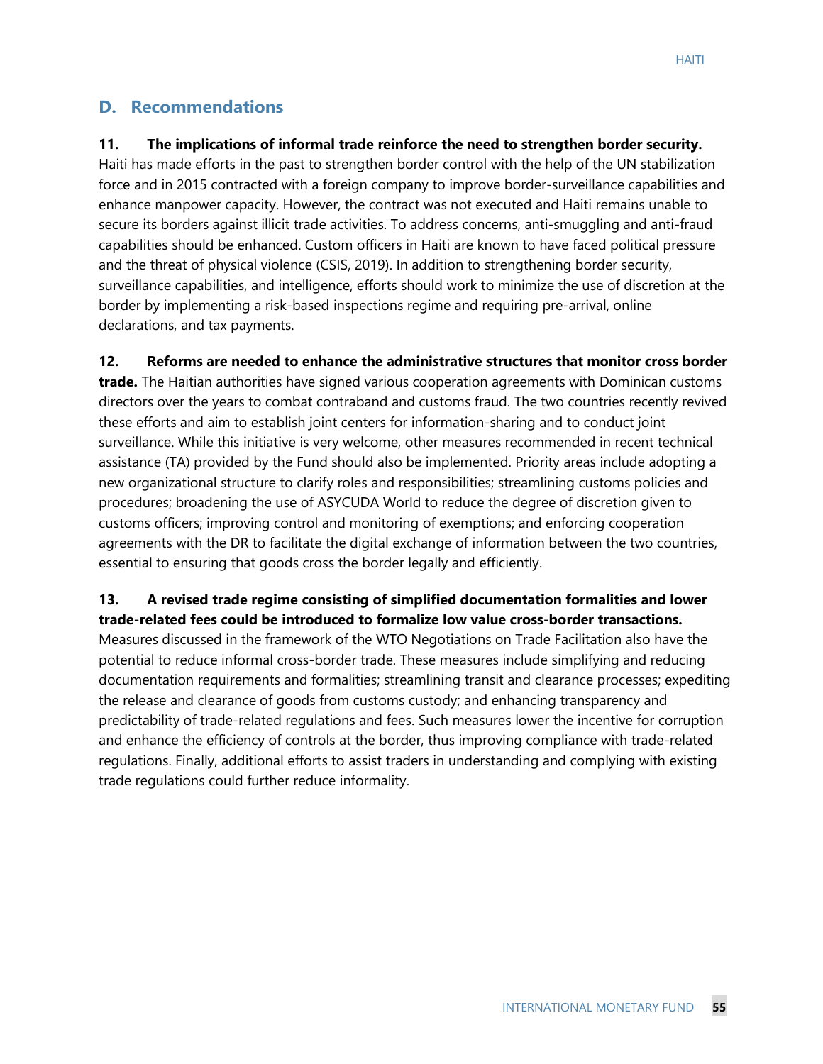## D. Recommendations

**11. The implications of informal trade reinforce the need to strengthen border security.** Haiti has made efforts in the past to strengthen border control with the help of the UN stabilization force and in 2015 contracted with a foreign company to improve border-surveillance capabilities and enhance manpower capacity. However, the contract was not executed and Haiti remains unable to secure its borders against illicit trade activities. To address concerns, anti-smuggling and anti-fraud capabilities should be enhanced. Custom officers in Haiti are known to have faced political pressure and the threat of physical violence (CSIS, 2019). In addition to strengthening border security, surveillance capabilities, and intelligence, efforts should work to minimize the use of discretion at the border by implementing a risk-based inspections regime and requiring pre-arrival, online declarations, and tax payments.

**12. Reforms are needed to enhance the administrative structures that monitor cross border trade.** The Haitian authorities have signed various cooperation agreements with Dominican customs directors over the years to combat contraband and customs fraud. The two countries recently revived these efforts and aim to establish joint centers for information-sharing and to conduct joint surveillance. While this initiative is very welcome, other measures recommended in recent technical assistance (TA) provided by the Fund should also be implemented. Priority areas include adopting a new organizational structure to clarify roles and responsibilities; streamlining customs policies and procedures; broadening the use of ASYCUDA World to reduce the degree of discretion given to customs officers; improving control and monitoring of exemptions; and enforcing cooperation agreements with the DR to facilitate the digital exchange of information between the two countries, essential to ensuring that goods cross the border legally and efficiently.

**13. A revised trade regime consisting of simplified documentation formalities and lower trade-related fees could be introduced to formalize low value cross-border transactions.** Measures discussed in the framework of the WTO Negotiations on Trade Facilitation also have the potential to reduce informal cross-border trade. These measures include simplifying and reducing documentation requirements and formalities; streamlining transit and clearance processes; expediting the release and clearance of goods from customs custody; and enhancing transparency and predictability of trade-related regulations and fees. Such measures lower the incentive for corruption and enhance the efficiency of controls at the border, thus improving compliance with trade-related regulations. Finally, additional efforts to assist traders in understanding and complying with existing trade regulations could further reduce informality.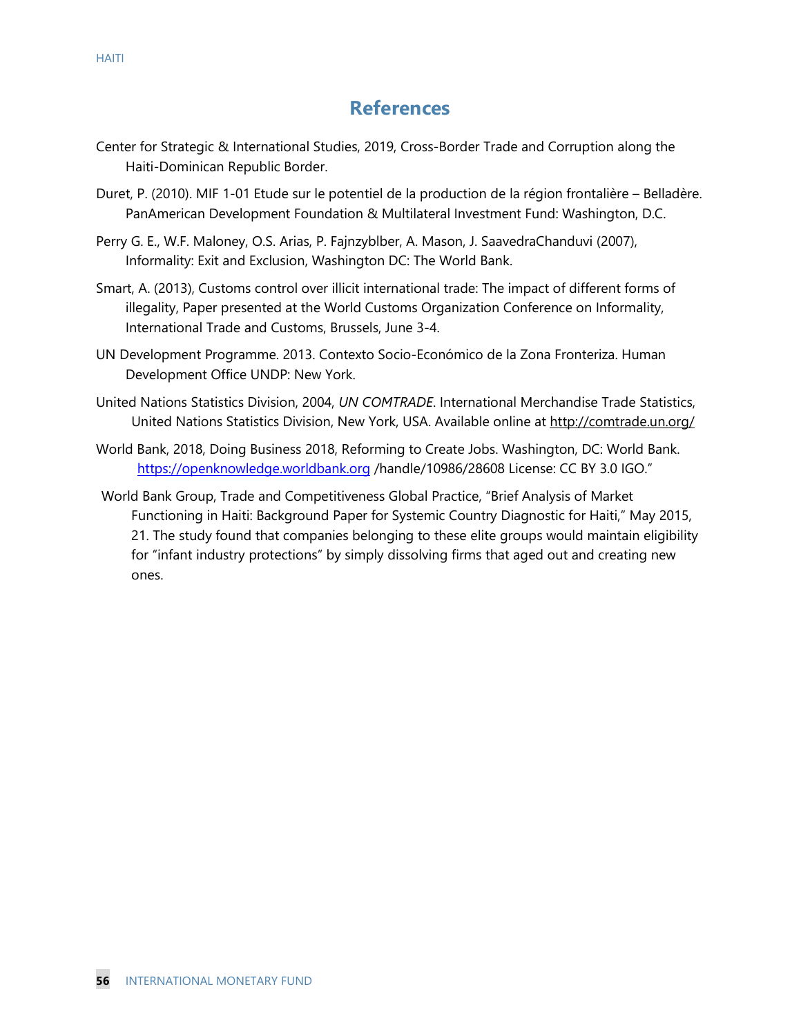# References

Center for Strategic & International Studies, 2019, Cross-Border Trade and Corruption along the Haiti-Dominican Republic Border.

Duret, P. (2010). MIF 1-01 Etude sur le potentiel de la production de la région frontalière – Belladère. PanAmerican Development Foundation & Multilateral Investment Fund: Washington, D.C.

Perry G. E., W.F. Maloney, O.S. Arias, P. Fajnzyblber, A. Mason, J. SaavedraChanduvi (2007), Informality: Exit and Exclusion, Washington DC: The World Bank.

Smart, A. (2013), Customs control over illicit international trade: The impact of different forms of illegality, Paper presented at the World Customs Organization Conference on Informality, International Trade and Customs, Brussels, June 3-4.

UN Development Programme. 2013. Contexto Socio-Económico de la Zona Fronteriza. Human Development Office UNDP: New York.

United Nations Statistics Division, 2004, *UN COMTRADE*. International Merchandise Trade Statistics, United Nations Statistics Division, New York, USA. Available online at http://comtrade.un.org/

World Bank, 2018, Doing Business 2018, Reforming to Create Jobs. Washington, DC: World Bank. https://openknowledge.worldbank.org /handle/10986/28608 License: CC BY 3.0 IGO."

World Bank Group, Trade and Competitiveness Global Practice, "Brief Analysis of Market Functioning in Haiti: Background Paper for Systemic Country Diagnostic for Haiti," May 2015, 21. The study found that companies belonging to these elite groups would maintain eligibility for "infant industry protections" by simply dissolving firms that aged out and creating new ones.